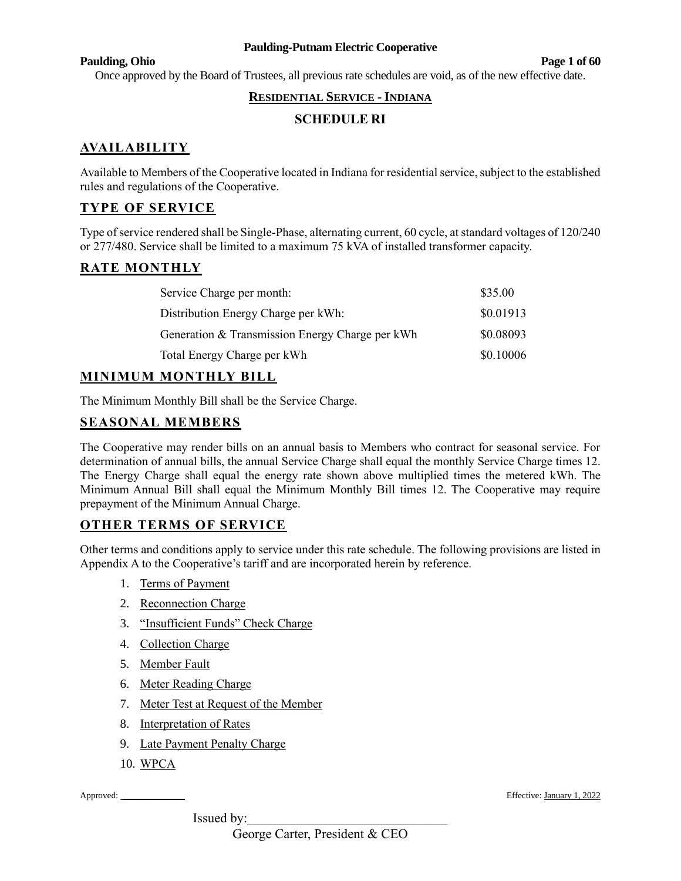Once approved by the Board of Trustees, all previous rate schedules are void, as of the new effective date.

# RESIDENTIAL SERVICE - INDIANA

## SCHEDULE RI

### AVAILABILITY

Available to Members of the Cooperative located in Indiana for residential service, subject to the established rules and regulations of the Cooperative.

### TYPE OF SERVICE

Type of service rendered shall be Single-Phase, alternating current, 60 cycle, at standard voltages of 120/240 or 277/480. Service shall be limited to a maximum 75 kVA of installed transformer capacity.

### RATE MONTHLY

| | |
|---|---|
| Service Charge per month: | $35.00 |
| Distribution Energy Charge per kWh: | $0.01913 |
| Generation & Transmission Energy Charge per kWh | $0.08093 |
| Total Energy Charge per kWh | $0.10006 |

### MINIMUM MONTHLY BILL

The Minimum Monthly Bill shall be the Service Charge.

### SEASONAL MEMBERS

The Cooperative may render bills on an annual basis to Members who contract for seasonal service. For determination of annual bills, the annual Service Charge shall equal the monthly Service Charge times 12. The Energy Charge shall equal the energy rate shown above multiplied times the metered kWh. The Minimum Annual Bill shall equal the Minimum Monthly Bill times 12. The Cooperative may require prepayment of the Minimum Annual Charge.

### OTHER TERMS OF SERVICE

Other terms and conditions apply to service under this rate schedule. The following provisions are listed in Appendix A to the Cooperative's tariff and are incorporated herein by reference.

1. Terms of Payment
2. Reconnection Charge
3. "Insufficient Funds" Check Charge
4. Collection Charge
5. Member Fault
6. Meter Reading Charge
7. Meter Test at Request of the Member
8. Interpretation of Rates
9. Late Payment Penalty Charge
10. WPCA

Approved: ____________ Effective: January 1, 2022

Issued by:______________________________
George Carter, President & CEO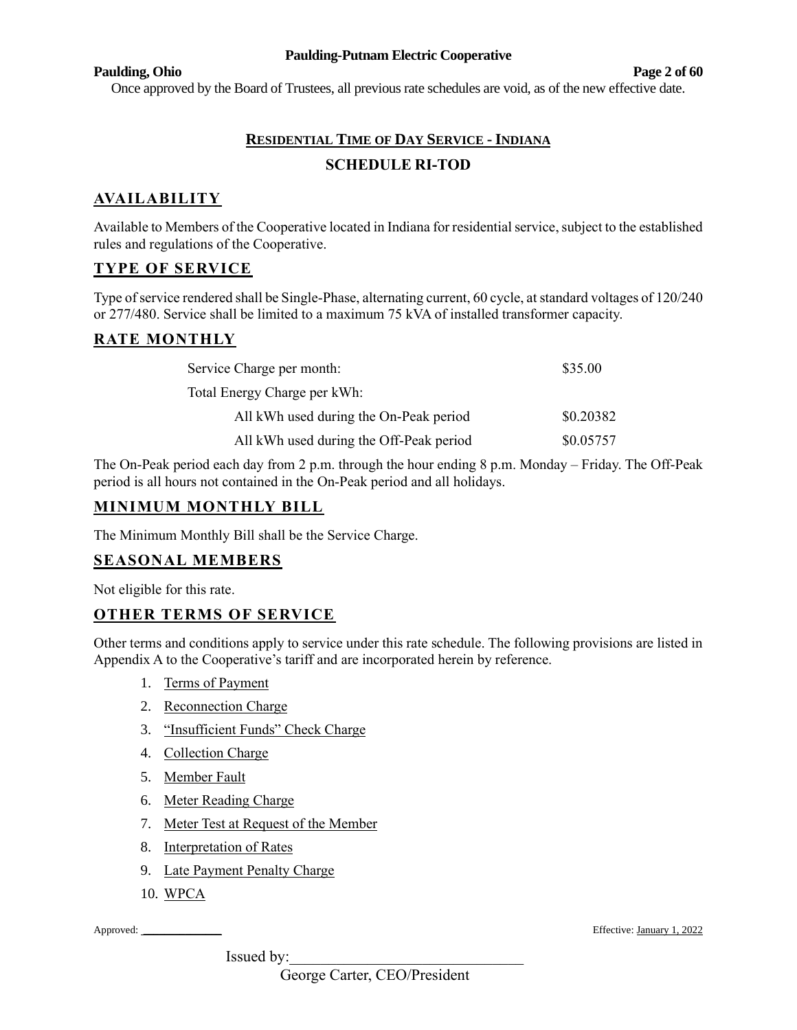Once approved by the Board of Trustees, all previous rate schedules are void, as of the new effective date.

## RESIDENTIAL TIME OF DAY SERVICE - INDIANA

## SCHEDULE RI-TOD

### AVAILABILITY

Available to Members of the Cooperative located in Indiana for residential service, subject to the established rules and regulations of the Cooperative.

### TYPE OF SERVICE

Type of service rendered shall be Single-Phase, alternating current, 60 cycle, at standard voltages of 120/240 or 277/480. Service shall be limited to a maximum 75 kVA of installed transformer capacity.

### RATE MONTHLY

| | |
|---|---|
| Service Charge per month: | $35.00 |
| Total Energy Charge per kWh: | |
| All kWh used during the On-Peak period | $0.20382 |
| All kWh used during the Off-Peak period | $0.05757 |

The On-Peak period each day from 2 p.m. through the hour ending 8 p.m. Monday – Friday. The Off-Peak period is all hours not contained in the On-Peak period and all holidays.

### MINIMUM MONTHLY BILL

The Minimum Monthly Bill shall be the Service Charge.

### SEASONAL MEMBERS

Not eligible for this rate.

### OTHER TERMS OF SERVICE

Other terms and conditions apply to service under this rate schedule. The following provisions are listed in Appendix A to the Cooperative's tariff and are incorporated herein by reference.

1. Terms of Payment
2. Reconnection Charge
3. "Insufficient Funds" Check Charge
4. Collection Charge
5. Member Fault
6. Meter Reading Charge
7. Meter Test at Request of the Member
8. Interpretation of Rates
9. Late Payment Penalty Charge
10. WPCA

Approved: ____________ Effective: January 1, 2022

Issued by:______________________________

George Carter, CEO/President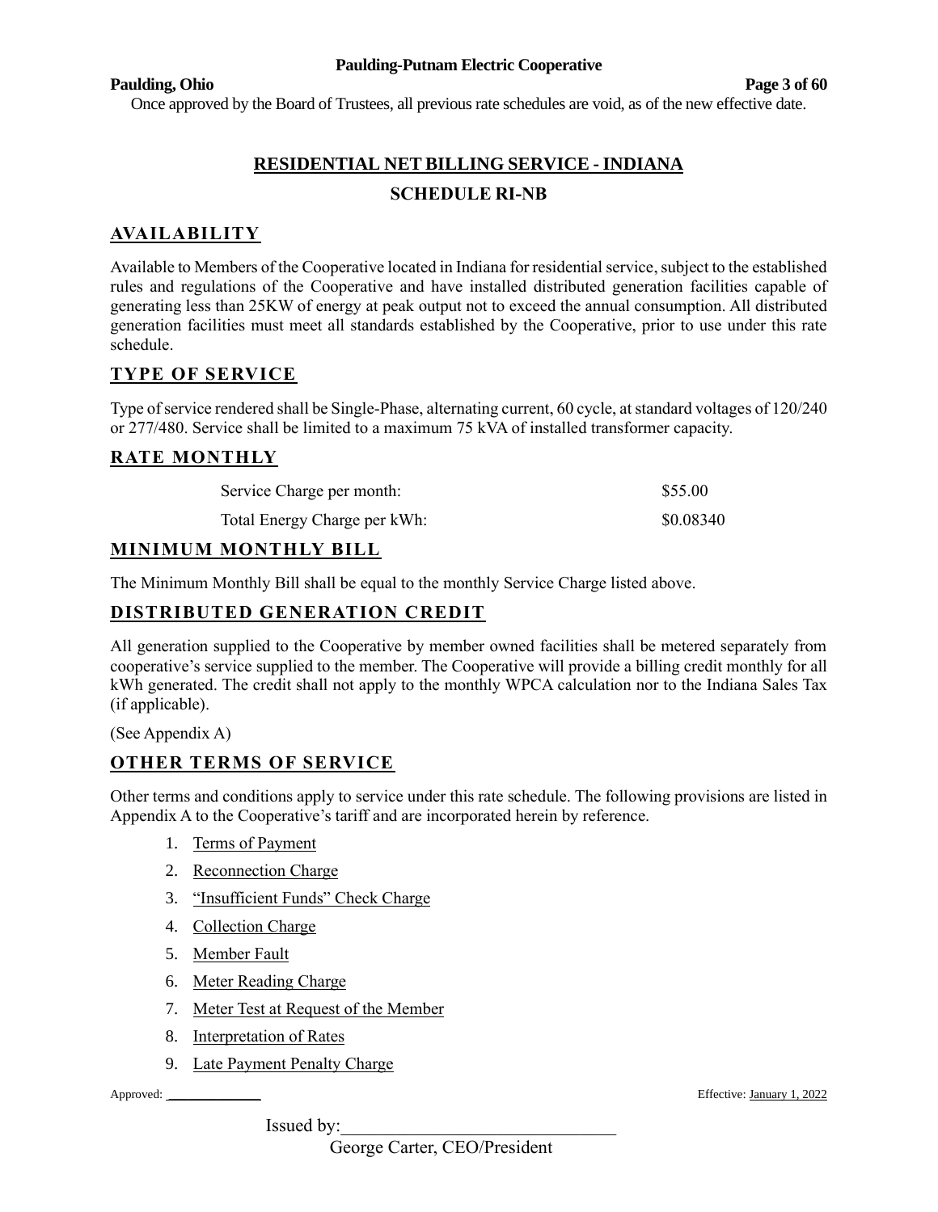Once approved by the Board of Trustees, all previous rate schedules are void, as of the new effective date.

# RESIDENTIAL NET BILLING SERVICE - INDIANA

## SCHEDULE RI-NB

## AVAILABILITY

Available to Members of the Cooperative located in Indiana for residential service, subject to the established rules and regulations of the Cooperative and have installed distributed generation facilities capable of generating less than 25KW of energy at peak output not to exceed the annual consumption. All distributed generation facilities must meet all standards established by the Cooperative, prior to use under this rate schedule.

## TYPE OF SERVICE

Type of service rendered shall be Single-Phase, alternating current, 60 cycle, at standard voltages of 120/240 or 277/480. Service shall be limited to a maximum 75 kVA of installed transformer capacity.

## RATE MONTHLY

| | |
|---|---|
| Service Charge per month: | $55.00 |
| Total Energy Charge per kWh: | $0.08340 |

## MINIMUM MONTHLY BILL

The Minimum Monthly Bill shall be equal to the monthly Service Charge listed above.

## DISTRIBUTED GENERATION CREDIT

All generation supplied to the Cooperative by member owned facilities shall be metered separately from cooperative's service supplied to the member. The Cooperative will provide a billing credit monthly for all kWh generated. The credit shall not apply to the monthly WPCA calculation nor to the Indiana Sales Tax (if applicable).

(See Appendix A)

## OTHER TERMS OF SERVICE

Other terms and conditions apply to service under this rate schedule. The following provisions are listed in Appendix A to the Cooperative's tariff and are incorporated herein by reference.

1. Terms of Payment
2. Reconnection Charge
3. "Insufficient Funds" Check Charge
4. Collection Charge
5. Member Fault
6. Meter Reading Charge
7. Meter Test at Request of the Member
8. Interpretation of Rates
9. Late Payment Penalty Charge

Approved: ____________ Effective: January 1, 2022

Issued by:______________________________

George Carter, CEO/President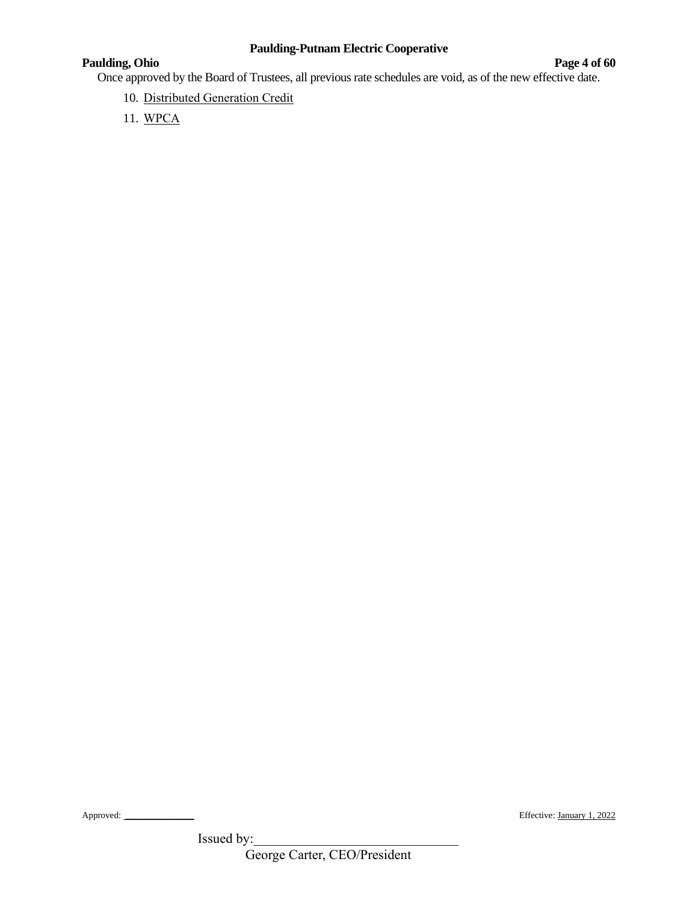Once approved by the Board of Trustees, all previous rate schedules are void, as of the new effective date.

10. Distributed Generation Credit
11. WPCA

Approved: \_\_\_\_\_\_\_\_\_\_\_\_\_ Effective: January 1, 2022

Issued by:\_\_\_\_\_\_\_\_\_\_\_\_\_\_\_\_\_\_\_\_\_\_\_\_\_\_\_\_\_\_
George Carter, CEO/President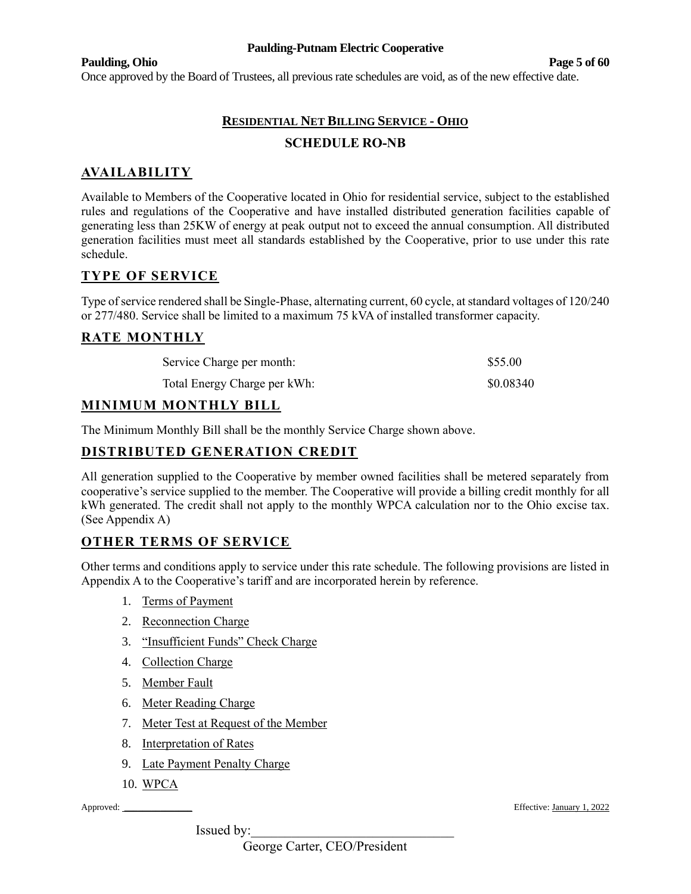Once approved by the Board of Trustees, all previous rate schedules are void, as of the new effective date.

# RESIDENTIAL NET BILLING SERVICE - OHIO

## SCHEDULE RO-NB

## AVAILABILITY

Available to Members of the Cooperative located in Ohio for residential service, subject to the established rules and regulations of the Cooperative and have installed distributed generation facilities capable of generating less than 25KW of energy at peak output not to exceed the annual consumption. All distributed generation facilities must meet all standards established by the Cooperative, prior to use under this rate schedule.

## TYPE OF SERVICE

Type of service rendered shall be Single-Phase, alternating current, 60 cycle, at standard voltages of 120/240 or 277/480. Service shall be limited to a maximum 75 kVA of installed transformer capacity.

## RATE MONTHLY

| | |
|---|---|
| Service Charge per month: | $55.00 |
| Total Energy Charge per kWh: | $0.08340 |

## MINIMUM MONTHLY BILL

The Minimum Monthly Bill shall be the monthly Service Charge shown above.

## DISTRIBUTED GENERATION CREDIT

All generation supplied to the Cooperative by member owned facilities shall be metered separately from cooperative's service supplied to the member. The Cooperative will provide a billing credit monthly for all kWh generated. The credit shall not apply to the monthly WPCA calculation nor to the Ohio excise tax. (See Appendix A)

## OTHER TERMS OF SERVICE

Other terms and conditions apply to service under this rate schedule. The following provisions are listed in Appendix A to the Cooperative's tariff and are incorporated herein by reference.

1. Terms of Payment
2. Reconnection Charge
3. "Insufficient Funds" Check Charge
4. Collection Charge
5. Member Fault
6. Meter Reading Charge
7. Meter Test at Request of the Member
8. Interpretation of Rates
9. Late Payment Penalty Charge
10. WPCA

Approved: ____________ Effective: January 1, 2022

Issued by:______________________________

George Carter, CEO/President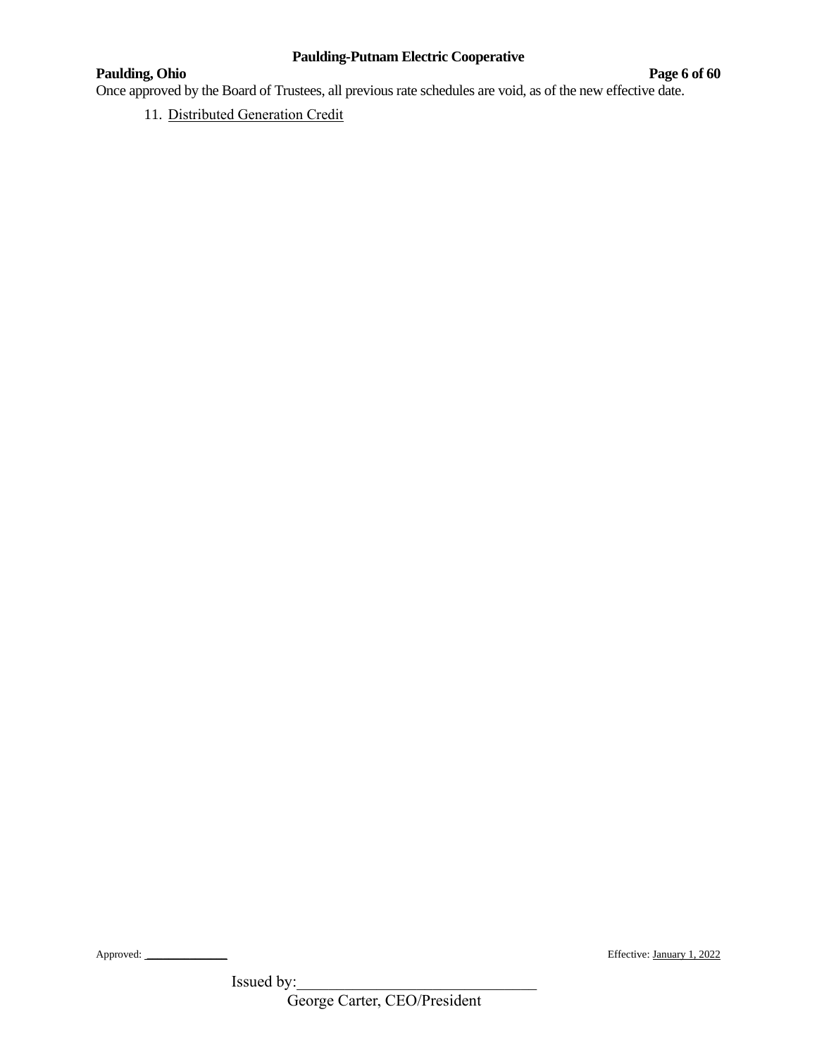Once approved by the Board of Trustees, all previous rate schedules are void, as of the new effective date.

11. Distributed Generation Credit

Approved: ______________ Effective: January 1, 2022

Issued by:_______________________________

George Carter, CEO/President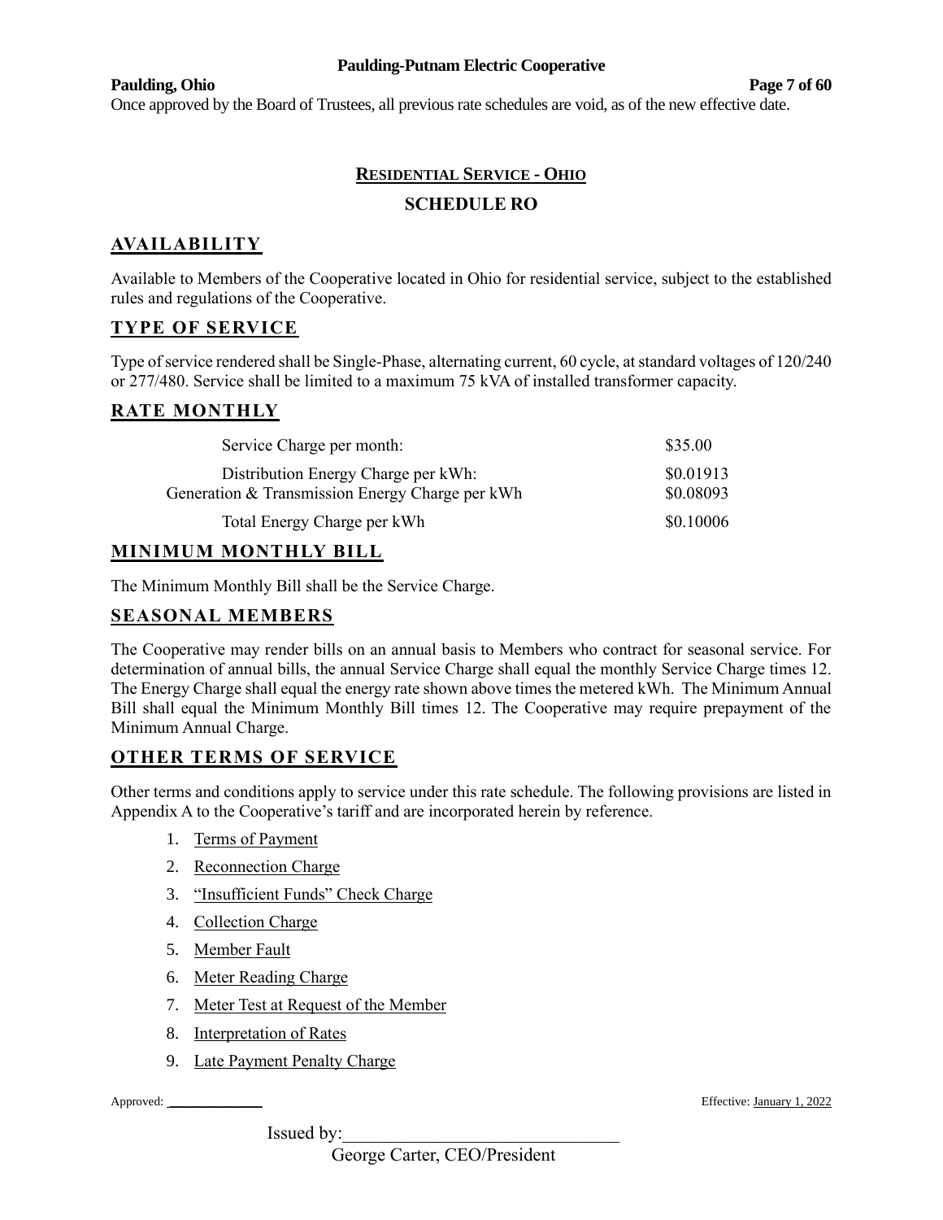Once approved by the Board of Trustees, all previous rate schedules are void, as of the new effective date.

## RESIDENTIAL SERVICE - OHIO

## SCHEDULE RO

### AVAILABILITY

Available to Members of the Cooperative located in Ohio for residential service, subject to the established rules and regulations of the Cooperative.

### TYPE OF SERVICE

Type of service rendered shall be Single-Phase, alternating current, 60 cycle, at standard voltages of 120/240 or 277/480. Service shall be limited to a maximum 75 kVA of installed transformer capacity.

### RATE MONTHLY

| | |
|---|---|
| Service Charge per month: | \$35.00 |
| Distribution Energy Charge per kWh: | \$0.01913 |
| Generation & Transmission Energy Charge per kWh | \$0.08093 |
| Total Energy Charge per kWh | \$0.10006 |

### MINIMUM MONTHLY BILL

The Minimum Monthly Bill shall be the Service Charge.

### SEASONAL MEMBERS

The Cooperative may render bills on an annual basis to Members who contract for seasonal service. For determination of annual bills, the annual Service Charge shall equal the monthly Service Charge times 12. The Energy Charge shall equal the energy rate shown above times the metered kWh. The Minimum Annual Bill shall equal the Minimum Monthly Bill times 12. The Cooperative may require prepayment of the Minimum Annual Charge.

### OTHER TERMS OF SERVICE

Other terms and conditions apply to service under this rate schedule. The following provisions are listed in Appendix A to the Cooperative's tariff and are incorporated herein by reference.

1. Terms of Payment
2. Reconnection Charge
3. "Insufficient Funds" Check Charge
4. Collection Charge
5. Member Fault
6. Meter Reading Charge
7. Meter Test at Request of the Member
8. Interpretation of Rates
9. Late Payment Penalty Charge

Approved: \_\_\_\_\_\_\_\_\_\_\_\_ Effective: January 1, 2022

Issued by:\_\_\_\_\_\_\_\_\_\_\_\_\_\_\_\_\_\_\_\_\_\_\_\_\_\_\_\_

George Carter, CEO/President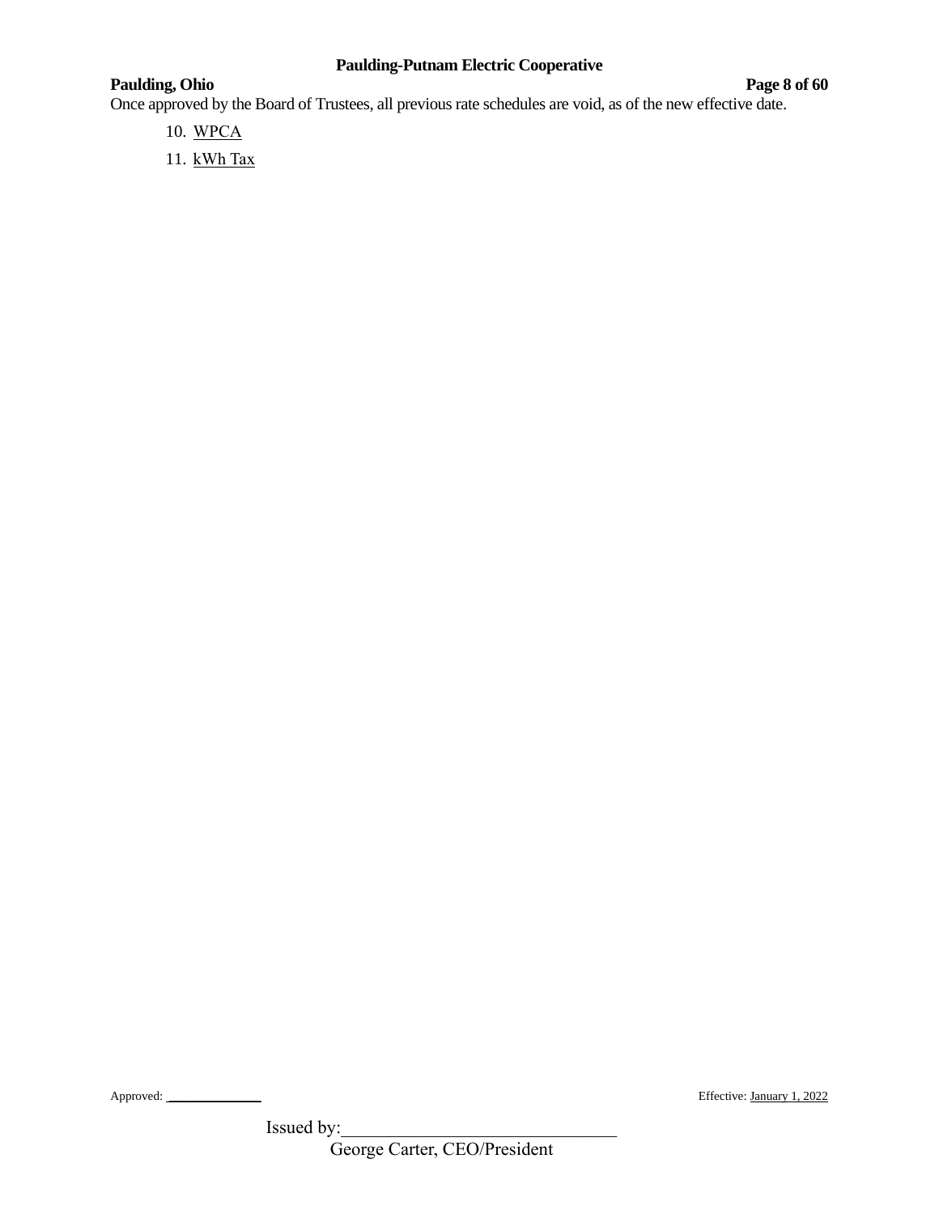Once approved by the Board of Trustees, all previous rate schedules are void, as of the new effective date.

10. WPCA
11. kWh Tax

Approved: ____________ Effective: January 1, 2022

Issued by:______________________________
George Carter, CEO/President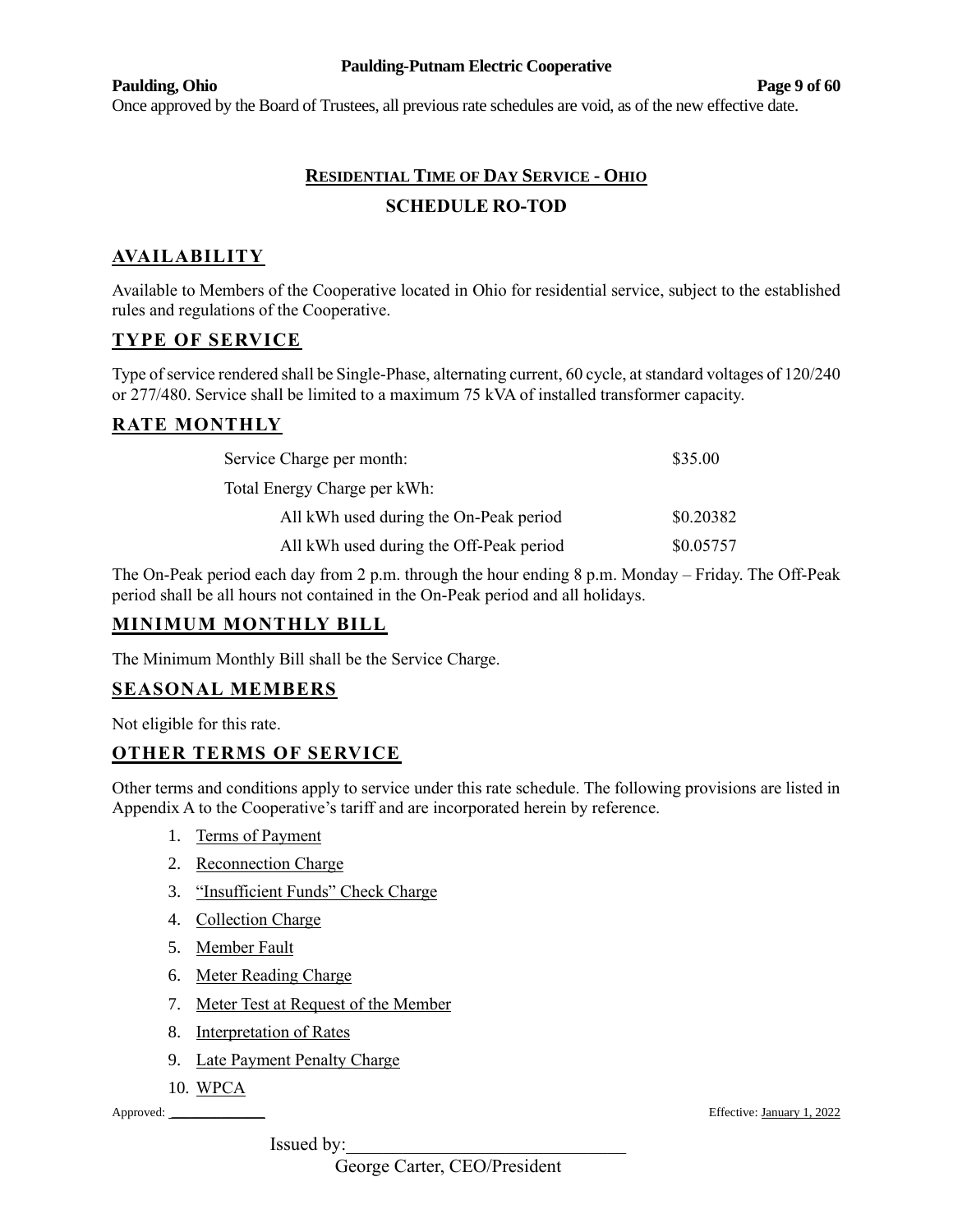Once approved by the Board of Trustees, all previous rate schedules are void, as of the new effective date.

## RESIDENTIAL TIME OF DAY SERVICE - OHIO

## SCHEDULE RO-TOD

### AVAILABILITY

Available to Members of the Cooperative located in Ohio for residential service, subject to the established rules and regulations of the Cooperative.

### TYPE OF SERVICE

Type of service rendered shall be Single-Phase, alternating current, 60 cycle, at standard voltages of 120/240 or 277/480. Service shall be limited to a maximum 75 kVA of installed transformer capacity.

### RATE MONTHLY

| | |
|---|---|
| Service Charge per month: | $35.00 |
| Total Energy Charge per kWh: | |
| All kWh used during the On-Peak period | $0.20382 |
| All kWh used during the Off-Peak period | $0.05757 |

The On-Peak period each day from 2 p.m. through the hour ending 8 p.m. Monday – Friday. The Off-Peak period shall be all hours not contained in the On-Peak period and all holidays.

### MINIMUM MONTHLY BILL

The Minimum Monthly Bill shall be the Service Charge.

### SEASONAL MEMBERS

Not eligible for this rate.

### OTHER TERMS OF SERVICE

Other terms and conditions apply to service under this rate schedule. The following provisions are listed in Appendix A to the Cooperative's tariff and are incorporated herein by reference.

1. Terms of Payment
2. Reconnection Charge
3. "Insufficient Funds" Check Charge
4. Collection Charge
5. Member Fault
6. Meter Reading Charge
7. Meter Test at Request of the Member
8. Interpretation of Rates
9. Late Payment Penalty Charge
10. WPCA

Approved: ____________ Effective: January 1, 2022

Issued by:______________________________

George Carter, CEO/President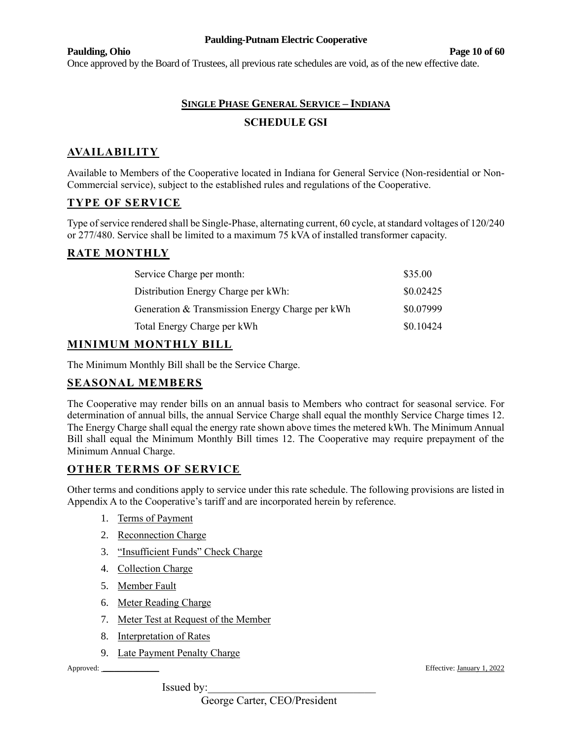Once approved by the Board of Trustees, all previous rate schedules are void, as of the new effective date.

## SINGLE PHASE GENERAL SERVICE – INDIANA

## SCHEDULE GSI

### AVAILABILITY

Available to Members of the Cooperative located in Indiana for General Service (Non-residential or Non-Commercial service), subject to the established rules and regulations of the Cooperative.

### TYPE OF SERVICE

Type of service rendered shall be Single-Phase, alternating current, 60 cycle, at standard voltages of 120/240 or 277/480. Service shall be limited to a maximum 75 kVA of installed transformer capacity.

### RATE MONTHLY

| | |
|---|---|
| Service Charge per month: | \$35.00 |
| Distribution Energy Charge per kWh: | \$0.02425 |
| Generation & Transmission Energy Charge per kWh | \$0.07999 |
| Total Energy Charge per kWh | \$0.10424 |

### MINIMUM MONTHLY BILL

The Minimum Monthly Bill shall be the Service Charge.

### SEASONAL MEMBERS

The Cooperative may render bills on an annual basis to Members who contract for seasonal service. For determination of annual bills, the annual Service Charge shall equal the monthly Service Charge times 12. The Energy Charge shall equal the energy rate shown above times the metered kWh. The Minimum Annual Bill shall equal the Minimum Monthly Bill times 12. The Cooperative may require prepayment of the Minimum Annual Charge.

### OTHER TERMS OF SERVICE

Other terms and conditions apply to service under this rate schedule. The following provisions are listed in Appendix A to the Cooperative's tariff and are incorporated herein by reference.

1. Terms of Payment
2. Reconnection Charge
3. "Insufficient Funds" Check Charge
4. Collection Charge
5. Member Fault
6. Meter Reading Charge
7. Meter Test at Request of the Member
8. Interpretation of Rates
9. Late Payment Penalty Charge

Approved: ____________ Effective: January 1, 2022

Issued by:______________________________

George Carter, CEO/President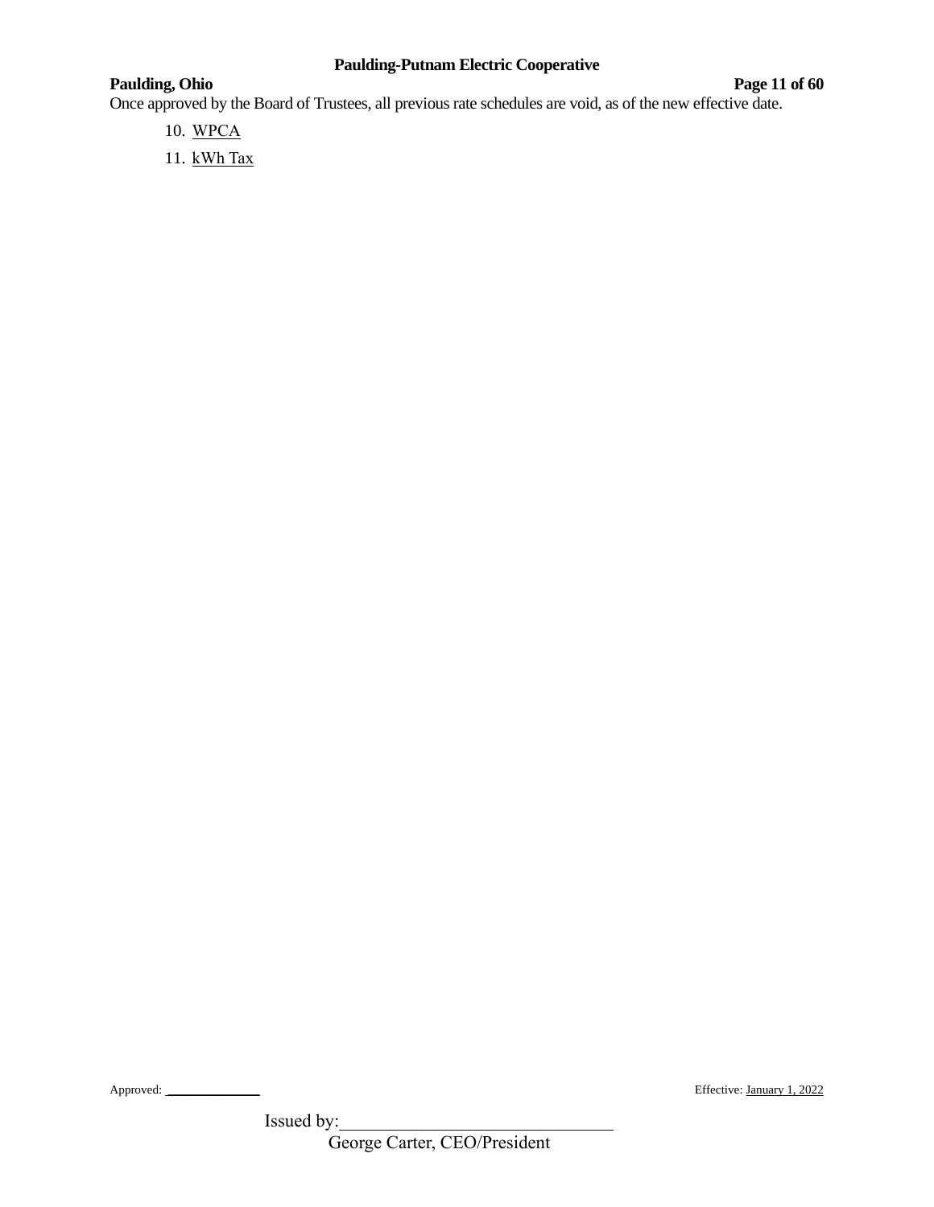Once approved by the Board of Trustees, all previous rate schedules are void, as of the new effective date.

10. WPCA
11. kWh Tax

Approved: _____________ Effective: January 1, 2022

Issued by:______________________________
George Carter, CEO/President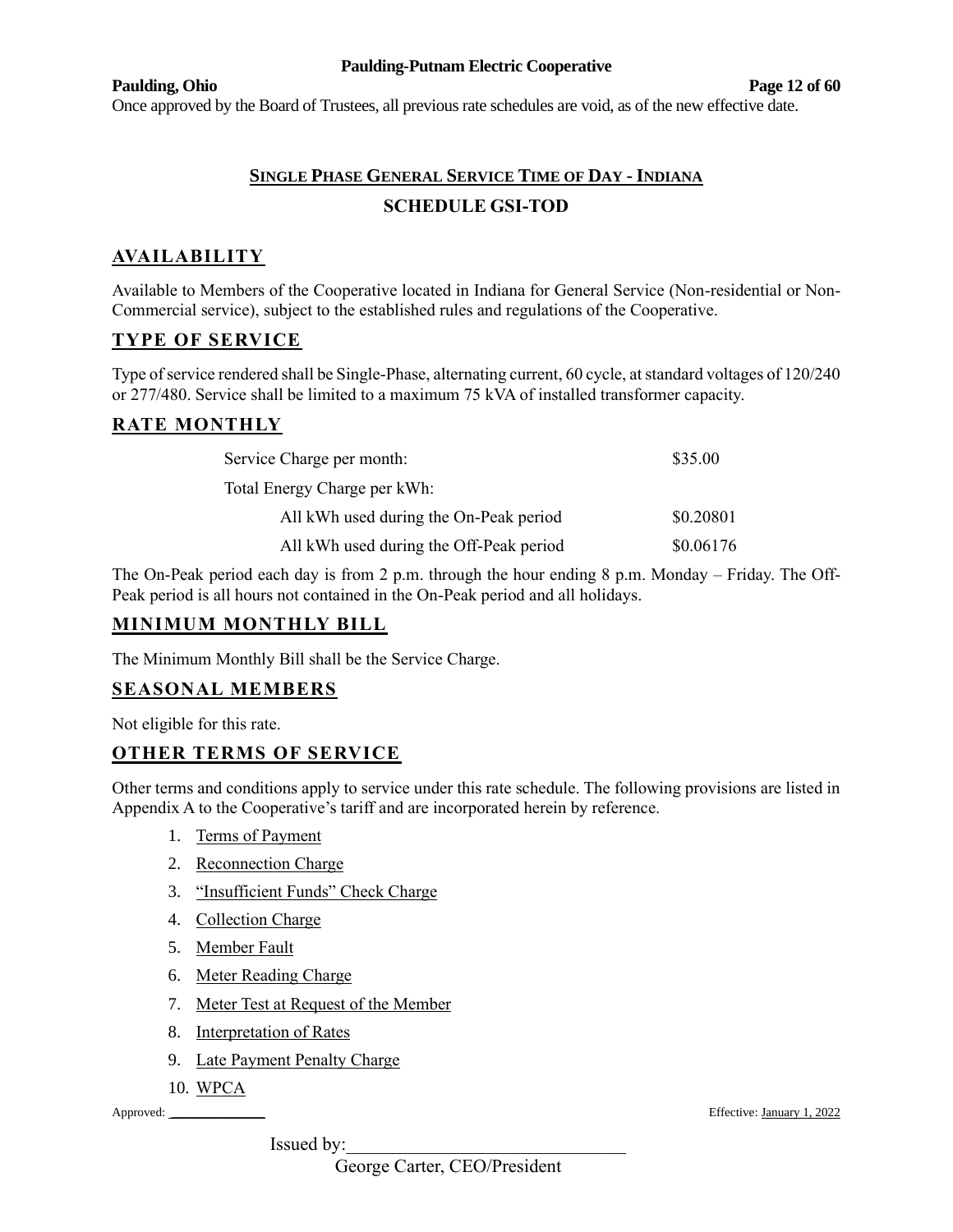Once approved by the Board of Trustees, all previous rate schedules are void, as of the new effective date.

## SINGLE PHASE GENERAL SERVICE TIME OF DAY - INDIANA

## SCHEDULE GSI-TOD

### AVAILABILITY

Available to Members of the Cooperative located in Indiana for General Service (Non-residential or Non-Commercial service), subject to the established rules and regulations of the Cooperative.

### TYPE OF SERVICE

Type of service rendered shall be Single-Phase, alternating current, 60 cycle, at standard voltages of 120/240 or 277/480. Service shall be limited to a maximum 75 kVA of installed transformer capacity.

### RATE MONTHLY

| | |
|---|---|
| Service Charge per month: | \$35.00 |
| Total Energy Charge per kWh: | |
| All kWh used during the On-Peak period | \$0.20801 |
| All kWh used during the Off-Peak period | \$0.06176 |

The On-Peak period each day is from 2 p.m. through the hour ending 8 p.m. Monday – Friday. The Off-Peak period is all hours not contained in the On-Peak period and all holidays.

### MINIMUM MONTHLY BILL

The Minimum Monthly Bill shall be the Service Charge.

### SEASONAL MEMBERS

Not eligible for this rate.

### OTHER TERMS OF SERVICE

Other terms and conditions apply to service under this rate schedule. The following provisions are listed in Appendix A to the Cooperative's tariff and are incorporated herein by reference.

1. Terms of Payment
2. Reconnection Charge
3. "Insufficient Funds" Check Charge
4. Collection Charge
5. Member Fault
6. Meter Reading Charge
7. Meter Test at Request of the Member
8. Interpretation of Rates
9. Late Payment Penalty Charge
10. WPCA

Approved: ____________ Effective: January 1, 2022

Issued by: ______________________________

George Carter, CEO/President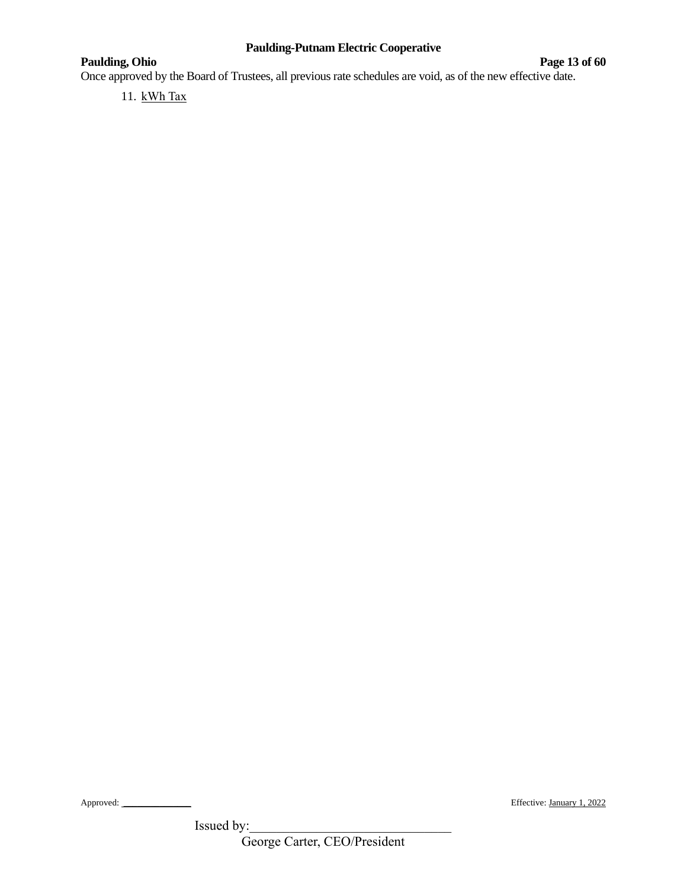Once approved by the Board of Trustees, all previous rate schedules are void, as of the new effective date.

11. kWh Tax

Approved: ______________ Effective: January 1, 2022

Issued by:_______________________________
George Carter, CEO/President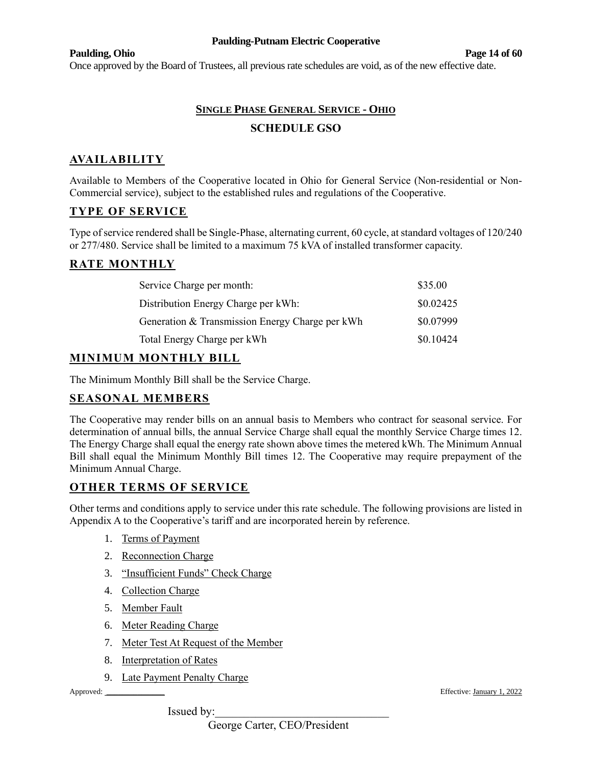Once approved by the Board of Trustees, all previous rate schedules are void, as of the new effective date.

# SINGLE PHASE GENERAL SERVICE - OHIO

# SCHEDULE GSO

## AVAILABILITY

Available to Members of the Cooperative located in Ohio for General Service (Non-residential or Non-Commercial service), subject to the established rules and regulations of the Cooperative.

## TYPE OF SERVICE

Type of service rendered shall be Single-Phase, alternating current, 60 cycle, at standard voltages of 120/240 or 277/480. Service shall be limited to a maximum 75 kVA of installed transformer capacity.

## RATE MONTHLY

| | |
|---|---|
| Service Charge per month: | $35.00 |
| Distribution Energy Charge per kWh: | $0.02425 |
| Generation & Transmission Energy Charge per kWh | $0.07999 |
| Total Energy Charge per kWh | $0.10424 |

## MINIMUM MONTHLY BILL

The Minimum Monthly Bill shall be the Service Charge.

## SEASONAL MEMBERS

The Cooperative may render bills on an annual basis to Members who contract for seasonal service. For determination of annual bills, the annual Service Charge shall equal the monthly Service Charge times 12. The Energy Charge shall equal the energy rate shown above times the metered kWh. The Minimum Annual Bill shall equal the Minimum Monthly Bill times 12. The Cooperative may require prepayment of the Minimum Annual Charge.

## OTHER TERMS OF SERVICE

Other terms and conditions apply to service under this rate schedule. The following provisions are listed in Appendix A to the Cooperative's tariff and are incorporated herein by reference.

1. Terms of Payment
2. Reconnection Charge
3. "Insufficient Funds" Check Charge
4. Collection Charge
5. Member Fault
6. Meter Reading Charge
7. Meter Test At Request of the Member
8. Interpretation of Rates
9. Late Payment Penalty Charge

Approved: ____________ Effective: January 1, 2022

Issued by:______________________________

George Carter, CEO/President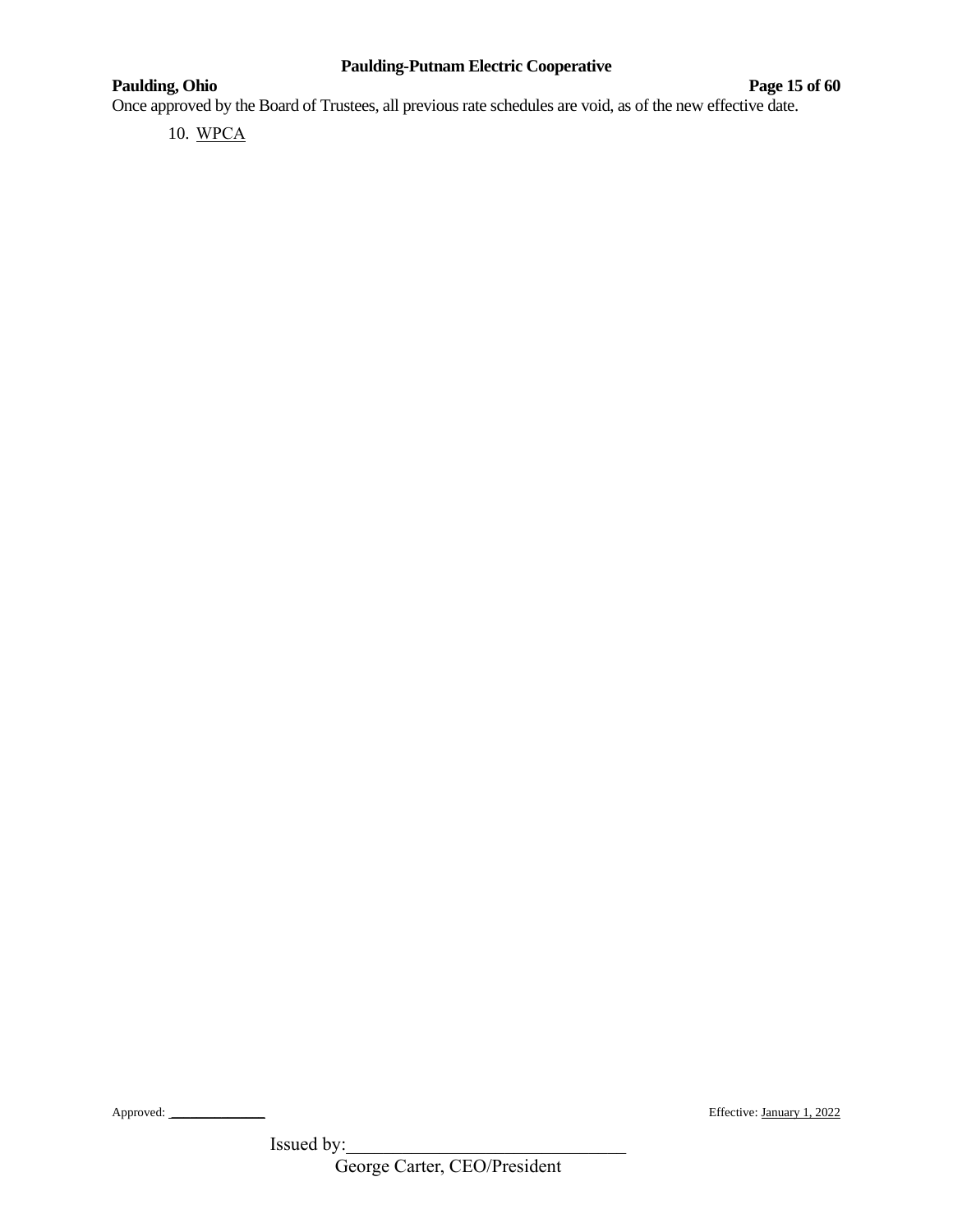Once approved by the Board of Trustees, all previous rate schedules are void, as of the new effective date.

10. WPCA

Approved: ______________ Effective: January 1, 2022

Issued by:________________________________
George Carter, CEO/President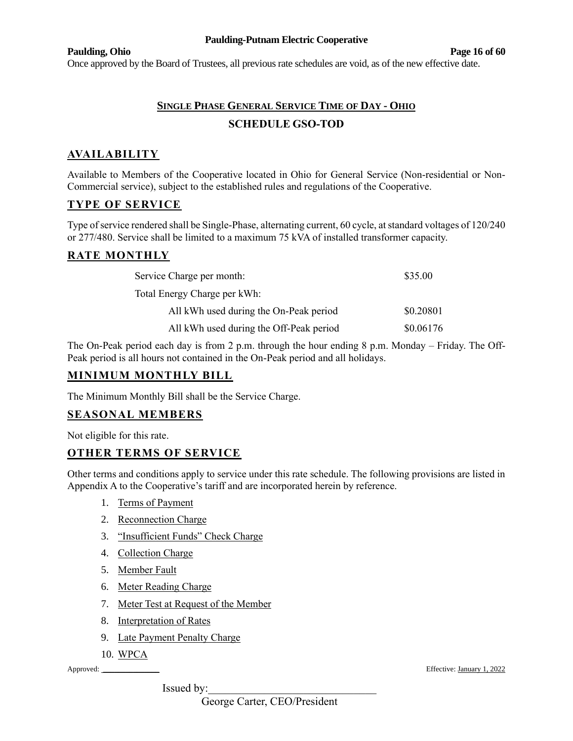Once approved by the Board of Trustees, all previous rate schedules are void, as of the new effective date.

# SINGLE PHASE GENERAL SERVICE TIME OF DAY - OHIO

## SCHEDULE GSO-TOD

## AVAILABILITY

Available to Members of the Cooperative located in Ohio for General Service (Non-residential or Non-Commercial service), subject to the established rules and regulations of the Cooperative.

## TYPE OF SERVICE

Type of service rendered shall be Single-Phase, alternating current, 60 cycle, at standard voltages of 120/240 or 277/480. Service shall be limited to a maximum 75 kVA of installed transformer capacity.

## RATE MONTHLY

| | |
|---|---|
| Service Charge per month: | $35.00 |
| Total Energy Charge per kWh: | |
| All kWh used during the On-Peak period | $0.20801 |
| All kWh used during the Off-Peak period | $0.06176 |

The On-Peak period each day is from 2 p.m. through the hour ending 8 p.m. Monday – Friday. The Off-Peak period is all hours not contained in the On-Peak period and all holidays.

## MINIMUM MONTHLY BILL

The Minimum Monthly Bill shall be the Service Charge.

## SEASONAL MEMBERS

Not eligible for this rate.

## OTHER TERMS OF SERVICE

Other terms and conditions apply to service under this rate schedule. The following provisions are listed in Appendix A to the Cooperative's tariff and are incorporated herein by reference.

1. Terms of Payment
2. Reconnection Charge
3. "Insufficient Funds" Check Charge
4. Collection Charge
5. Member Fault
6. Meter Reading Charge
7. Meter Test at Request of the Member
8. Interpretation of Rates
9. Late Payment Penalty Charge
10. WPCA

Approved: ____________ Effective: January 1, 2022

Issued by:______________________________

George Carter, CEO/President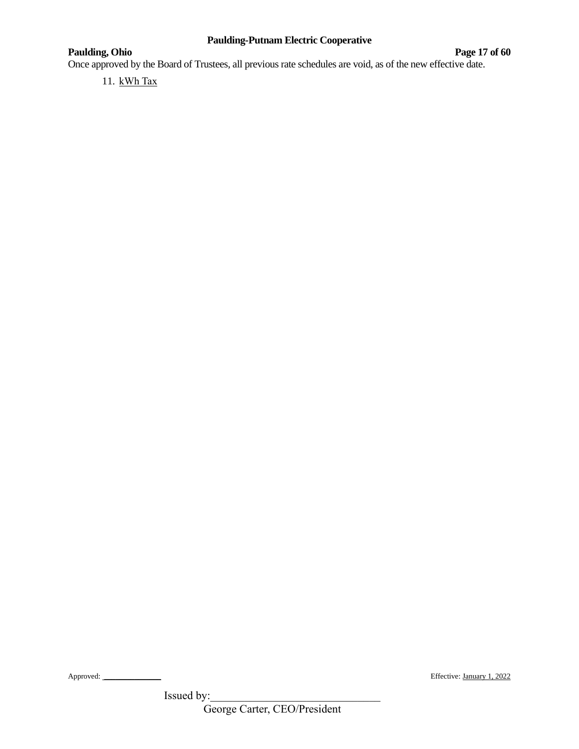Once approved by the Board of Trustees, all previous rate schedules are void, as of the new effective date.

11. <u>kWh Tax</u>

Approved: \_\_\_\_\_\_\_\_\_\_\_\_\_\_ Effective: January 1, 2022

Issued by:\_\_\_\_\_\_\_\_\_\_\_\_\_\_\_\_\_\_\_\_\_\_\_\_\_\_\_\_\_\_\_
George Carter, CEO/President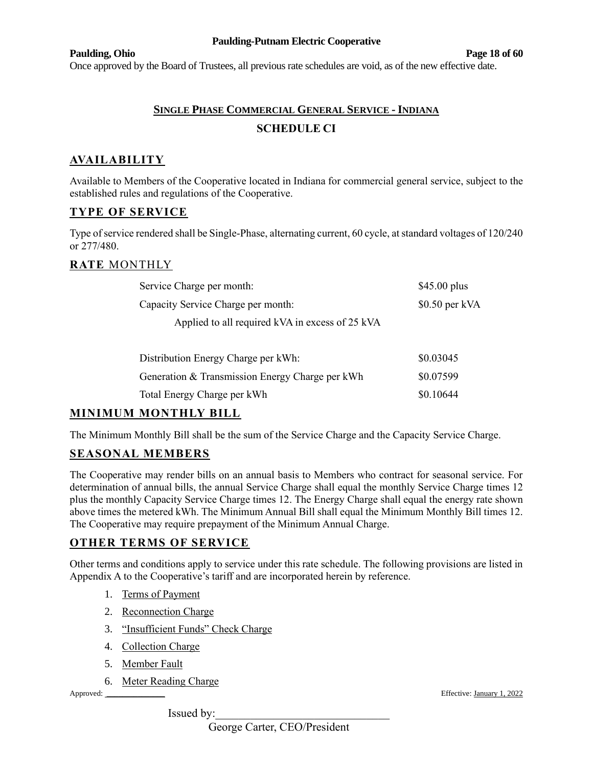Once approved by the Board of Trustees, all previous rate schedules are void, as of the new effective date.

## SINGLE PHASE COMMERCIAL GENERAL SERVICE - INDIANA

## SCHEDULE CI

### AVAILABILITY

Available to Members of the Cooperative located in Indiana for commercial general service, subject to the established rules and regulations of the Cooperative.

### TYPE OF SERVICE

Type of service rendered shall be Single-Phase, alternating current, 60 cycle, at standard voltages of 120/240 or 277/480.

### RATE MONTHLY

| | |
|---|---|
| Service Charge per month: | $45.00 plus |
| Capacity Service Charge per month: | $0.50 per kVA |
| Applied to all required kVA in excess of 25 kVA | |
| | |
| Distribution Energy Charge per kWh: | $0.03045 |
| Generation & Transmission Energy Charge per kWh | $0.07599 |
| Total Energy Charge per kWh | $0.10644 |

### MINIMUM MONTHLY BILL

The Minimum Monthly Bill shall be the sum of the Service Charge and the Capacity Service Charge.

### SEASONAL MEMBERS

The Cooperative may render bills on an annual basis to Members who contract for seasonal service. For determination of annual bills, the annual Service Charge shall equal the monthly Service Charge times 12 plus the monthly Capacity Service Charge times 12. The Energy Charge shall equal the energy rate shown above times the metered kWh. The Minimum Annual Bill shall equal the Minimum Monthly Bill times 12. The Cooperative may require prepayment of the Minimum Annual Charge.

### OTHER TERMS OF SERVICE

Other terms and conditions apply to service under this rate schedule. The following provisions are listed in Appendix A to the Cooperative's tariff and are incorporated herein by reference.

1. Terms of Payment
2. Reconnection Charge
3. "Insufficient Funds" Check Charge
4. Collection Charge
5. Member Fault
6. Meter Reading Charge

Approved: ____________ Effective: January 1, 2022

Issued by:______________________________

George Carter, CEO/President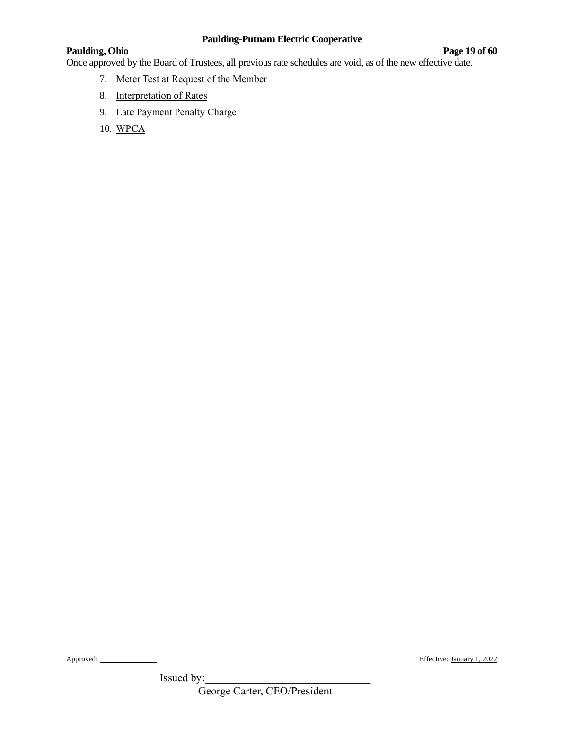Once approved by the Board of Trustees, all previous rate schedules are void, as of the new effective date.

7. Meter Test at Request of the Member
8. Interpretation of Rates
9. Late Payment Penalty Charge
10. WPCA

Approved: \_\_\_\_\_\_\_\_\_\_\_\_\_ Effective: January 1, 2022

Issued by:\_\_\_\_\_\_\_\_\_\_\_\_\_\_\_\_\_\_\_\_\_\_\_\_\_\_\_\_\_\_
George Carter, CEO/President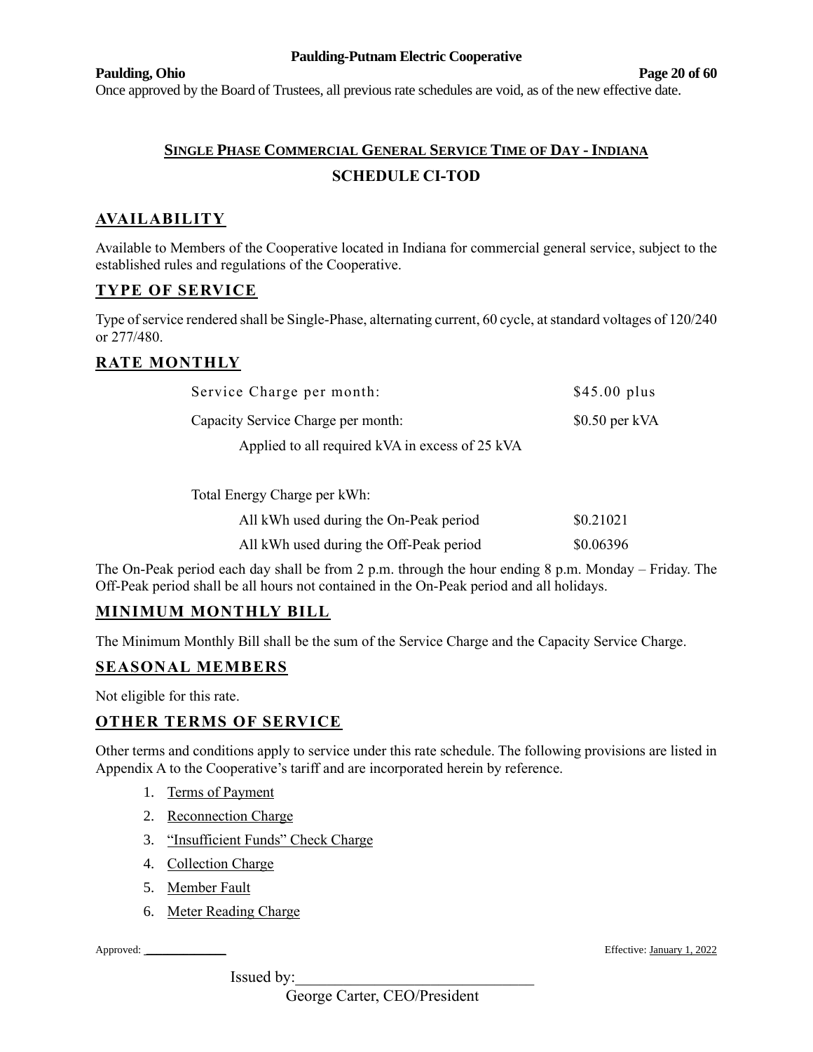Once approved by the Board of Trustees, all previous rate schedules are void, as of the new effective date.

## SINGLE PHASE COMMERCIAL GENERAL SERVICE TIME OF DAY - INDIANA

## SCHEDULE CI-TOD

### AVAILABILITY

Available to Members of the Cooperative located in Indiana for commercial general service, subject to the established rules and regulations of the Cooperative.

### TYPE OF SERVICE

Type of service rendered shall be Single-Phase, alternating current, 60 cycle, at standard voltages of 120/240 or 277/480.

### RATE MONTHLY

| | |
|---|---|
| Service Charge per month: | $45.00 plus |
| Capacity Service Charge per month: | $0.50 per kVA |
| Applied to all required kVA in excess of 25 kVA | |
| | |
| Total Energy Charge per kWh: | |
| All kWh used during the On-Peak period | $0.21021 |
| All kWh used during the Off-Peak period | $0.06396 |

The On-Peak period each day shall be from 2 p.m. through the hour ending 8 p.m. Monday – Friday. The Off-Peak period shall be all hours not contained in the On-Peak period and all holidays.

### MINIMUM MONTHLY BILL

The Minimum Monthly Bill shall be the sum of the Service Charge and the Capacity Service Charge.

### SEASONAL MEMBERS

Not eligible for this rate.

### OTHER TERMS OF SERVICE

Other terms and conditions apply to service under this rate schedule. The following provisions are listed in Appendix A to the Cooperative's tariff and are incorporated herein by reference.

1. Terms of Payment
2. Reconnection Charge
3. "Insufficient Funds" Check Charge
4. Collection Charge
5. Member Fault
6. Meter Reading Charge

Approved: ____________ Effective: January 1, 2022

Issued by:______________________________

George Carter, CEO/President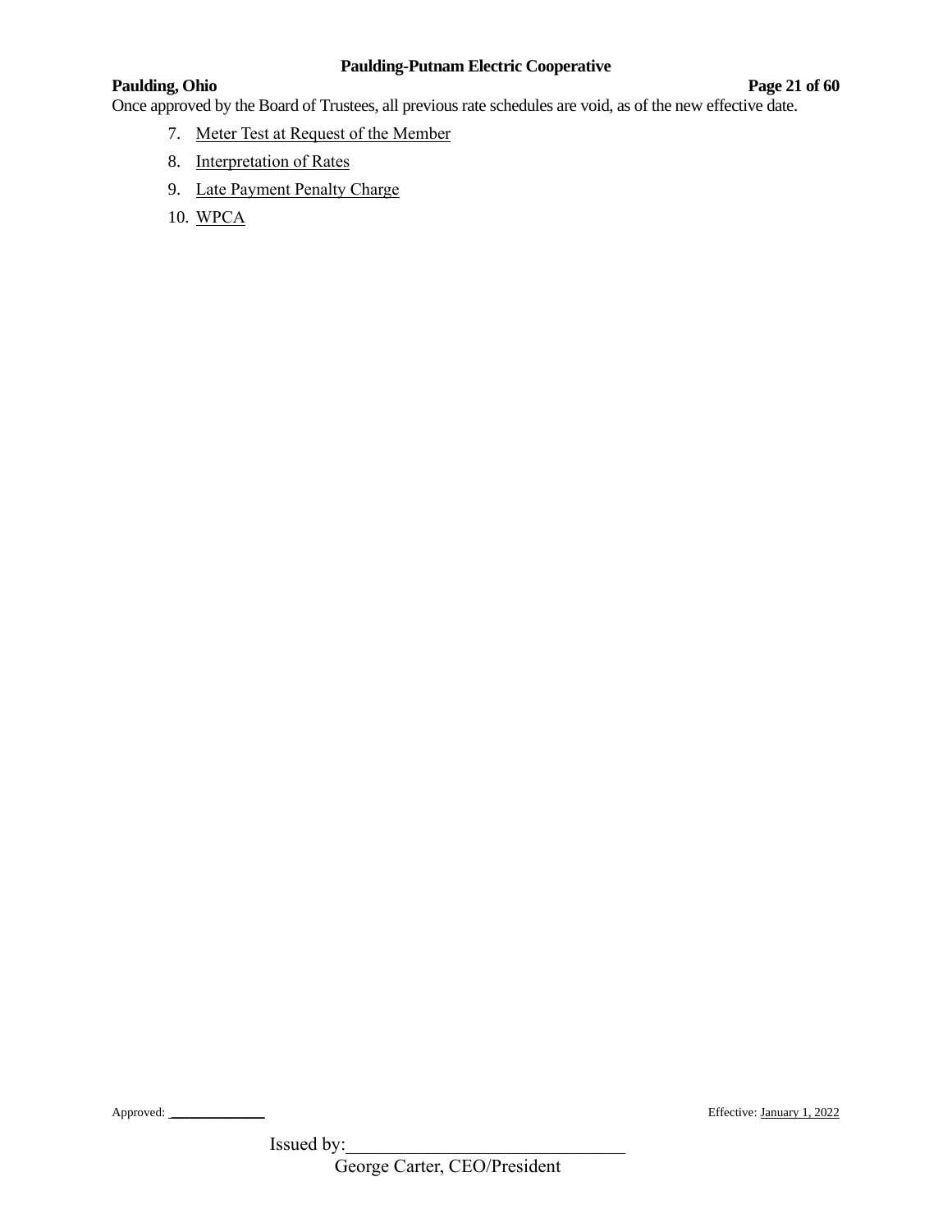Once approved by the Board of Trustees, all previous rate schedules are void, as of the new effective date.

7. Meter Test at Request of the Member
8. Interpretation of Rates
9. Late Payment Penalty Charge
10. WPCA

Approved: _____________ Effective: January 1, 2022

Issued by:______________________________
George Carter, CEO/President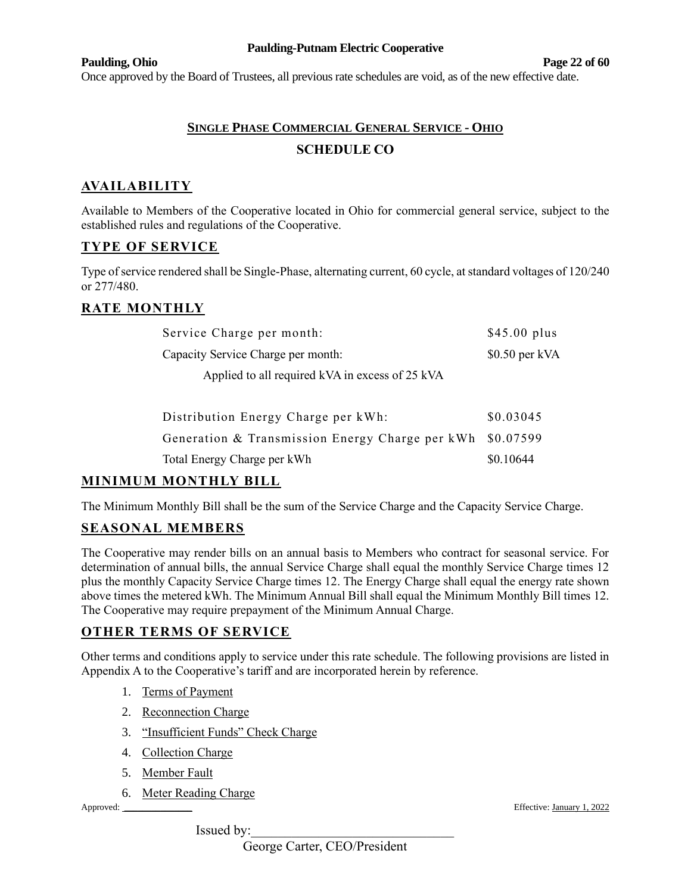Once approved by the Board of Trustees, all previous rate schedules are void, as of the new effective date.

## SINGLE PHASE COMMERCIAL GENERAL SERVICE - OHIO

## SCHEDULE CO

### AVAILABILITY

Available to Members of the Cooperative located in Ohio for commercial general service, subject to the established rules and regulations of the Cooperative.

### TYPE OF SERVICE

Type of service rendered shall be Single-Phase, alternating current, 60 cycle, at standard voltages of 120/240 or 277/480.

### RATE MONTHLY

| | |
|---|---|
| Service Charge per month: | $45.00 plus |
| Capacity Service Charge per month: | $0.50 per kVA |
| Applied to all required kVA in excess of 25 kVA | |
| Distribution Energy Charge per kWh: | $0.03045 |
| Generation & Transmission Energy Charge per kWh | $0.07599 |
| Total Energy Charge per kWh | $0.10644 |

### MINIMUM MONTHLY BILL

The Minimum Monthly Bill shall be the sum of the Service Charge and the Capacity Service Charge.

### SEASONAL MEMBERS

The Cooperative may render bills on an annual basis to Members who contract for seasonal service. For determination of annual bills, the annual Service Charge shall equal the monthly Service Charge times 12 plus the monthly Capacity Service Charge times 12. The Energy Charge shall equal the energy rate shown above times the metered kWh. The Minimum Annual Bill shall equal the Minimum Monthly Bill times 12. The Cooperative may require prepayment of the Minimum Annual Charge.

### OTHER TERMS OF SERVICE

Other terms and conditions apply to service under this rate schedule. The following provisions are listed in Appendix A to the Cooperative's tariff and are incorporated herein by reference.

1. Terms of Payment
2. Reconnection Charge
3. "Insufficient Funds" Check Charge
4. Collection Charge
5. Member Fault
6. Meter Reading Charge

Approved: ____________ Effective: January 1, 2022

Issued by:______________________________

George Carter, CEO/President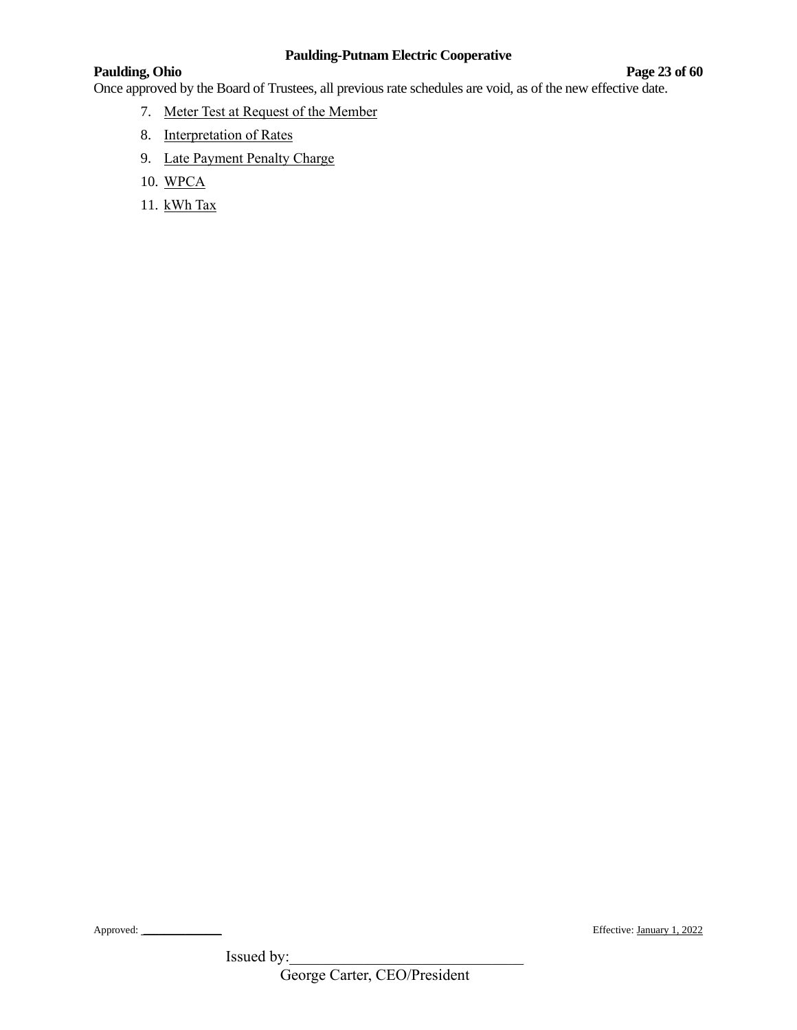Once approved by the Board of Trustees, all previous rate schedules are void, as of the new effective date.

7. Meter Test at Request of the Member
8. Interpretation of Rates
9. Late Payment Penalty Charge
10. WPCA
11. kWh Tax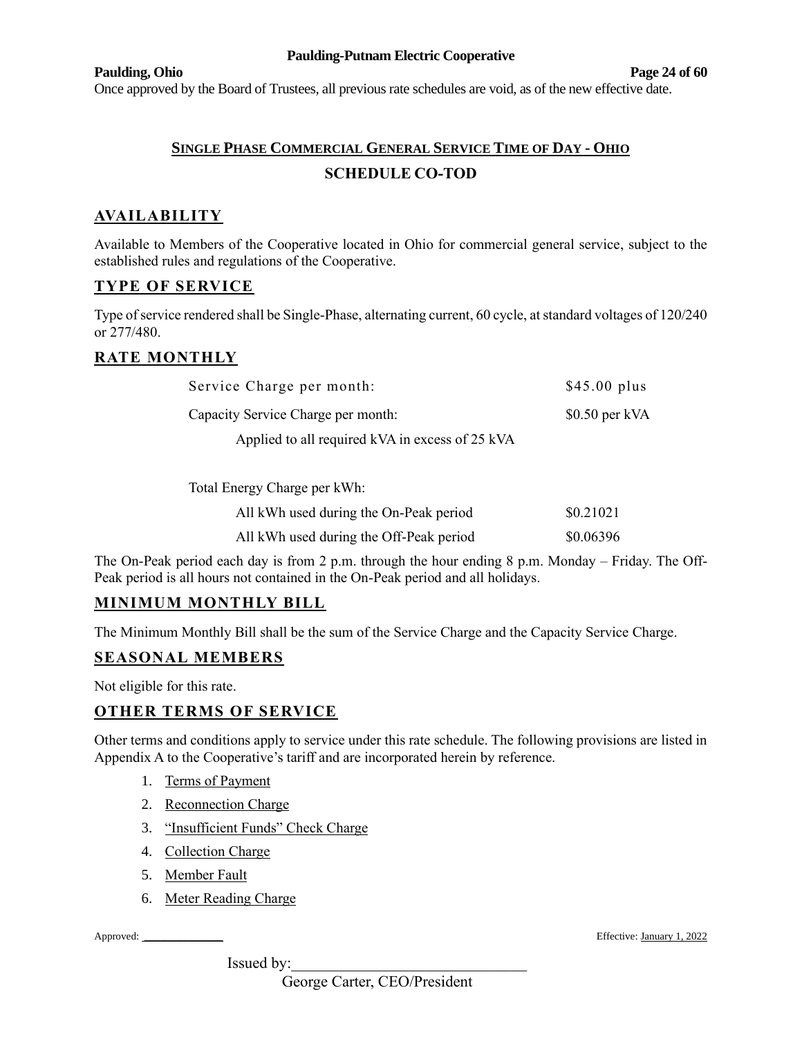Once approved by the Board of Trustees, all previous rate schedules are void, as of the new effective date.

## SINGLE PHASE COMMERCIAL GENERAL SERVICE TIME OF DAY - OHIO

## SCHEDULE CO-TOD

### AVAILABILITY

Available to Members of the Cooperative located in Ohio for commercial general service, subject to the established rules and regulations of the Cooperative.

### TYPE OF SERVICE

Type of service rendered shall be Single-Phase, alternating current, 60 cycle, at standard voltages of 120/240 or 277/480.

### RATE MONTHLY

| | |
|---|---|
| Service Charge per month: | $45.00 plus |
| Capacity Service Charge per month: | $0.50 per kVA |
| Applied to all required kVA in excess of 25 kVA | |
| | |
| Total Energy Charge per kWh: | |
| All kWh used during the On-Peak period | $0.21021 |
| All kWh used during the Off-Peak period | $0.06396 |

The On-Peak period each day is from 2 p.m. through the hour ending 8 p.m. Monday – Friday. The Off-Peak period is all hours not contained in the On-Peak period and all holidays.

### MINIMUM MONTHLY BILL

The Minimum Monthly Bill shall be the sum of the Service Charge and the Capacity Service Charge.

### SEASONAL MEMBERS

Not eligible for this rate.

### OTHER TERMS OF SERVICE

Other terms and conditions apply to service under this rate schedule. The following provisions are listed in Appendix A to the Cooperative's tariff and are incorporated herein by reference.

1. Terms of Payment
2. Reconnection Charge
3. "Insufficient Funds" Check Charge
4. Collection Charge
5. Member Fault
6. Meter Reading Charge

Approved: ____________ Effective: January 1, 2022

Issued by:______________________________

George Carter, CEO/President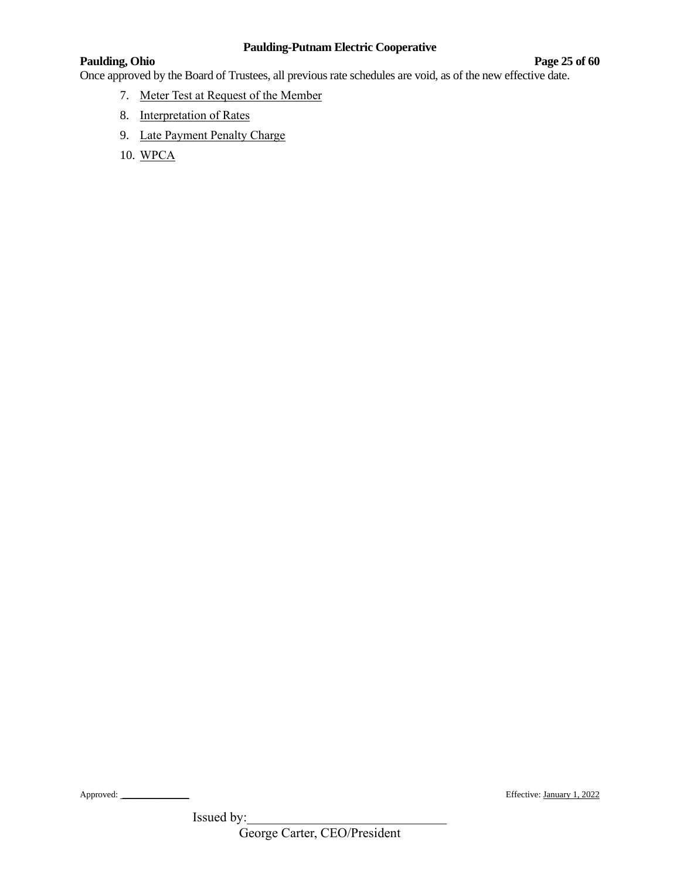Once approved by the Board of Trustees, all previous rate schedules are void, as of the new effective date.

7. Meter Test at Request of the Member
8. Interpretation of Rates
9. Late Payment Penalty Charge
10. WPCA

Approved: ____________ Effective: January 1, 2022

Issued by:______________________________
George Carter, CEO/President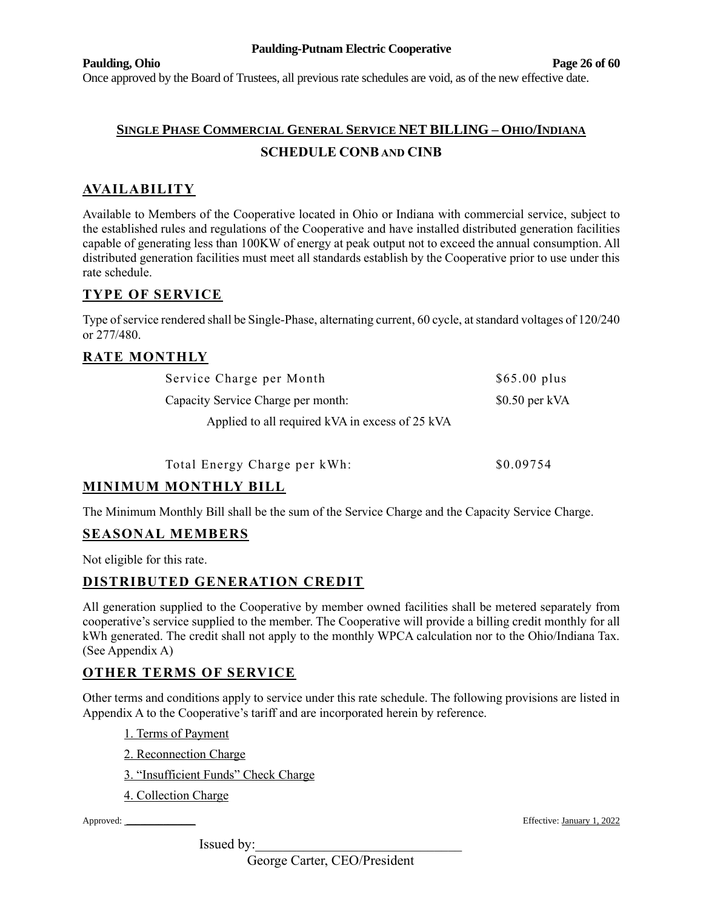Once approved by the Board of Trustees, all previous rate schedules are void, as of the new effective date.

## SINGLE PHASE COMMERCIAL GENERAL SERVICE NET BILLING – OHIO/INDIANA

## SCHEDULE CONB AND CINB

### AVAILABILITY

Available to Members of the Cooperative located in Ohio or Indiana with commercial service, subject to the established rules and regulations of the Cooperative and have installed distributed generation facilities capable of generating less than 100KW of energy at peak output not to exceed the annual consumption. All distributed generation facilities must meet all standards establish by the Cooperative prior to use under this rate schedule.

### TYPE OF SERVICE

Type of service rendered shall be Single-Phase, alternating current, 60 cycle, at standard voltages of 120/240 or 277/480.

### RATE MONTHLY

| | |
|---|---|
| Service Charge per Month | $65.00 plus |
| Capacity Service Charge per month: | $0.50 per kVA |
| Applied to all required kVA in excess of 25 kVA | |
| Total Energy Charge per kWh: | $0.09754 |

### MINIMUM MONTHLY BILL

The Minimum Monthly Bill shall be the sum of the Service Charge and the Capacity Service Charge.

### SEASONAL MEMBERS

Not eligible for this rate.

### DISTRIBUTED GENERATION CREDIT

All generation supplied to the Cooperative by member owned facilities shall be metered separately from cooperative's service supplied to the member. The Cooperative will provide a billing credit monthly for all kWh generated. The credit shall not apply to the monthly WPCA calculation nor to the Ohio/Indiana Tax. (See Appendix A)

### OTHER TERMS OF SERVICE

Other terms and conditions apply to service under this rate schedule. The following provisions are listed in Appendix A to the Cooperative's tariff and are incorporated herein by reference.

1. Terms of Payment
2. Reconnection Charge
3. "Insufficient Funds" Check Charge
4. Collection Charge

Approved: \_\_\_\_\_\_\_\_\_\_\_\_ Effective: January 1, 2022

Issued by:\_\_\_\_\_\_\_\_\_\_\_\_\_\_\_\_\_\_\_\_\_\_\_\_\_\_\_\_\_\_

George Carter, CEO/President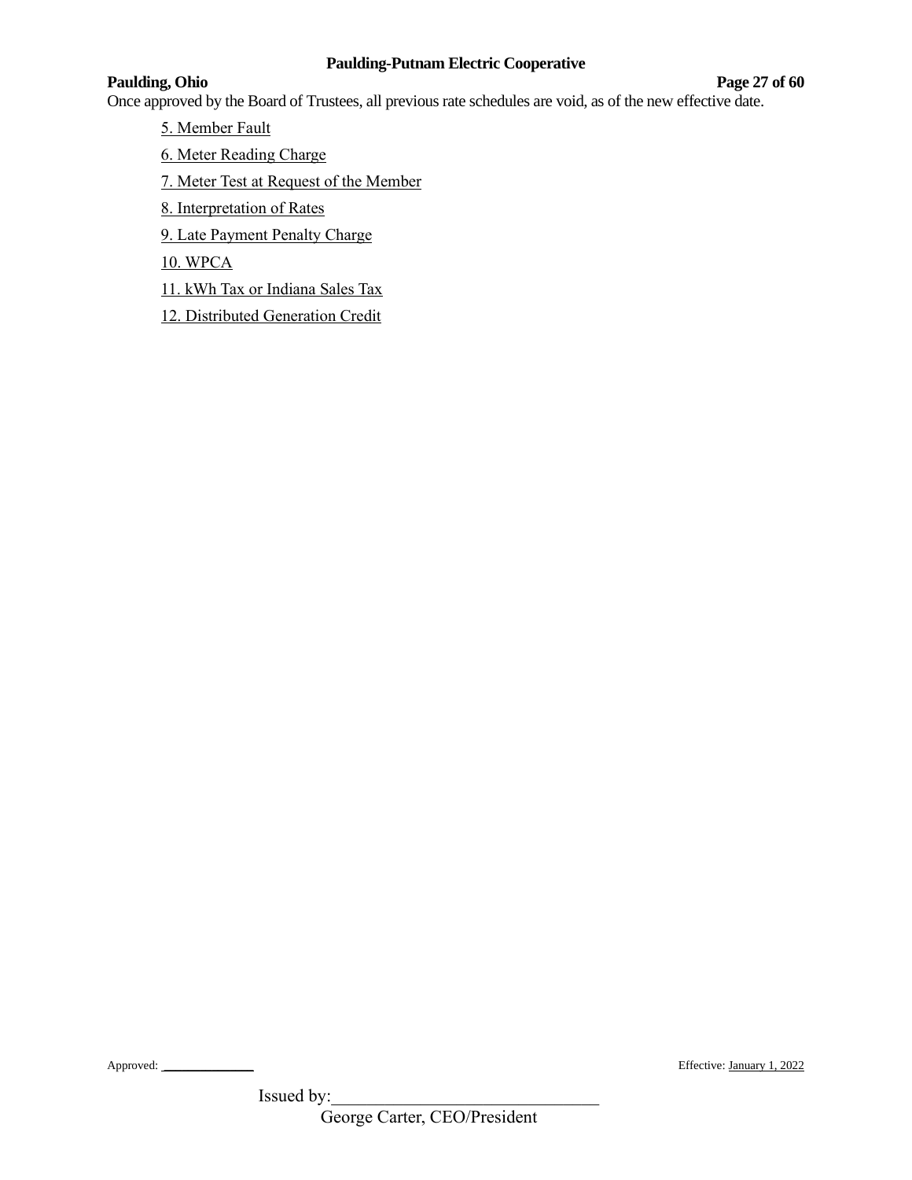Once approved by the Board of Trustees, all previous rate schedules are void, as of the new effective date.

5. Member Fault

6. Meter Reading Charge

7. Meter Test at Request of the Member

8. Interpretation of Rates

9. Late Payment Penalty Charge

10. WPCA

11. kWh Tax or Indiana Sales Tax

12. Distributed Generation Credit

Approved: \_\_\_\_\_\_\_\_\_\_\_\_\_ Effective: January 1, 2022

Issued by:\_\_\_\_\_\_\_\_\_\_\_\_\_\_\_\_\_\_\_\_\_\_\_\_\_\_\_\_\_\_

George Carter, CEO/President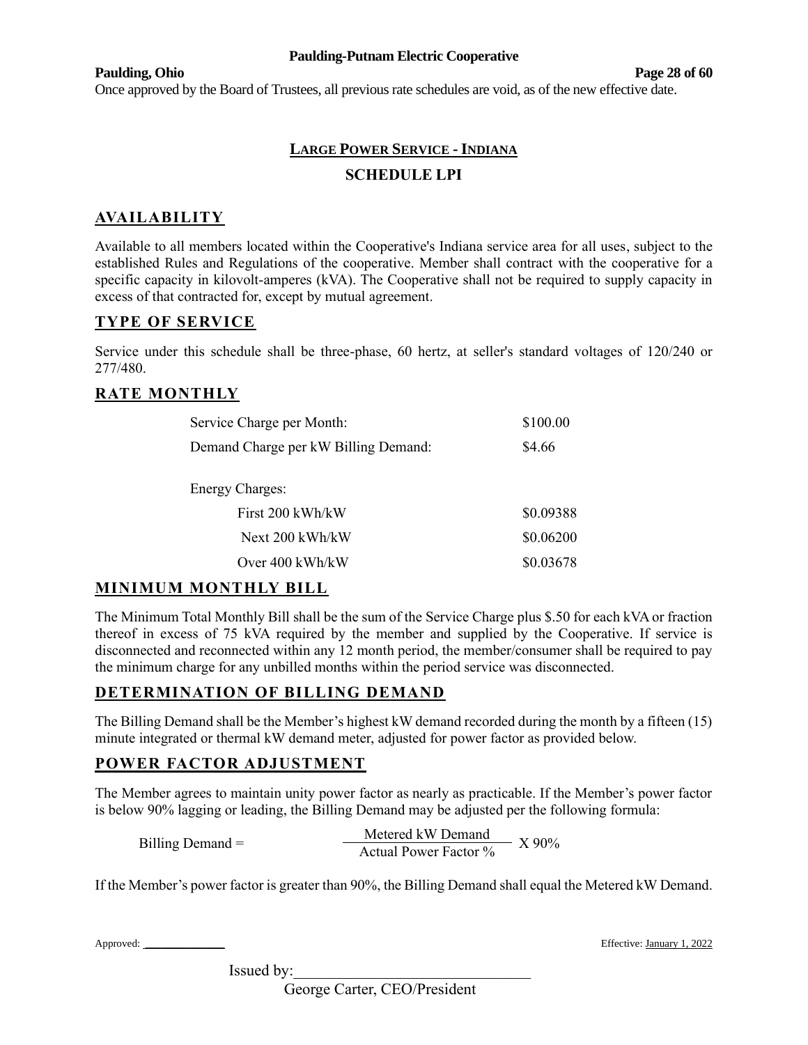Once approved by the Board of Trustees, all previous rate schedules are void, as of the new effective date.

## LARGE POWER SERVICE - INDIANA

### SCHEDULE LPI

## AVAILABILITY

Available to all members located within the Cooperative's Indiana service area for all uses, subject to the established Rules and Regulations of the cooperative. Member shall contract with the cooperative for a specific capacity in kilovolt-amperes (kVA). The Cooperative shall not be required to supply capacity in excess of that contracted for, except by mutual agreement.

## TYPE OF SERVICE

Service under this schedule shall be three-phase, 60 hertz, at seller's standard voltages of 120/240 or 277/480.

## RATE MONTHLY

| | |
|---|---|
| Service Charge per Month: | \$100.00 |
| Demand Charge per kW Billing Demand: | \$4.66 |
| Energy Charges: | |
| First 200 kWh/kW | \$0.09388 |
| Next 200 kWh/kW | \$0.06200 |
| Over 400 kWh/kW | \$0.03678 |

## MINIMUM MONTHLY BILL

The Minimum Total Monthly Bill shall be the sum of the Service Charge plus \$.50 for each kVA or fraction thereof in excess of 75 kVA required by the member and supplied by the Cooperative. If service is disconnected and reconnected within any 12 month period, the member/consumer shall be required to pay the minimum charge for any unbilled months within the period service was disconnected.

## DETERMINATION OF BILLING DEMAND

The Billing Demand shall be the Member's highest kW demand recorded during the month by a fifteen (15) minute integrated or thermal kW demand meter, adjusted for power factor as provided below.

## POWER FACTOR ADJUSTMENT

The Member agrees to maintain unity power factor as nearly as practicable. If the Member's power factor is below 90% lagging or leading, the Billing Demand may be adjusted per the following formula:

$$\text{Billing Demand} = \frac{\text{Metered kW Demand}}{\text{Actual Power Factor \%}} \times 90\%$$

If the Member's power factor is greater than 90%, the Billing Demand shall equal the Metered kW Demand.

Approved: ____________ Effective: January 1, 2022

Issued by: ______________________________

George Carter, CEO/President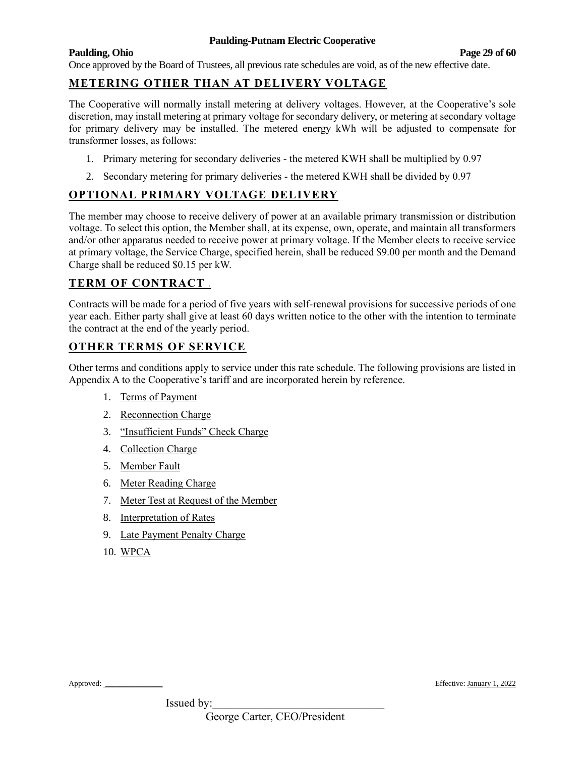Once approved by the Board of Trustees, all previous rate schedules are void, as of the new effective date.

## METERING OTHER THAN AT DELIVERY VOLTAGE

The Cooperative will normally install metering at delivery voltages. However, at the Cooperative's sole discretion, may install metering at primary voltage for secondary delivery, or metering at secondary voltage for primary delivery may be installed. The metered energy kWh will be adjusted to compensate for transformer losses, as follows:

1. Primary metering for secondary deliveries - the metered KWH shall be multiplied by 0.97
2. Secondary metering for primary deliveries - the metered KWH shall be divided by 0.97

## OPTIONAL PRIMARY VOLTAGE DELIVERY

The member may choose to receive delivery of power at an available primary transmission or distribution voltage. To select this option, the Member shall, at its expense, own, operate, and maintain all transformers and/or other apparatus needed to receive power at primary voltage. If the Member elects to receive service at primary voltage, the Service Charge, specified herein, shall be reduced $9.00 per month and the Demand Charge shall be reduced $0.15 per kW.

## TERM OF CONTRACT

Contracts will be made for a period of five years with self-renewal provisions for successive periods of one year each. Either party shall give at least 60 days written notice to the other with the intention to terminate the contract at the end of the yearly period.

## OTHER TERMS OF SERVICE

Other terms and conditions apply to service under this rate schedule. The following provisions are listed in Appendix A to the Cooperative's tariff and are incorporated herein by reference.

1. Terms of Payment
2. Reconnection Charge
3. "Insufficient Funds" Check Charge
4. Collection Charge
5. Member Fault
6. Meter Reading Charge
7. Meter Test at Request of the Member
8. Interpretation of Rates
9. Late Payment Penalty Charge
10. WPCA

Approved: ______________ Effective: January 1, 2022

Issued by:______________________________
George Carter, CEO/President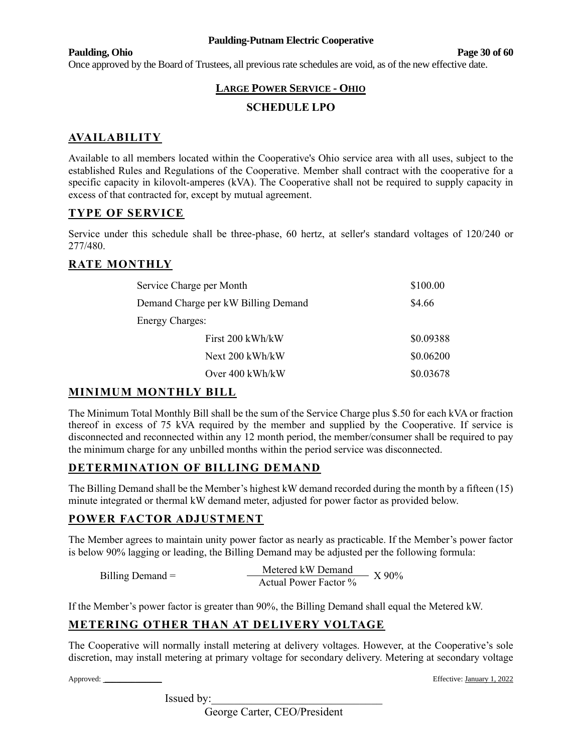Once approved by the Board of Trustees, all previous rate schedules are void, as of the new effective date.

# LARGE POWER SERVICE - OHIO

## SCHEDULE LPO

## AVAILABILITY

Available to all members located within the Cooperative's Ohio service area with all uses, subject to the established Rules and Regulations of the Cooperative. Member shall contract with the cooperative for a specific capacity in kilovolt-amperes (kVA). The Cooperative shall not be required to supply capacity in excess of that contracted for, except by mutual agreement.

## TYPE OF SERVICE

Service under this schedule shall be three-phase, 60 hertz, at seller's standard voltages of 120/240 or 277/480.

## RATE MONTHLY

| | |
|---|---|
| Service Charge per Month | \$100.00 |
| Demand Charge per kW Billing Demand | \$4.66 |
| Energy Charges: | |
| First 200 kWh/kW | \$0.09388 |
| Next 200 kWh/kW | \$0.06200 |
| Over 400 kWh/kW | \$0.03678 |

## MINIMUM MONTHLY BILL

The Minimum Total Monthly Bill shall be the sum of the Service Charge plus \$.50 for each kVA or fraction thereof in excess of 75 kVA required by the member and supplied by the Cooperative. If service is disconnected and reconnected within any 12 month period, the member/consumer shall be required to pay the minimum charge for any unbilled months within the period service was disconnected.

## DETERMINATION OF BILLING DEMAND

The Billing Demand shall be the Member's highest kW demand recorded during the month by a fifteen (15) minute integrated or thermal kW demand meter, adjusted for power factor as provided below.

## POWER FACTOR ADJUSTMENT

The Member agrees to maintain unity power factor as nearly as practicable. If the Member's power factor is below 90% lagging or leading, the Billing Demand may be adjusted per the following formula:

$$\text{Billing Demand} = \frac{\text{Metered kW Demand}}{\text{Actual Power Factor \%}} \times 90\%$$

If the Member's power factor is greater than 90%, the Billing Demand shall equal the Metered kW.

## METERING OTHER THAN AT DELIVERY VOLTAGE

The Cooperative will normally install metering at delivery voltages. However, at the Cooperative's sole discretion, may install metering at primary voltage for secondary delivery. Metering at secondary voltage

Approved: ______________ Effective: January 1, 2022

Issued by:______________________________
George Carter, CEO/President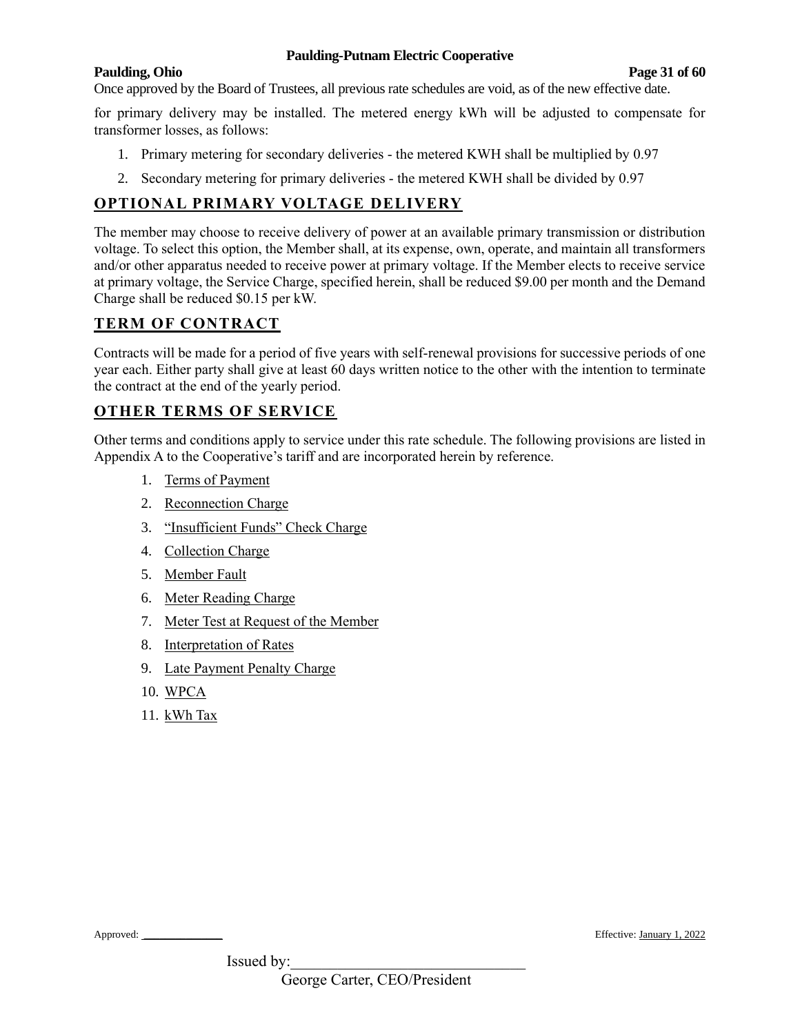for primary delivery may be installed. The metered energy kWh will be adjusted to compensate for transformer losses, as follows:

1. Primary metering for secondary deliveries - the metered KWH shall be multiplied by 0.97
2. Secondary metering for primary deliveries - the metered KWH shall be divided by 0.97

## OPTIONAL PRIMARY VOLTAGE DELIVERY

The member may choose to receive delivery of power at an available primary transmission or distribution voltage. To select this option, the Member shall, at its expense, own, operate, and maintain all transformers and/or other apparatus needed to receive power at primary voltage. If the Member elects to receive service at primary voltage, the Service Charge, specified herein, shall be reduced $9.00 per month and the Demand Charge shall be reduced $0.15 per kW.

## TERM OF CONTRACT

Contracts will be made for a period of five years with self-renewal provisions for successive periods of one year each. Either party shall give at least 60 days written notice to the other with the intention to terminate the contract at the end of the yearly period.

## OTHER TERMS OF SERVICE

Other terms and conditions apply to service under this rate schedule. The following provisions are listed in Appendix A to the Cooperative's tariff and are incorporated herein by reference.

1. Terms of Payment
2. Reconnection Charge
3. "Insufficient Funds" Check Charge
4. Collection Charge
5. Member Fault
6. Meter Reading Charge
7. Meter Test at Request of the Member
8. Interpretation of Rates
9. Late Payment Penalty Charge
10. WPCA
11. kWh Tax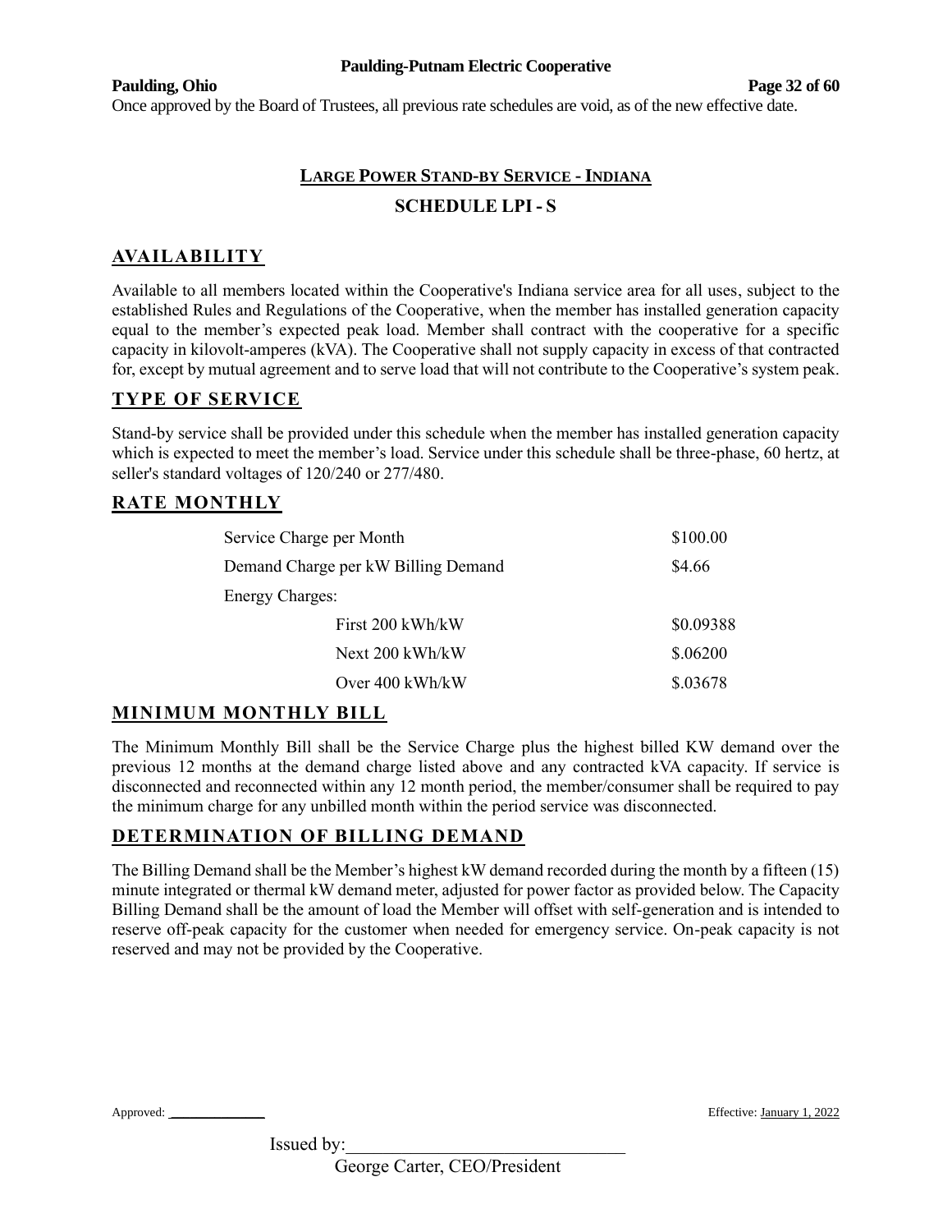Once approved by the Board of Trustees, all previous rate schedules are void, as of the new effective date.

## LARGE POWER STAND-BY SERVICE - INDIANA

## SCHEDULE LPI - S

### AVAILABILITY

Available to all members located within the Cooperative's Indiana service area for all uses, subject to the established Rules and Regulations of the Cooperative, when the member has installed generation capacity equal to the member's expected peak load. Member shall contract with the cooperative for a specific capacity in kilovolt-amperes (kVA). The Cooperative shall not supply capacity in excess of that contracted for, except by mutual agreement and to serve load that will not contribute to the Cooperative's system peak.

### TYPE OF SERVICE

Stand-by service shall be provided under this schedule when the member has installed generation capacity which is expected to meet the member's load. Service under this schedule shall be three-phase, 60 hertz, at seller's standard voltages of 120/240 or 277/480.

### RATE MONTHLY

| | |
|---|---|
| Service Charge per Month | $100.00 |
| Demand Charge per kW Billing Demand | $4.66 |
| Energy Charges: | |
| First 200 kWh/kW | $0.09388 |
| Next 200 kWh/kW | $.06200 |
| Over 400 kWh/kW | $.03678 |

### MINIMUM MONTHLY BILL

The Minimum Monthly Bill shall be the Service Charge plus the highest billed KW demand over the previous 12 months at the demand charge listed above and any contracted kVA capacity. If service is disconnected and reconnected within any 12 month period, the member/consumer shall be required to pay the minimum charge for any unbilled month within the period service was disconnected.

### DETERMINATION OF BILLING DEMAND

The Billing Demand shall be the Member's highest kW demand recorded during the month by a fifteen (15) minute integrated or thermal kW demand meter, adjusted for power factor as provided below. The Capacity Billing Demand shall be the amount of load the Member will offset with self-generation and is intended to reserve off-peak capacity for the customer when needed for emergency service. On-peak capacity is not reserved and may not be provided by the Cooperative.

Approved: \_\_\_\_\_\_\_\_\_\_\_\_ Effective: January 1, 2022

Issued by:\_\_\_\_\_\_\_\_\_\_\_\_\_\_\_\_\_\_\_\_\_\_\_\_\_\_\_\_

George Carter, CEO/President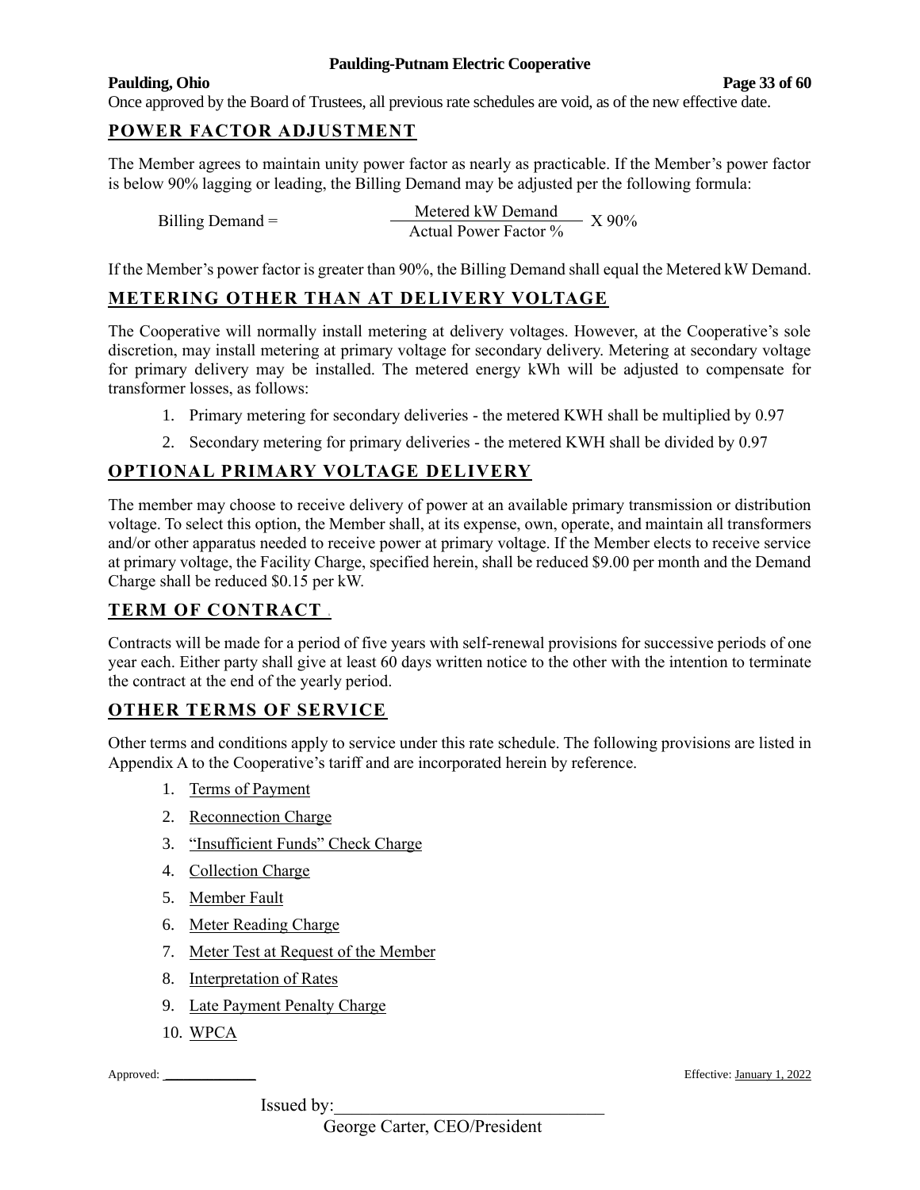Once approved by the Board of Trustees, all previous rate schedules are void, as of the new effective date.

## POWER FACTOR ADJUSTMENT

The Member agrees to maintain unity power factor as nearly as practicable. If the Member's power factor is below 90% lagging or leading, the Billing Demand may be adjusted per the following formula:

$$\text{Billing Demand} = \frac{\text{Metered kW Demand}}{\text{Actual Power Factor \%}} \times 90\%$$

If the Member's power factor is greater than 90%, the Billing Demand shall equal the Metered kW Demand.

## METERING OTHER THAN AT DELIVERY VOLTAGE

The Cooperative will normally install metering at delivery voltages. However, at the Cooperative's sole discretion, may install metering at primary voltage for secondary delivery. Metering at secondary voltage for primary delivery may be installed. The metered energy kWh will be adjusted to compensate for transformer losses, as follows:

1. Primary metering for secondary deliveries - the metered KWH shall be multiplied by 0.97
2. Secondary metering for primary deliveries - the metered KWH shall be divided by 0.97

## OPTIONAL PRIMARY VOLTAGE DELIVERY

The member may choose to receive delivery of power at an available primary transmission or distribution voltage. To select this option, the Member shall, at its expense, own, operate, and maintain all transformers and/or other apparatus needed to receive power at primary voltage. If the Member elects to receive service at primary voltage, the Facility Charge, specified herein, shall be reduced $9.00 per month and the Demand Charge shall be reduced $0.15 per kW.

## TERM OF CONTRACT

Contracts will be made for a period of five years with self-renewal provisions for successive periods of one year each. Either party shall give at least 60 days written notice to the other with the intention to terminate the contract at the end of the yearly period.

## OTHER TERMS OF SERVICE

Other terms and conditions apply to service under this rate schedule. The following provisions are listed in Appendix A to the Cooperative's tariff and are incorporated herein by reference.

1. Terms of Payment
2. Reconnection Charge
3. "Insufficient Funds" Check Charge
4. Collection Charge
5. Member Fault
6. Meter Reading Charge
7. Meter Test at Request of the Member
8. Interpretation of Rates
9. Late Payment Penalty Charge
10. WPCA

Approved: ____________ Effective: January 1, 2022

Issued by:______________________________
George Carter, CEO/President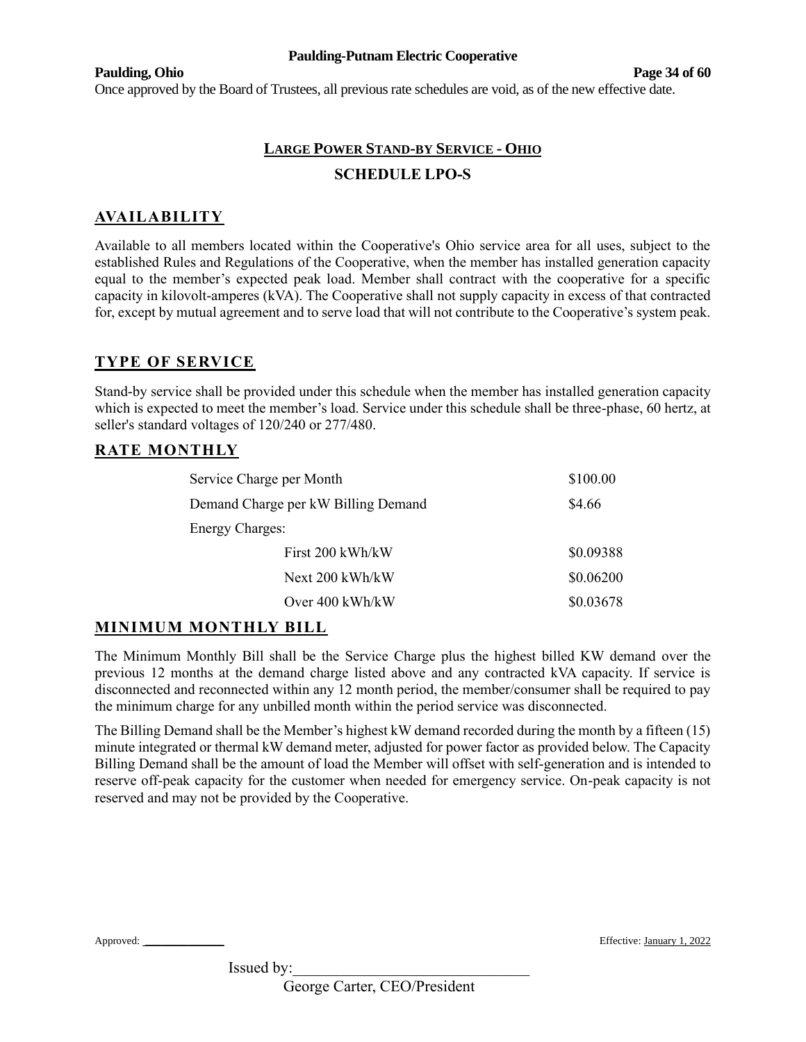Once approved by the Board of Trustees, all previous rate schedules are void, as of the new effective date.

## LARGE POWER STAND-BY SERVICE - OHIO

## SCHEDULE LPO-S

### AVAILABILITY

Available to all members located within the Cooperative's Ohio service area for all uses, subject to the established Rules and Regulations of the Cooperative, when the member has installed generation capacity equal to the member's expected peak load. Member shall contract with the cooperative for a specific capacity in kilovolt-amperes (kVA). The Cooperative shall not supply capacity in excess of that contracted for, except by mutual agreement and to serve load that will not contribute to the Cooperative's system peak.

### TYPE OF SERVICE

Stand-by service shall be provided under this schedule when the member has installed generation capacity which is expected to meet the member's load. Service under this schedule shall be three-phase, 60 hertz, at seller's standard voltages of 120/240 or 277/480.

### RATE MONTHLY

| | |
|---|---|
| Service Charge per Month | $100.00 |
| Demand Charge per kW Billing Demand | $4.66 |
| Energy Charges: | |
| First 200 kWh/kW | $0.09388 |
| Next 200 kWh/kW | $0.06200 |
| Over 400 kWh/kW | $0.03678 |

### MINIMUM MONTHLY BILL

The Minimum Monthly Bill shall be the Service Charge plus the highest billed KW demand over the previous 12 months at the demand charge listed above and any contracted kVA capacity. If service is disconnected and reconnected within any 12 month period, the member/consumer shall be required to pay the minimum charge for any unbilled month within the period service was disconnected.

The Billing Demand shall be the Member's highest kW demand recorded during the month by a fifteen (15) minute integrated or thermal kW demand meter, adjusted for power factor as provided below. The Capacity Billing Demand shall be the amount of load the Member will offset with self-generation and is intended to reserve off-peak capacity for the customer when needed for emergency service. On-peak capacity is not reserved and may not be provided by the Cooperative.

Approved: ____________ Effective: January 1, 2022

Issued by:______________________________

George Carter, CEO/President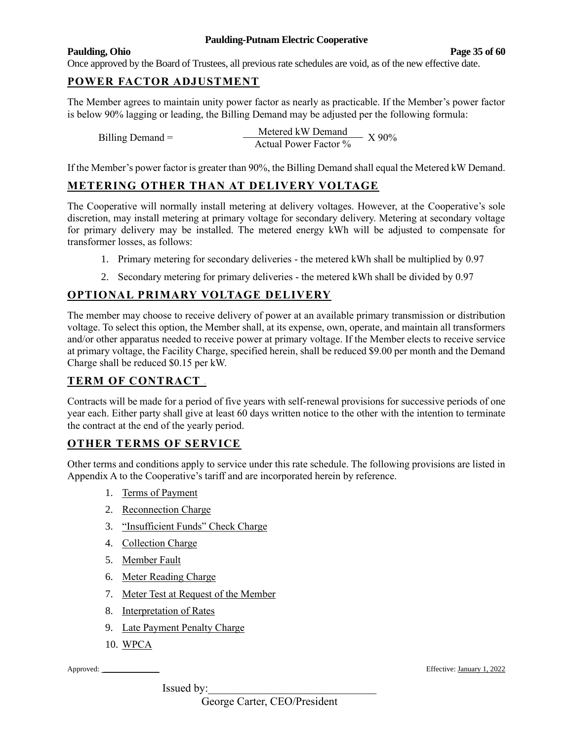Once approved by the Board of Trustees, all previous rate schedules are void, as of the new effective date.

## POWER FACTOR ADJUSTMENT

The Member agrees to maintain unity power factor as nearly as practicable. If the Member's power factor is below 90% lagging or leading, the Billing Demand may be adjusted per the following formula:

$$\text{Billing Demand} = \frac{\text{Metered kW Demand}}{\text{Actual Power Factor \%}} \times 90\%$$

If the Member's power factor is greater than 90%, the Billing Demand shall equal the Metered kW Demand.

## METERING OTHER THAN AT DELIVERY VOLTAGE

The Cooperative will normally install metering at delivery voltages. However, at the Cooperative's sole discretion, may install metering at primary voltage for secondary delivery. Metering at secondary voltage for primary delivery may be installed. The metered energy kWh will be adjusted to compensate for transformer losses, as follows:

1. Primary metering for secondary deliveries - the metered kWh shall be multiplied by 0.97
2. Secondary metering for primary deliveries - the metered kWh shall be divided by 0.97

## OPTIONAL PRIMARY VOLTAGE DELIVERY

The member may choose to receive delivery of power at an available primary transmission or distribution voltage. To select this option, the Member shall, at its expense, own, operate, and maintain all transformers and/or other apparatus needed to receive power at primary voltage. If the Member elects to receive service at primary voltage, the Facility Charge, specified herein, shall be reduced $9.00 per month and the Demand Charge shall be reduced $0.15 per kW.

## TERM OF CONTRACT

Contracts will be made for a period of five years with self-renewal provisions for successive periods of one year each. Either party shall give at least 60 days written notice to the other with the intention to terminate the contract at the end of the yearly period.

## OTHER TERMS OF SERVICE

Other terms and conditions apply to service under this rate schedule. The following provisions are listed in Appendix A to the Cooperative's tariff and are incorporated herein by reference.

1. Terms of Payment
2. Reconnection Charge
3. "Insufficient Funds" Check Charge
4. Collection Charge
5. Member Fault
6. Meter Reading Charge
7. Meter Test at Request of the Member
8. Interpretation of Rates
9. Late Payment Penalty Charge
10. WPCA

Approved: ______________ Effective: January 1, 2022

Issued by:_______________________________
George Carter, CEO/President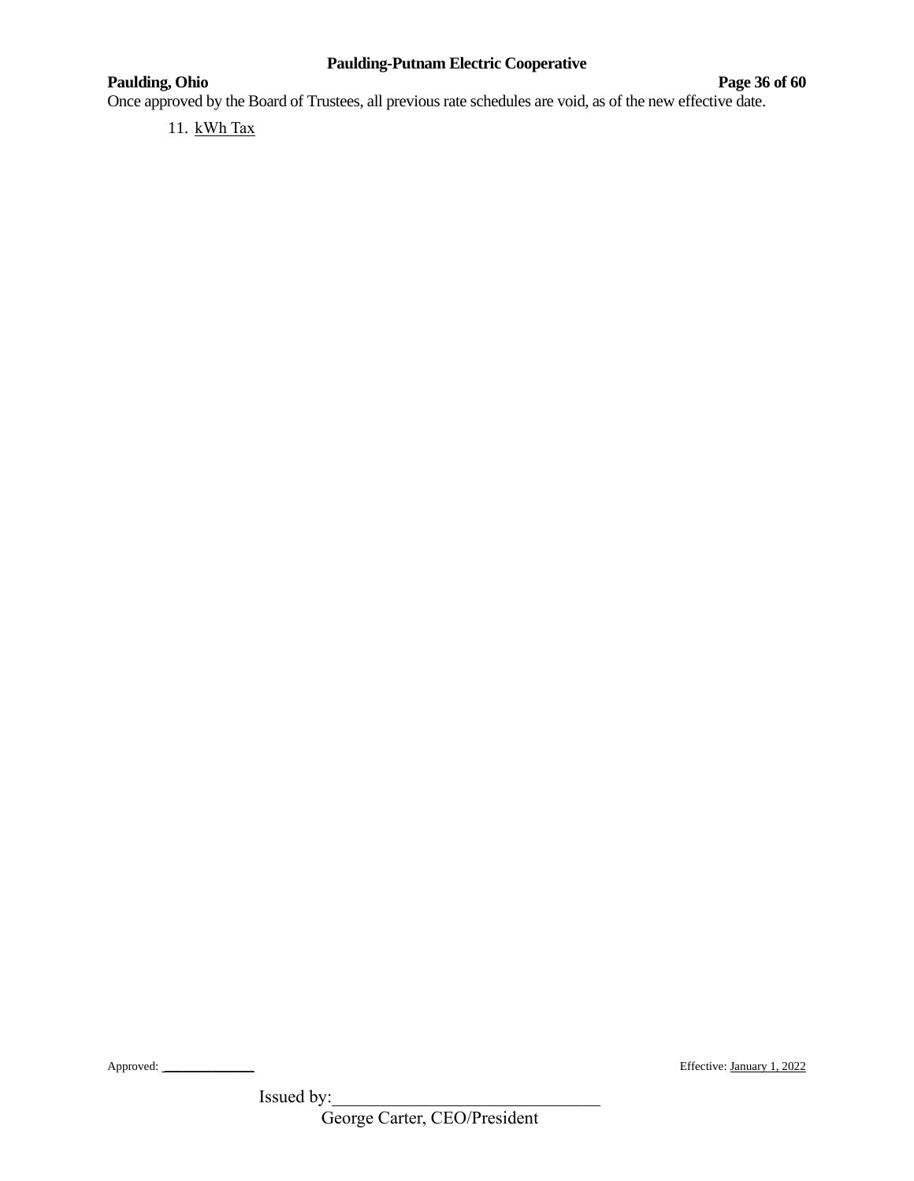Once approved by the Board of Trustees, all previous rate schedules are void, as of the new effective date.

11. kWh Tax

Approved: ______________ Effective: January 1, 2022

Issued by:______________________________
George Carter, CEO/President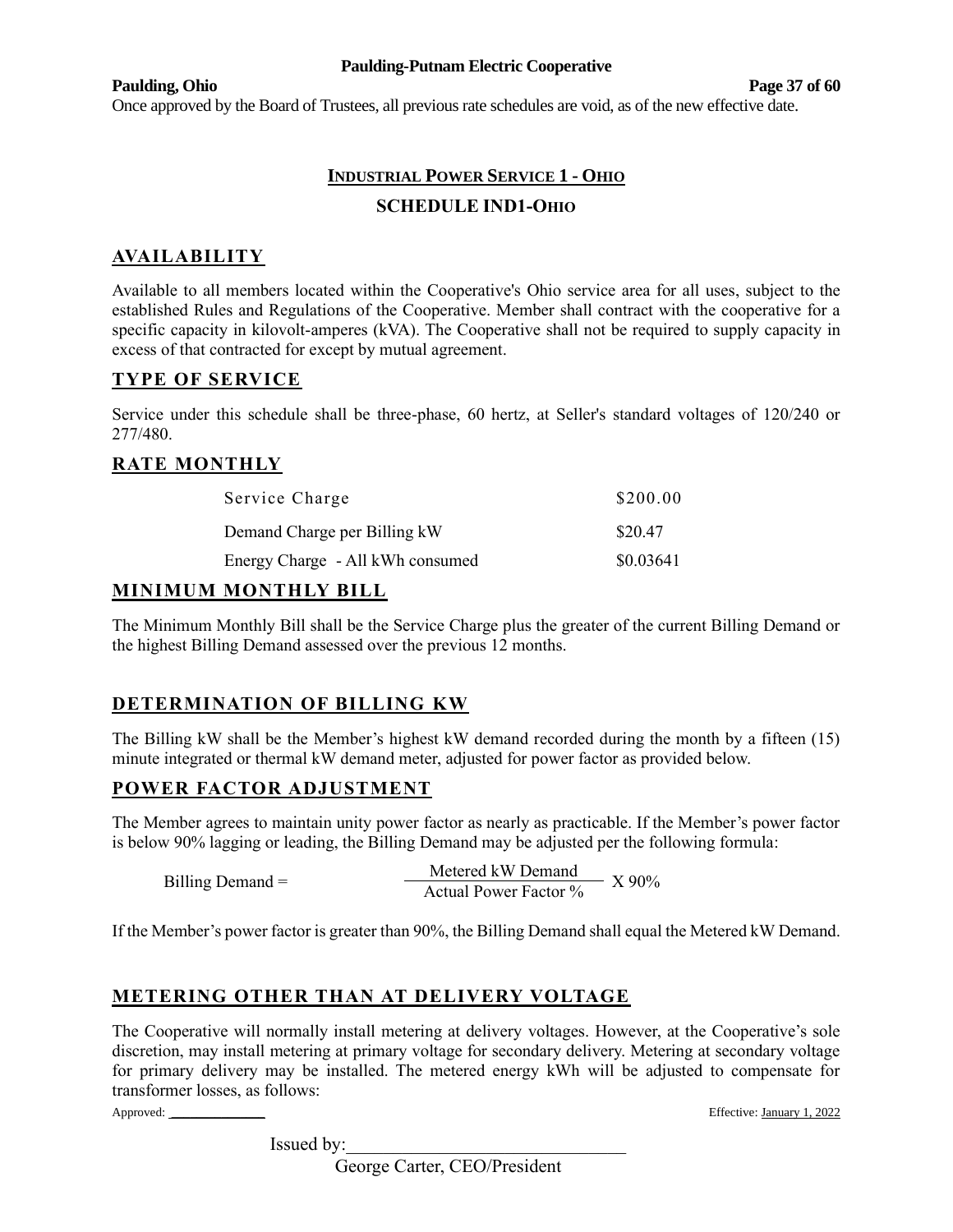Once approved by the Board of Trustees, all previous rate schedules are void, as of the new effective date.

# INDUSTRIAL POWER SERVICE 1 - OHIO

## SCHEDULE IND1-OHIO

## AVAILABILITY

Available to all members located within the Cooperative's Ohio service area for all uses, subject to the established Rules and Regulations of the Cooperative. Member shall contract with the cooperative for a specific capacity in kilovolt-amperes (kVA). The Cooperative shall not be required to supply capacity in excess of that contracted for except by mutual agreement.

## TYPE OF SERVICE

Service under this schedule shall be three-phase, 60 hertz, at Seller's standard voltages of 120/240 or 277/480.

## RATE MONTHLY

| | |
|---|---|
| Service Charge | $200.00 |
| Demand Charge per Billing kW | $20.47 |
| Energy Charge - All kWh consumed | $0.03641 |

## MINIMUM MONTHLY BILL

The Minimum Monthly Bill shall be the Service Charge plus the greater of the current Billing Demand or the highest Billing Demand assessed over the previous 12 months.

## DETERMINATION OF BILLING KW

The Billing kW shall be the Member's highest kW demand recorded during the month by a fifteen (15) minute integrated or thermal kW demand meter, adjusted for power factor as provided below.

## POWER FACTOR ADJUSTMENT

The Member agrees to maintain unity power factor as nearly as practicable. If the Member's power factor is below 90% lagging or leading, the Billing Demand may be adjusted per the following formula:

$$\text{Billing Demand} = \frac{\text{Metered kW Demand}}{\text{Actual Power Factor \%}} \times 90\%$$

If the Member's power factor is greater than 90%, the Billing Demand shall equal the Metered kW Demand.

## METERING OTHER THAN AT DELIVERY VOLTAGE

The Cooperative will normally install metering at delivery voltages. However, at the Cooperative's sole discretion, may install metering at primary voltage for secondary delivery. Metering at secondary voltage for primary delivery may be installed. The metered energy kWh will be adjusted to compensate for transformer losses, as follows:

Approved: ____________ Effective: January 1, 2022

Issued by:______________________________

George Carter, CEO/President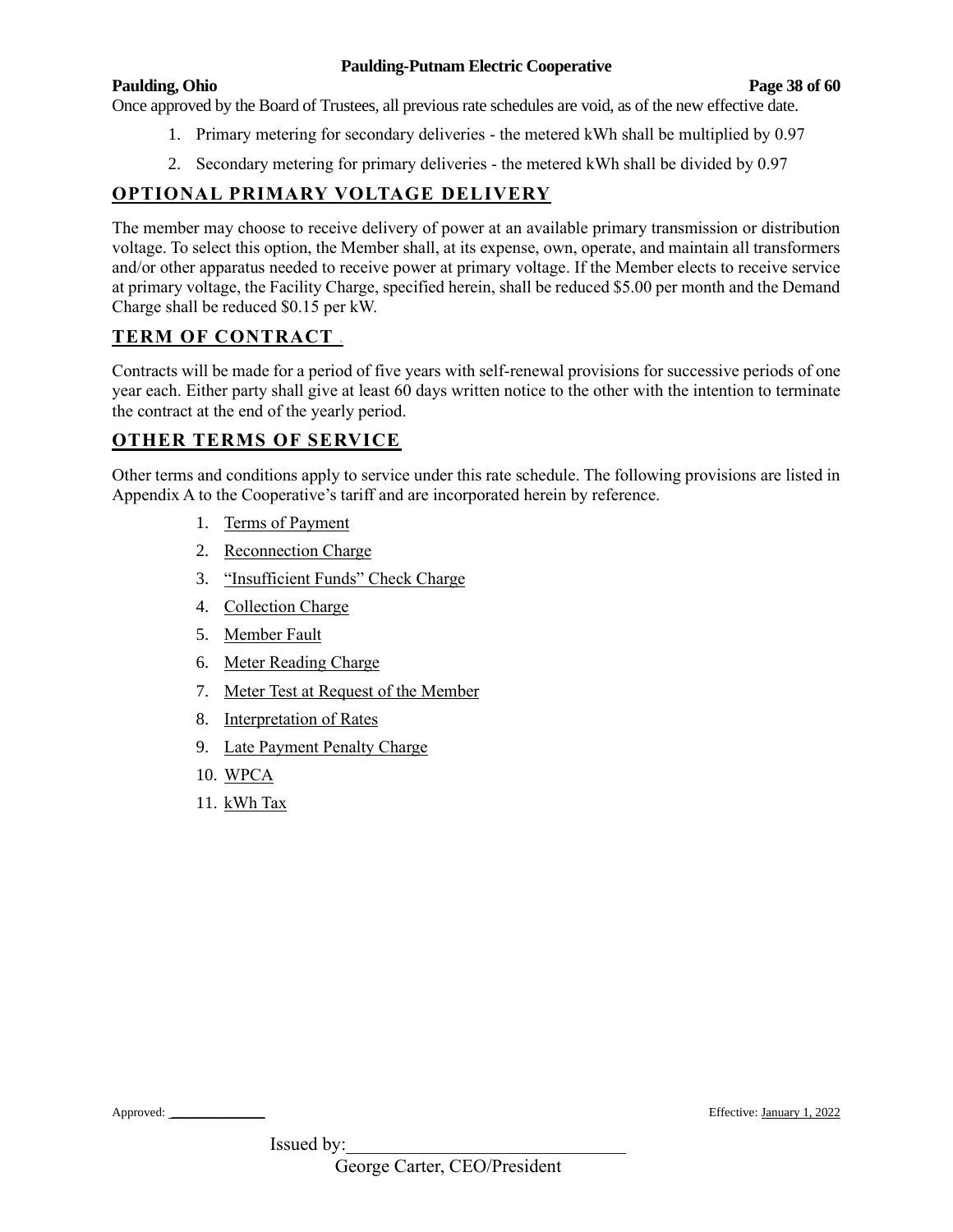Once approved by the Board of Trustees, all previous rate schedules are void, as of the new effective date.

1. Primary metering for secondary deliveries - the metered kWh shall be multiplied by 0.97
2. Secondary metering for primary deliveries - the metered kWh shall be divided by 0.97

## OPTIONAL PRIMARY VOLTAGE DELIVERY

The member may choose to receive delivery of power at an available primary transmission or distribution voltage. To select this option, the Member shall, at its expense, own, operate, and maintain all transformers and/or other apparatus needed to receive power at primary voltage. If the Member elects to receive service at primary voltage, the Facility Charge, specified herein, shall be reduced $5.00 per month and the Demand Charge shall be reduced $0.15 per kW.

## TERM OF CONTRACT

Contracts will be made for a period of five years with self-renewal provisions for successive periods of one year each. Either party shall give at least 60 days written notice to the other with the intention to terminate the contract at the end of the yearly period.

## OTHER TERMS OF SERVICE

Other terms and conditions apply to service under this rate schedule. The following provisions are listed in Appendix A to the Cooperative's tariff and are incorporated herein by reference.

1. Terms of Payment
2. Reconnection Charge
3. "Insufficient Funds" Check Charge
4. Collection Charge
5. Member Fault
6. Meter Reading Charge
7. Meter Test at Request of the Member
8. Interpretation of Rates
9. Late Payment Penalty Charge
10. WPCA
11. kWh Tax

Approved: ______________ Effective: January 1, 2022

Issued by:_______________________________

George Carter, CEO/President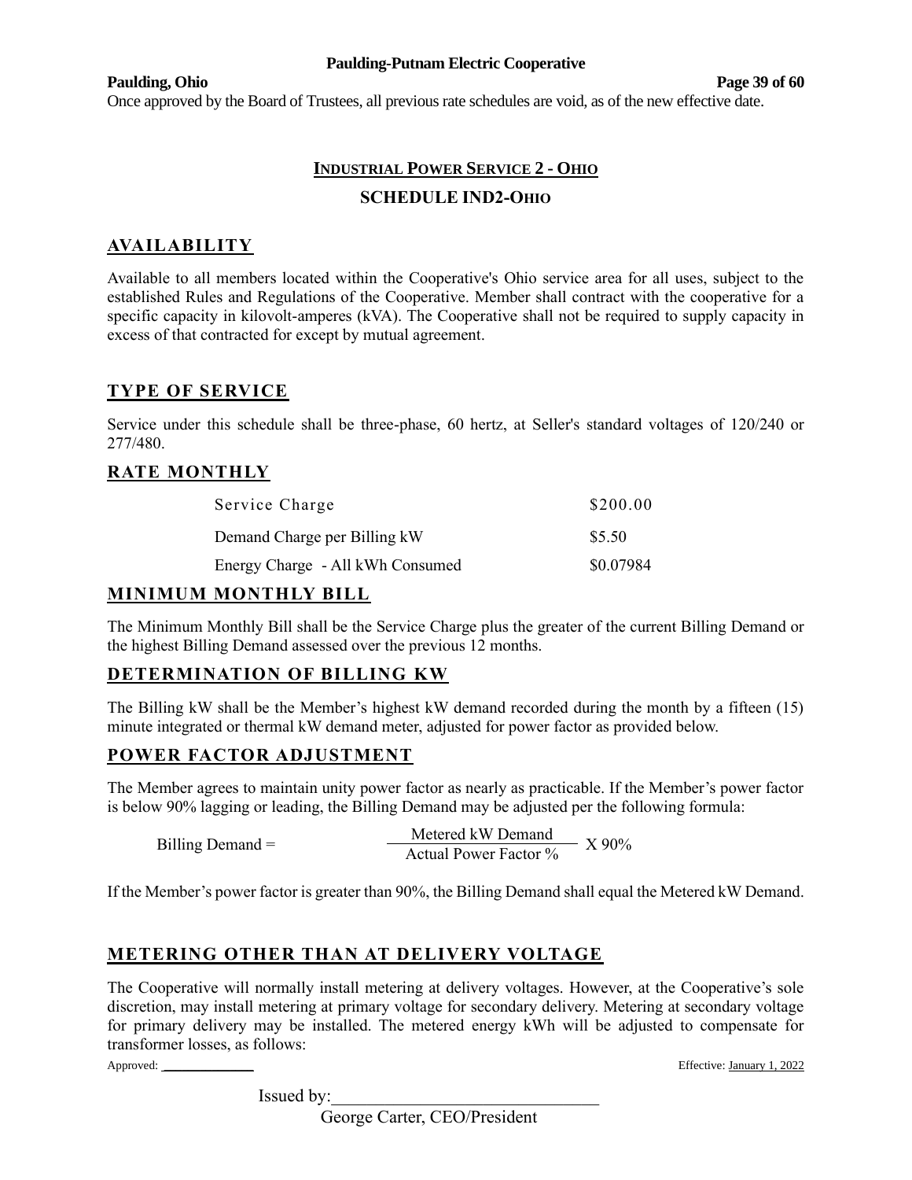Once approved by the Board of Trustees, all previous rate schedules are void, as of the new effective date.

## INDUSTRIAL POWER SERVICE 2 - OHIO

## SCHEDULE IND2-OHIO

### AVAILABILITY

Available to all members located within the Cooperative's Ohio service area for all uses, subject to the established Rules and Regulations of the Cooperative. Member shall contract with the cooperative for a specific capacity in kilovolt-amperes (kVA). The Cooperative shall not be required to supply capacity in excess of that contracted for except by mutual agreement.

### TYPE OF SERVICE

Service under this schedule shall be three-phase, 60 hertz, at Seller's standard voltages of 120/240 or 277/480.

### RATE MONTHLY

| | |
|---|---|
| Service Charge | $200.00 |
| Demand Charge per Billing kW | $5.50 |
| Energy Charge - All kWh Consumed | $0.07984 |

### MINIMUM MONTHLY BILL

The Minimum Monthly Bill shall be the Service Charge plus the greater of the current Billing Demand or the highest Billing Demand assessed over the previous 12 months.

### DETERMINATION OF BILLING KW

The Billing kW shall be the Member's highest kW demand recorded during the month by a fifteen (15) minute integrated or thermal kW demand meter, adjusted for power factor as provided below.

### POWER FACTOR ADJUSTMENT

The Member agrees to maintain unity power factor as nearly as practicable. If the Member's power factor is below 90% lagging or leading, the Billing Demand may be adjusted per the following formula:

$$\text{Billing Demand} = \frac{\text{Metered kW Demand}}{\text{Actual Power Factor \%}} \times 90\%$$

If the Member's power factor is greater than 90%, the Billing Demand shall equal the Metered kW Demand.

### METERING OTHER THAN AT DELIVERY VOLTAGE

The Cooperative will normally install metering at delivery voltages. However, at the Cooperative's sole discretion, may install metering at primary voltage for secondary delivery. Metering at secondary voltage for primary delivery may be installed. The metered energy kWh will be adjusted to compensate for transformer losses, as follows:

Approved: ____________ Effective: January 1, 2022

Issued by:______________________________

George Carter, CEO/President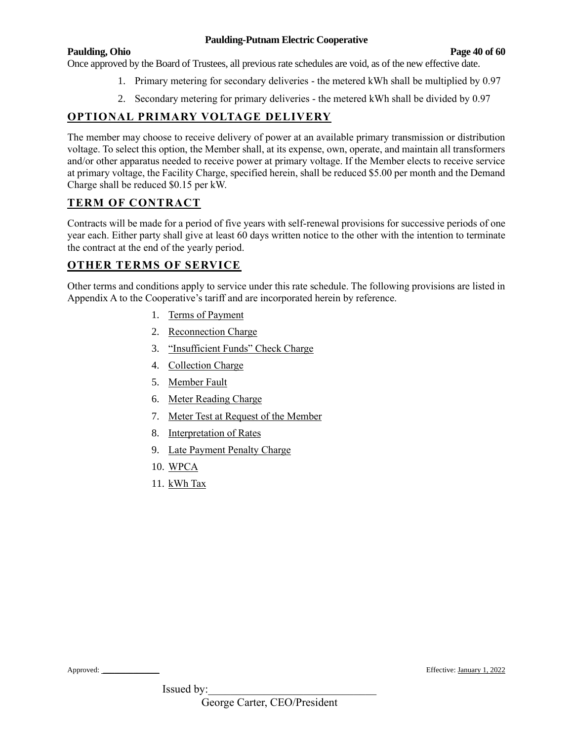Once approved by the Board of Trustees, all previous rate schedules are void, as of the new effective date.

1. Primary metering for secondary deliveries - the metered kWh shall be multiplied by 0.97
2. Secondary metering for primary deliveries - the metered kWh shall be divided by 0.97

## OPTIONAL PRIMARY VOLTAGE DELIVERY

The member may choose to receive delivery of power at an available primary transmission or distribution voltage. To select this option, the Member shall, at its expense, own, operate, and maintain all transformers and/or other apparatus needed to receive power at primary voltage. If the Member elects to receive service at primary voltage, the Facility Charge, specified herein, shall be reduced $5.00 per month and the Demand Charge shall be reduced $0.15 per kW.

## TERM OF CONTRACT

Contracts will be made for a period of five years with self-renewal provisions for successive periods of one year each. Either party shall give at least 60 days written notice to the other with the intention to terminate the contract at the end of the yearly period.

## OTHER TERMS OF SERVICE

Other terms and conditions apply to service under this rate schedule. The following provisions are listed in Appendix A to the Cooperative's tariff and are incorporated herein by reference.

1. Terms of Payment
2. Reconnection Charge
3. "Insufficient Funds" Check Charge
4. Collection Charge
5. Member Fault
6. Meter Reading Charge
7. Meter Test at Request of the Member
8. Interpretation of Rates
9. Late Payment Penalty Charge
10. WPCA
11. kWh Tax

Approved: ____________ Effective: January 1, 2022

Issued by:______________________________
George Carter, CEO/President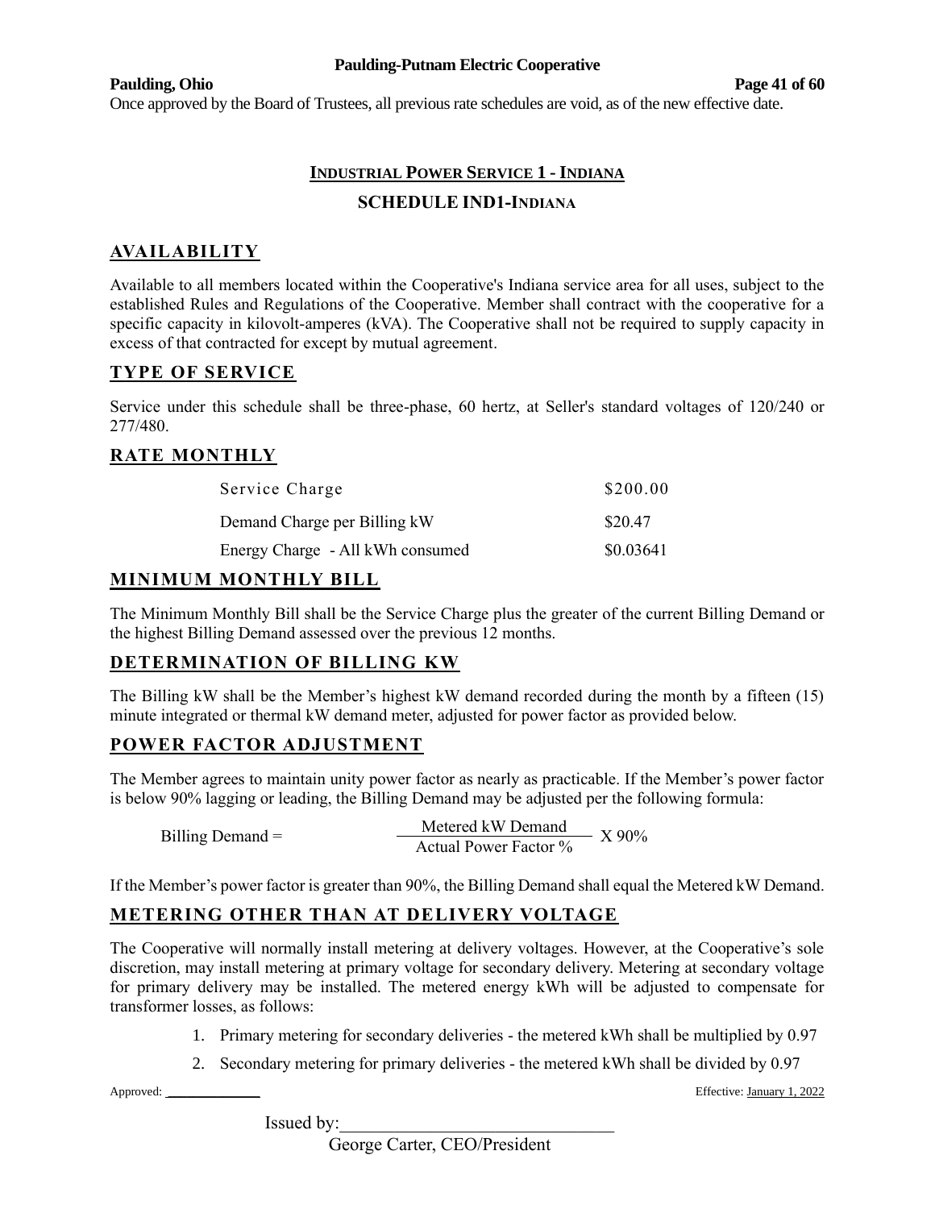Once approved by the Board of Trustees, all previous rate schedules are void, as of the new effective date.

## INDUSTRIAL POWER SERVICE 1 - INDIANA

## SCHEDULE IND1-INDIANA

### AVAILABILITY

Available to all members located within the Cooperative's Indiana service area for all uses, subject to the established Rules and Regulations of the Cooperative. Member shall contract with the cooperative for a specific capacity in kilovolt-amperes (kVA). The Cooperative shall not be required to supply capacity in excess of that contracted for except by mutual agreement.

### TYPE OF SERVICE

Service under this schedule shall be three-phase, 60 hertz, at Seller's standard voltages of 120/240 or 277/480.

### RATE MONTHLY

| | |
|---|---|
| Service Charge | $200.00 |
| Demand Charge per Billing kW | $20.47 |
| Energy Charge - All kWh consumed | $0.03641 |

### MINIMUM MONTHLY BILL

The Minimum Monthly Bill shall be the Service Charge plus the greater of the current Billing Demand or the highest Billing Demand assessed over the previous 12 months.

### DETERMINATION OF BILLING KW

The Billing kW shall be the Member's highest kW demand recorded during the month by a fifteen (15) minute integrated or thermal kW demand meter, adjusted for power factor as provided below.

### POWER FACTOR ADJUSTMENT

The Member agrees to maintain unity power factor as nearly as practicable. If the Member's power factor is below 90% lagging or leading, the Billing Demand may be adjusted per the following formula:

$$\text{Billing Demand} = \frac{\text{Metered kW Demand}}{\text{Actual Power Factor \%}} \times 90\%$$

If the Member's power factor is greater than 90%, the Billing Demand shall equal the Metered kW Demand.

### METERING OTHER THAN AT DELIVERY VOLTAGE

The Cooperative will normally install metering at delivery voltages. However, at the Cooperative's sole discretion, may install metering at primary voltage for secondary delivery. Metering at secondary voltage for primary delivery may be installed. The metered energy kWh will be adjusted to compensate for transformer losses, as follows:

1. Primary metering for secondary deliveries - the metered kWh shall be multiplied by 0.97
2. Secondary metering for primary deliveries - the metered kWh shall be divided by 0.97

Approved: ____________ Effective: January 1, 2022

Issued by:______________________________

George Carter, CEO/President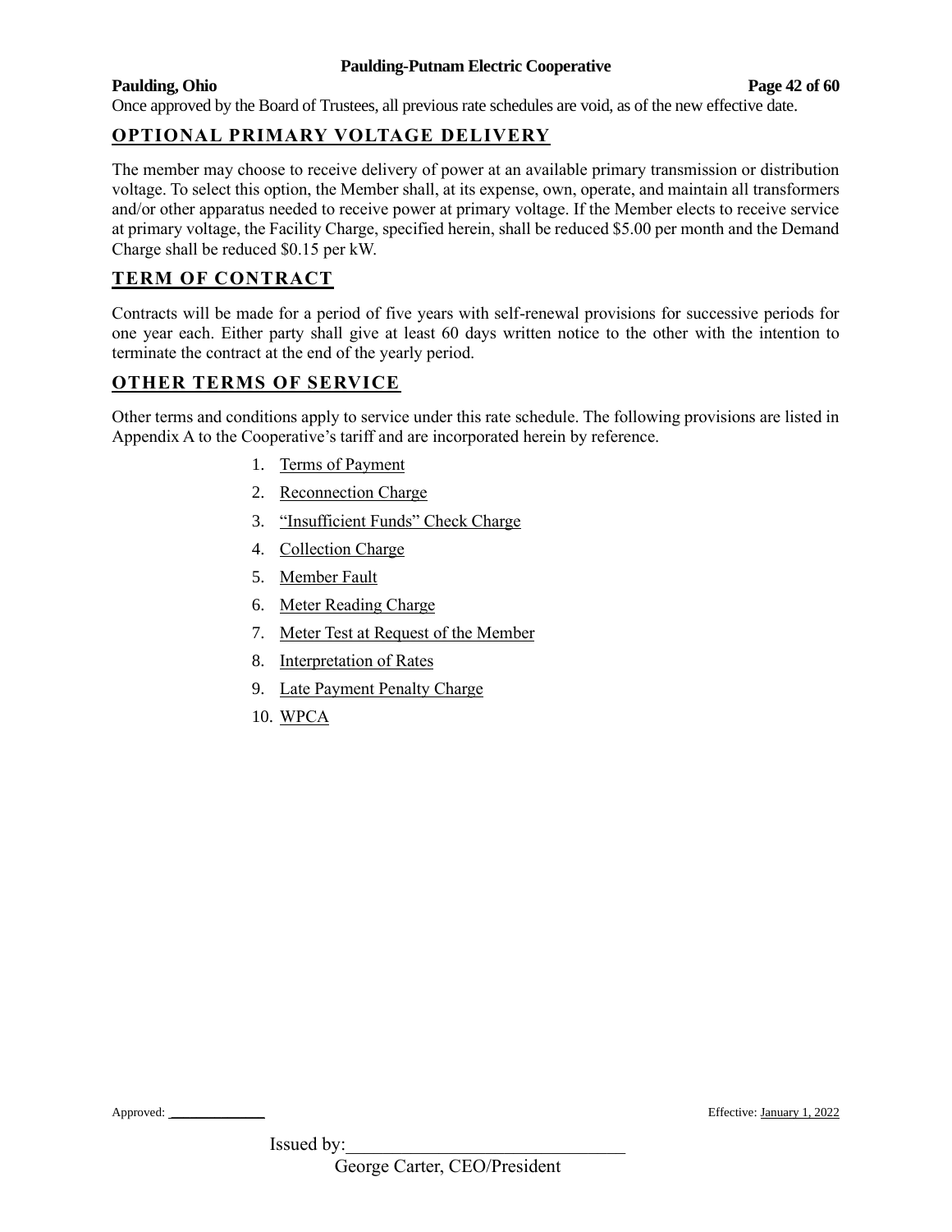Once approved by the Board of Trustees, all previous rate schedules are void, as of the new effective date.

## OPTIONAL PRIMARY VOLTAGE DELIVERY

The member may choose to receive delivery of power at an available primary transmission or distribution voltage. To select this option, the Member shall, at its expense, own, operate, and maintain all transformers and/or other apparatus needed to receive power at primary voltage. If the Member elects to receive service at primary voltage, the Facility Charge, specified herein, shall be reduced $5.00 per month and the Demand Charge shall be reduced $0.15 per kW.

## TERM OF CONTRACT

Contracts will be made for a period of five years with self-renewal provisions for successive periods for one year each. Either party shall give at least 60 days written notice to the other with the intention to terminate the contract at the end of the yearly period.

## OTHER TERMS OF SERVICE

Other terms and conditions apply to service under this rate schedule. The following provisions are listed in Appendix A to the Cooperative's tariff and are incorporated herein by reference.

1. Terms of Payment
2. Reconnection Charge
3. "Insufficient Funds" Check Charge
4. Collection Charge
5. Member Fault
6. Meter Reading Charge
7. Meter Test at Request of the Member
8. Interpretation of Rates
9. Late Payment Penalty Charge
10. WPCA

Approved: ______________ Effective: January 1, 2022

Issued by:______________________________
George Carter, CEO/President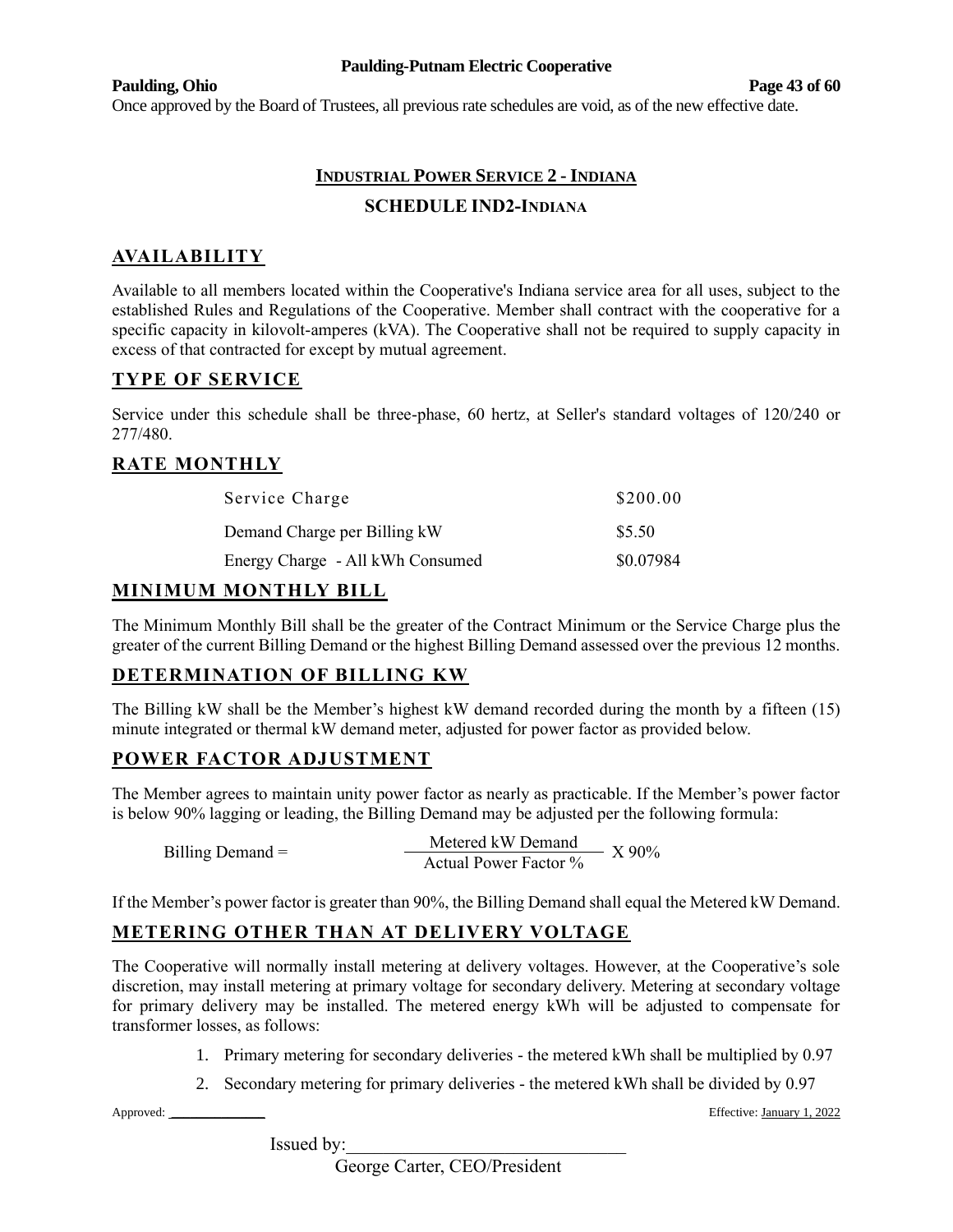Once approved by the Board of Trustees, all previous rate schedules are void, as of the new effective date.

# INDUSTRIAL POWER SERVICE 2 - INDIANA

## SCHEDULE IND2-INDIANA

## AVAILABILITY

Available to all members located within the Cooperative's Indiana service area for all uses, subject to the established Rules and Regulations of the Cooperative. Member shall contract with the cooperative for a specific capacity in kilovolt-amperes (kVA). The Cooperative shall not be required to supply capacity in excess of that contracted for except by mutual agreement.

## TYPE OF SERVICE

Service under this schedule shall be three-phase, 60 hertz, at Seller's standard voltages of 120/240 or 277/480.

## RATE MONTHLY

| | |
|---|---|
| Service Charge | \$200.00 |
| Demand Charge per Billing kW | \$5.50 |
| Energy Charge - All kWh Consumed | \$0.07984 |

## MINIMUM MONTHLY BILL

The Minimum Monthly Bill shall be the greater of the Contract Minimum or the Service Charge plus the greater of the current Billing Demand or the highest Billing Demand assessed over the previous 12 months.

## DETERMINATION OF BILLING KW

The Billing kW shall be the Member's highest kW demand recorded during the month by a fifteen (15) minute integrated or thermal kW demand meter, adjusted for power factor as provided below.

## POWER FACTOR ADJUSTMENT

The Member agrees to maintain unity power factor as nearly as practicable. If the Member's power factor is below 90% lagging or leading, the Billing Demand may be adjusted per the following formula:

$$\text{Billing Demand} = \frac{\text{Metered kW Demand}}{\text{Actual Power Factor \%}} \times 90\%$$

If the Member's power factor is greater than 90%, the Billing Demand shall equal the Metered kW Demand.

## METERING OTHER THAN AT DELIVERY VOLTAGE

The Cooperative will normally install metering at delivery voltages. However, at the Cooperative's sole discretion, may install metering at primary voltage for secondary delivery. Metering at secondary voltage for primary delivery may be installed. The metered energy kWh will be adjusted to compensate for transformer losses, as follows:

1. Primary metering for secondary deliveries - the metered kWh shall be multiplied by 0.97
2. Secondary metering for primary deliveries - the metered kWh shall be divided by 0.97

Approved: ____________ Effective: January 1, 2022

Issued by: ______________________________
George Carter, CEO/President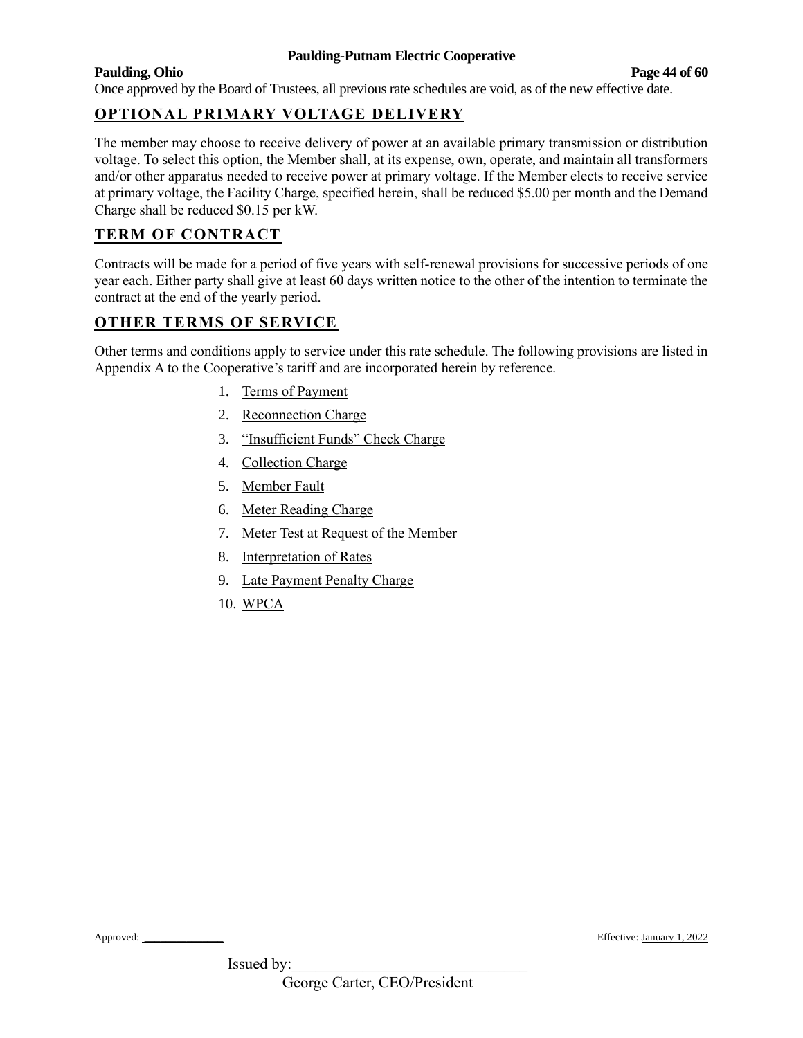Once approved by the Board of Trustees, all previous rate schedules are void, as of the new effective date.

## OPTIONAL PRIMARY VOLTAGE DELIVERY

The member may choose to receive delivery of power at an available primary transmission or distribution voltage. To select this option, the Member shall, at its expense, own, operate, and maintain all transformers and/or other apparatus needed to receive power at primary voltage. If the Member elects to receive service at primary voltage, the Facility Charge, specified herein, shall be reduced $5.00 per month and the Demand Charge shall be reduced $0.15 per kW.

## TERM OF CONTRACT

Contracts will be made for a period of five years with self-renewal provisions for successive periods of one year each. Either party shall give at least 60 days written notice to the other of the intention to terminate the contract at the end of the yearly period.

## OTHER TERMS OF SERVICE

Other terms and conditions apply to service under this rate schedule. The following provisions are listed in Appendix A to the Cooperative's tariff and are incorporated herein by reference.

1. Terms of Payment
2. Reconnection Charge
3. "Insufficient Funds" Check Charge
4. Collection Charge
5. Member Fault
6. Meter Reading Charge
7. Meter Test at Request of the Member
8. Interpretation of Rates
9. Late Payment Penalty Charge
10. WPCA

Approved: ____________ Effective: January 1, 2022

Issued by:______________________________
George Carter, CEO/President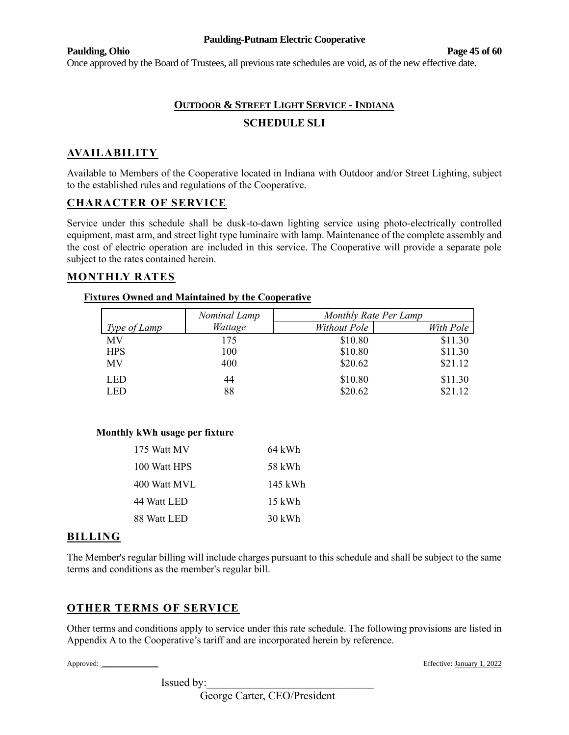Once approved by the Board of Trustees, all previous rate schedules are void, as of the new effective date.

## OUTDOOR & STREET LIGHT SERVICE - INDIANA

## SCHEDULE SLI

### AVAILABILITY

Available to Members of the Cooperative located in Indiana with Outdoor and/or Street Lighting, subject to the established rules and regulations of the Cooperative.

### CHARACTER OF SERVICE

Service under this schedule shall be dusk-to-dawn lighting service using photo-electrically controlled equipment, mast arm, and street light type luminaire with lamp. Maintenance of the complete assembly and the cost of electric operation are included in this service. The Cooperative will provide a separate pole subject to the rates contained herein.

### MONTHLY RATES

**Fixtures Owned and Maintained by the Cooperative**

| | *Nominal Lamp* | *Monthly Rate Per Lamp* | |
|---|---|---|---|
| *Type of Lamp* | *Wattage* | *Without Pole* | *With Pole* |
| MV | 175 | $10.80 | $11.30 |
| HPS | 100 | $10.80 | $11.30 |
| MV | 400 | $20.62 | $21.12 |
| LED | 44 | $10.80 | $11.30 |
| LED | 88 | $20.62 | $21.12 |

**Monthly kWh usage per fixture**

| | |
|---|---|
| 175 Watt MV | 64 kWh |
| 100 Watt HPS | 58 kWh |
| 400 Watt MVL | 145 kWh |
| 44 Watt LED | 15 kWh |
| 88 Watt LED | 30 kWh |

### BILLING

The Member's regular billing will include charges pursuant to this schedule and shall be subject to the same terms and conditions as the member's regular bill.

### OTHER TERMS OF SERVICE

Other terms and conditions apply to service under this rate schedule. The following provisions are listed in Appendix A to the Cooperative's tariff and are incorporated herein by reference.

Approved: _____________ Effective: January 1, 2022

Issued by:______________________________

George Carter, CEO/President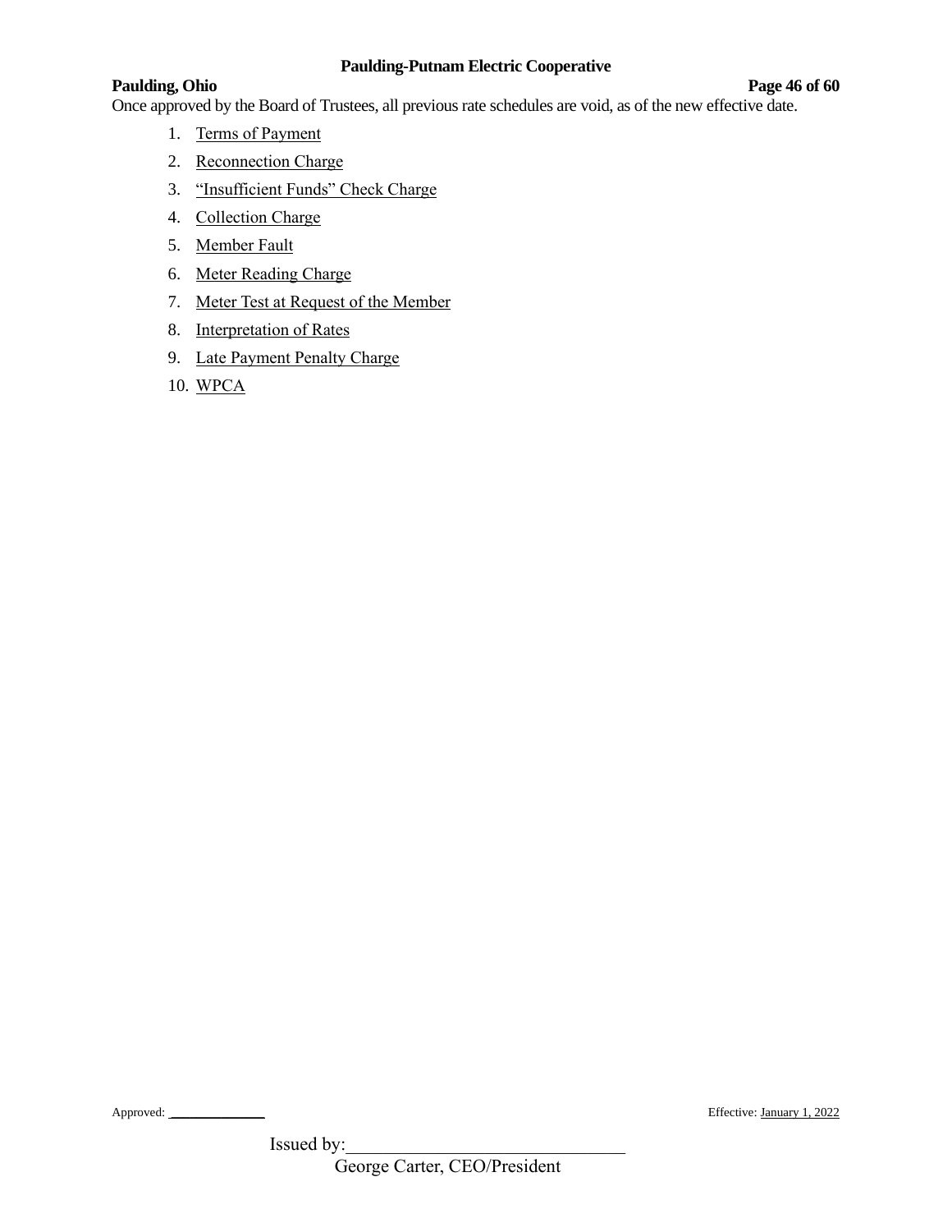Once approved by the Board of Trustees, all previous rate schedules are void, as of the new effective date.

1. Terms of Payment
2. Reconnection Charge
3. "Insufficient Funds" Check Charge
4. Collection Charge
5. Member Fault
6. Meter Reading Charge
7. Meter Test at Request of the Member
8. Interpretation of Rates
9. Late Payment Penalty Charge
10. WPCA

Approved: \_\_\_\_\_\_\_\_\_\_\_\_\_ Effective: January 1, 2022

Issued by:\_\_\_\_\_\_\_\_\_\_\_\_\_\_\_\_\_\_\_\_\_\_\_\_\_\_\_\_\_\_

George Carter, CEO/President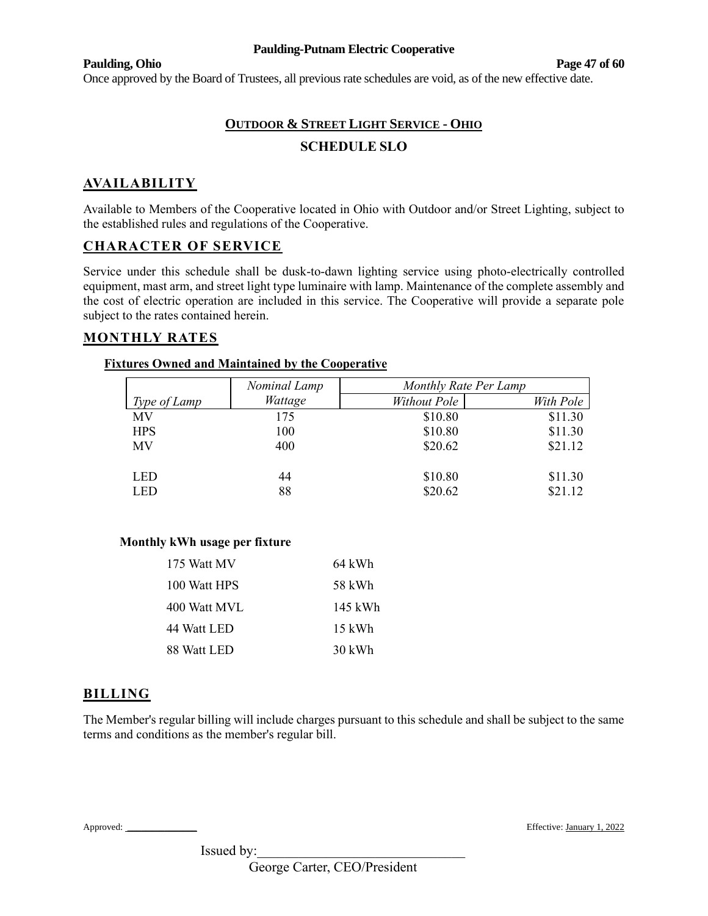Once approved by the Board of Trustees, all previous rate schedules are void, as of the new effective date.

## OUTDOOR & STREET LIGHT SERVICE - OHIO

## SCHEDULE SLO

### AVAILABILITY

Available to Members of the Cooperative located in Ohio with Outdoor and/or Street Lighting, subject to the established rules and regulations of the Cooperative.

### CHARACTER OF SERVICE

Service under this schedule shall be dusk-to-dawn lighting service using photo-electrically controlled equipment, mast arm, and street light type luminaire with lamp. Maintenance of the complete assembly and the cost of electric operation are included in this service. The Cooperative will provide a separate pole subject to the rates contained herein.

### MONTHLY RATES

**Fixtures Owned and Maintained by the Cooperative**

| *Type of Lamp* | *Nominal Lamp Wattage* | *Monthly Rate Per Lamp* | |
|---|---|---|---|
| | | *Without Pole* | *With Pole* |
| MV | 175 | $10.80 | $11.30 |
| HPS | 100 | $10.80 | $11.30 |
| MV | 400 | $20.62 | $21.12 |
| LED | 44 | $10.80 | $11.30 |
| LED | 88 | $20.62 | $21.12 |

**Monthly kWh usage per fixture**

| | |
|---|---|
| 175 Watt MV | 64 kWh |
| 100 Watt HPS | 58 kWh |
| 400 Watt MVL | 145 kWh |
| 44 Watt LED | 15 kWh |
| 88 Watt LED | 30 kWh |

### BILLING

The Member's regular billing will include charges pursuant to this schedule and shall be subject to the same terms and conditions as the member's regular bill.

Approved: \_\_\_\_\_\_\_\_\_\_\_\_ Effective: January 1, 2022

Issued by:\_\_\_\_\_\_\_\_\_\_\_\_\_\_\_\_\_\_\_\_\_\_\_\_\_\_\_\_
George Carter, CEO/President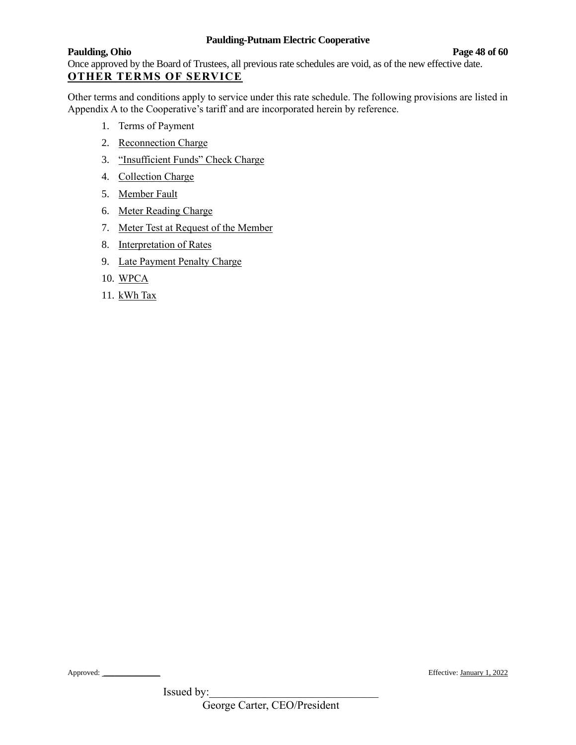Once approved by the Board of Trustees, all previous rate schedules are void, as of the new effective date.

## OTHER TERMS OF SERVICE

Other terms and conditions apply to service under this rate schedule. The following provisions are listed in Appendix A to the Cooperative's tariff and are incorporated herein by reference.

1. Terms of Payment
2. Reconnection Charge
3. "Insufficient Funds" Check Charge
4. Collection Charge
5. Member Fault
6. Meter Reading Charge
7. Meter Test at Request of the Member
8. Interpretation of Rates
9. Late Payment Penalty Charge
10. WPCA
11. kWh Tax

Approved: ____________ Effective: January 1, 2022

Issued by:______________________________
George Carter, CEO/President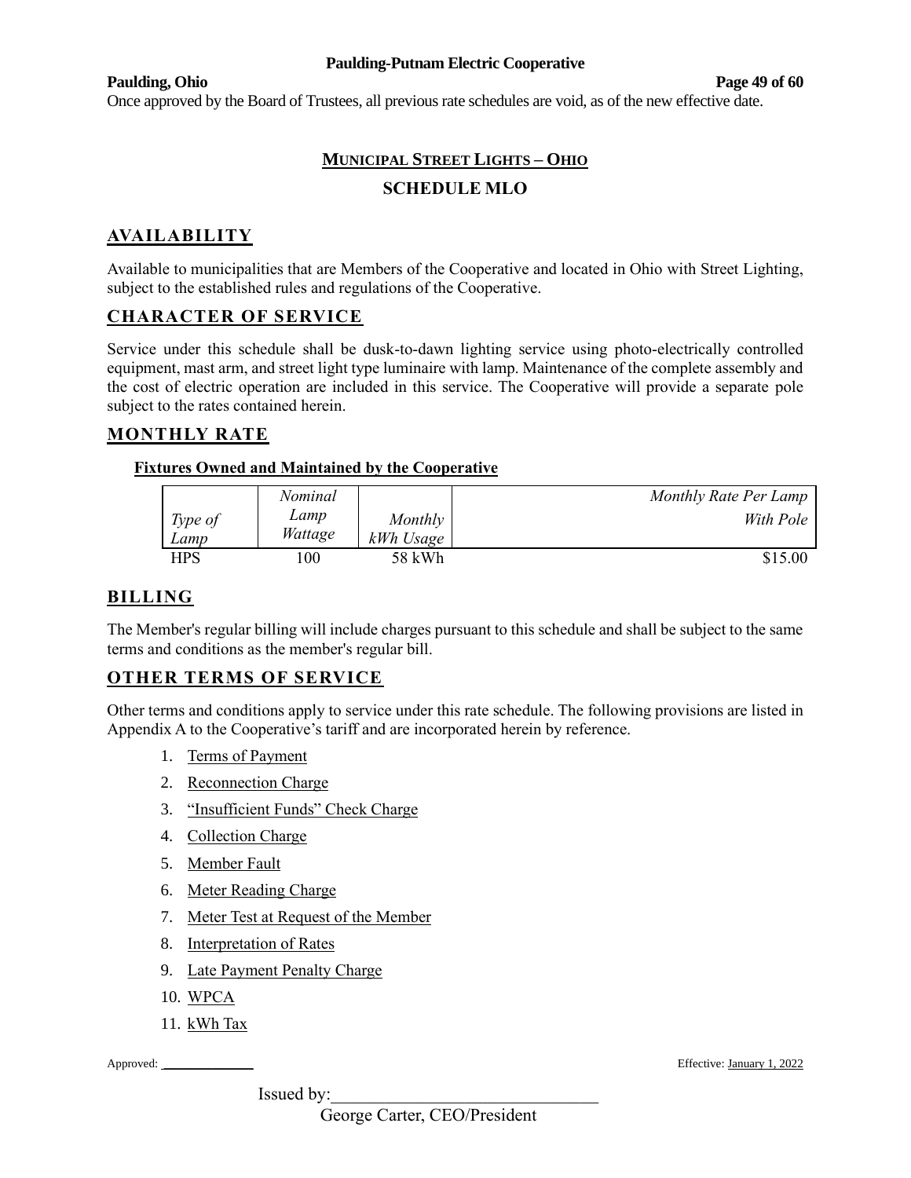Once approved by the Board of Trustees, all previous rate schedules are void, as of the new effective date.

# MUNICIPAL STREET LIGHTS – OHIO

## SCHEDULE MLO

## AVAILABILITY

Available to municipalities that are Members of the Cooperative and located in Ohio with Street Lighting, subject to the established rules and regulations of the Cooperative.

## CHARACTER OF SERVICE

Service under this schedule shall be dusk-to-dawn lighting service using photo-electrically controlled equipment, mast arm, and street light type luminaire with lamp. Maintenance of the complete assembly and the cost of electric operation are included in this service. The Cooperative will provide a separate pole subject to the rates contained herein.

## MONTHLY RATE

### Fixtures Owned and Maintained by the Cooperative

| *Type of Lamp* | *Nominal Lamp Wattage* | *Monthly kWh Usage* | *Monthly Rate Per Lamp With Pole* |
|---|---|---|---|
| HPS | 100 | 58 kWh | $15.00 |

## BILLING

The Member's regular billing will include charges pursuant to this schedule and shall be subject to the same terms and conditions as the member's regular bill.

## OTHER TERMS OF SERVICE

Other terms and conditions apply to service under this rate schedule. The following provisions are listed in Appendix A to the Cooperative's tariff and are incorporated herein by reference.

1. Terms of Payment
2. Reconnection Charge
3. "Insufficient Funds" Check Charge
4. Collection Charge
5. Member Fault
6. Meter Reading Charge
7. Meter Test at Request of the Member
8. Interpretation of Rates
9. Late Payment Penalty Charge
10. WPCA
11. kWh Tax

Approved: ____________ Effective: January 1, 2022

Issued by:______________________________
George Carter, CEO/President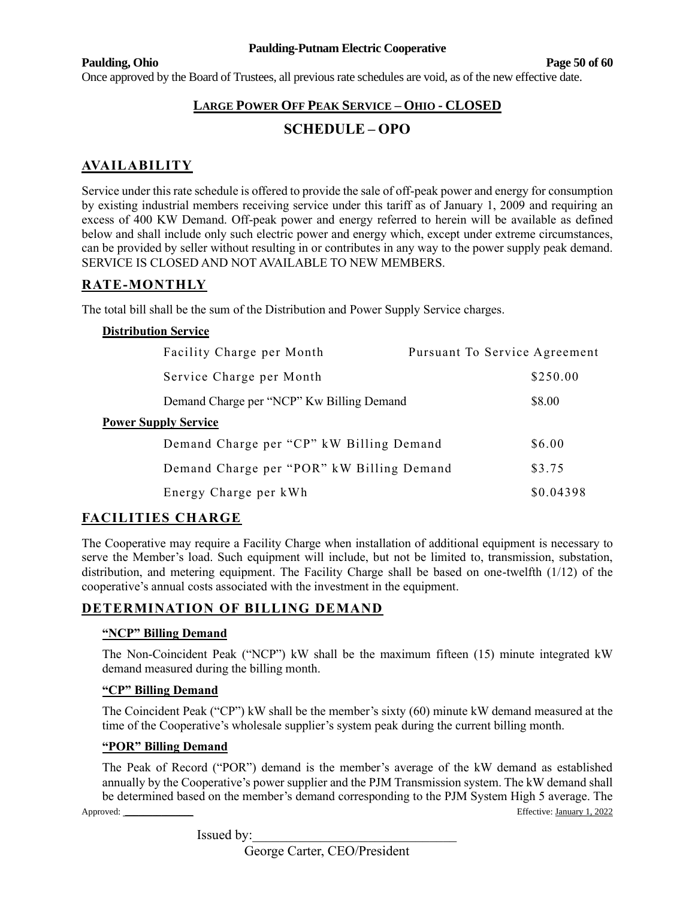Once approved by the Board of Trustees, all previous rate schedules are void, as of the new effective date.

# LARGE POWER OFF PEAK SERVICE – OHIO - CLOSED

## SCHEDULE – OPO

## AVAILABILITY

Service under this rate schedule is offered to provide the sale of off-peak power and energy for consumption by existing industrial members receiving service under this tariff as of January 1, 2009 and requiring an excess of 400 KW Demand. Off-peak power and energy referred to herein will be available as defined below and shall include only such electric power and energy which, except under extreme circumstances, can be provided by seller without resulting in or contributes in any way to the power supply peak demand. SERVICE IS CLOSED AND NOT AVAILABLE TO NEW MEMBERS.

## RATE-MONTHLY

The total bill shall be the sum of the Distribution and Power Supply Service charges.

**Distribution Service**

| | |
|---|---|
| Facility Charge per Month | Pursuant To Service Agreement |
| Service Charge per Month | $250.00 |
| Demand Charge per "NCP" Kw Billing Demand | $8.00 |

**Power Supply Service**

| | |
|---|---|
| Demand Charge per "CP" kW Billing Demand | $6.00 |
| Demand Charge per "POR" kW Billing Demand | $3.75 |
| Energy Charge per kWh | $0.04398 |

## FACILITIES CHARGE

The Cooperative may require a Facility Charge when installation of additional equipment is necessary to serve the Member's load. Such equipment will include, but not be limited to, transmission, substation, distribution, and metering equipment. The Facility Charge shall be based on one-twelfth (1/12) of the cooperative's annual costs associated with the investment in the equipment.

## DETERMINATION OF BILLING DEMAND

### "NCP" Billing Demand

The Non-Coincident Peak ("NCP") kW shall be the maximum fifteen (15) minute integrated kW demand measured during the billing month.

### "CP" Billing Demand

The Coincident Peak ("CP") kW shall be the member's sixty (60) minute kW demand measured at the time of the Cooperative's wholesale supplier's system peak during the current billing month.

### "POR" Billing Demand

The Peak of Record ("POR") demand is the member's average of the kW demand as established annually by the Cooperative's power supplier and the PJM Transmission system. The kW demand shall be determined based on the member's demand corresponding to the PJM System High 5 average. The

Approved: ____________ Effective: January 1, 2022

Issued by:______________________________

George Carter, CEO/President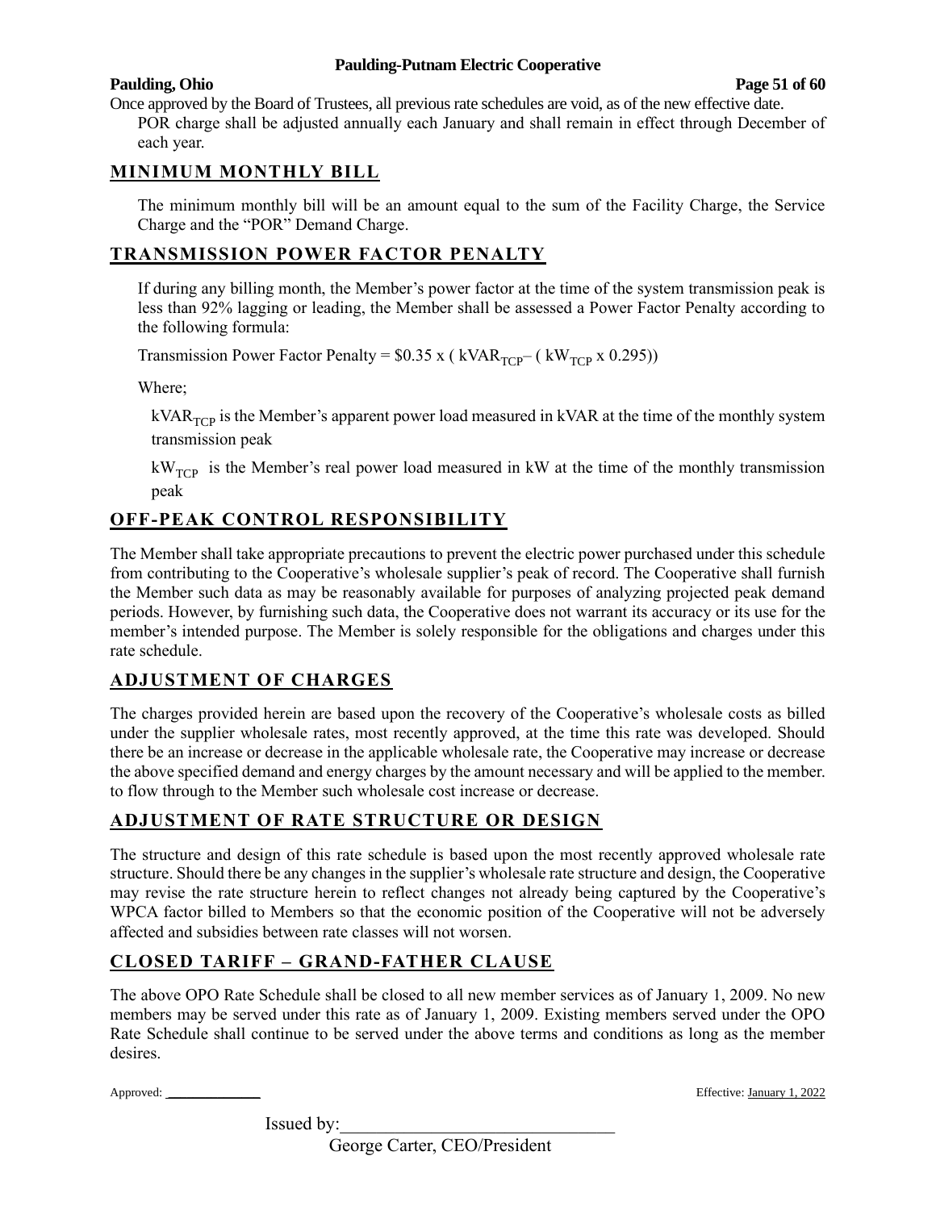Once approved by the Board of Trustees, all previous rate schedules are void, as of the new effective date.

POR charge shall be adjusted annually each January and shall remain in effect through December of each year.

## MINIMUM MONTHLY BILL

The minimum monthly bill will be an amount equal to the sum of the Facility Charge, the Service Charge and the "POR" Demand Charge.

## TRANSMISSION POWER FACTOR PENALTY

If during any billing month, the Member's power factor at the time of the system transmission peak is less than 92% lagging or leading, the Member shall be assessed a Power Factor Penalty according to the following formula:

Transmission Power Factor Penalty = $\$0.35 \times ( kVAR_{TCP} - ( kW_{TCP} \times 0.295))$

Where;

$kVAR_{TCP}$ is the Member's apparent power load measured in kVAR at the time of the monthly system transmission peak

$kW_{TCP}$ is the Member's real power load measured in kW at the time of the monthly transmission peak

## OFF-PEAK CONTROL RESPONSIBILITY

The Member shall take appropriate precautions to prevent the electric power purchased under this schedule from contributing to the Cooperative's wholesale supplier's peak of record. The Cooperative shall furnish the Member such data as may be reasonably available for purposes of analyzing projected peak demand periods. However, by furnishing such data, the Cooperative does not warrant its accuracy or its use for the member's intended purpose. The Member is solely responsible for the obligations and charges under this rate schedule.

## ADJUSTMENT OF CHARGES

The charges provided herein are based upon the recovery of the Cooperative's wholesale costs as billed under the supplier wholesale rates, most recently approved, at the time this rate was developed. Should there be an increase or decrease in the applicable wholesale rate, the Cooperative may increase or decrease the above specified demand and energy charges by the amount necessary and will be applied to the member. to flow through to the Member such wholesale cost increase or decrease.

## ADJUSTMENT OF RATE STRUCTURE OR DESIGN

The structure and design of this rate schedule is based upon the most recently approved wholesale rate structure. Should there be any changes in the supplier's wholesale rate structure and design, the Cooperative may revise the rate structure herein to reflect changes not already being captured by the Cooperative's WPCA factor billed to Members so that the economic position of the Cooperative will not be adversely affected and subsidies between rate classes will not worsen.

## CLOSED TARIFF – GRAND-FATHER CLAUSE

The above OPO Rate Schedule shall be closed to all new member services as of January 1, 2009. No new members may be served under this rate as of January 1, 2009. Existing members served under the OPO Rate Schedule shall continue to be served under the above terms and conditions as long as the member desires.

Approved: ______________ Effective: January 1, 2022

Issued by:______________________________

George Carter, CEO/President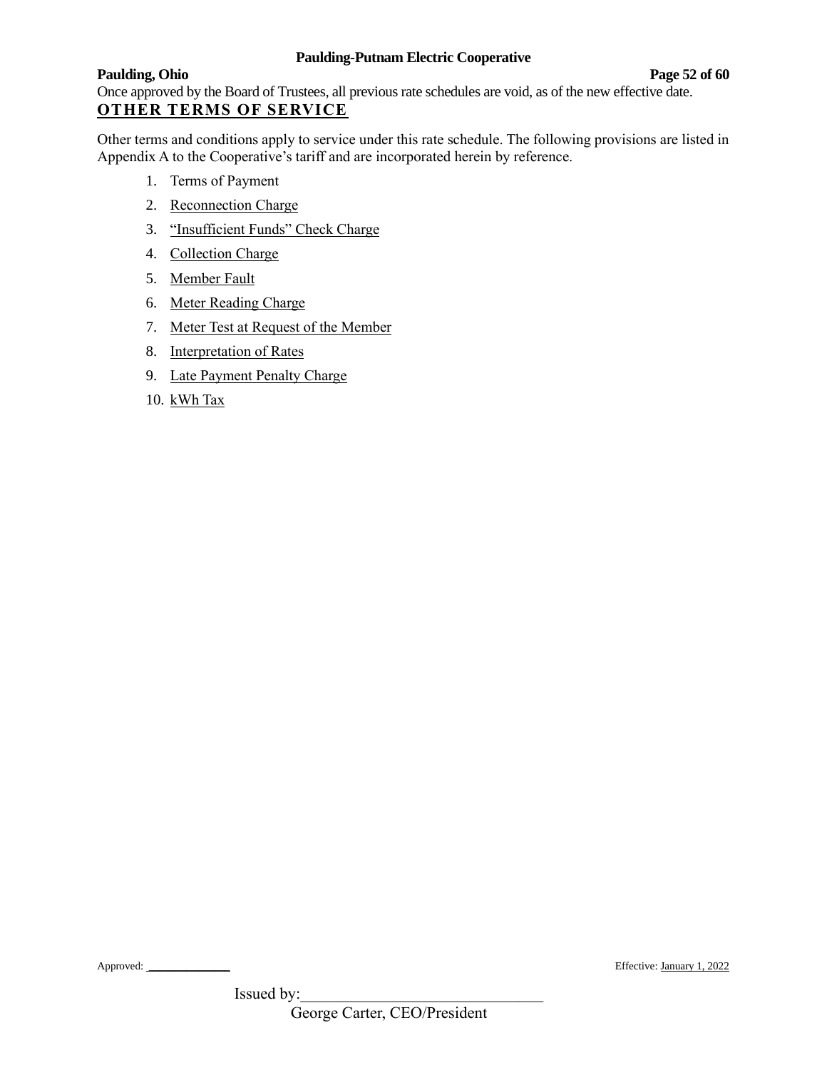Once approved by the Board of Trustees, all previous rate schedules are void, as of the new effective date.

## OTHER TERMS OF SERVICE

Other terms and conditions apply to service under this rate schedule. The following provisions are listed in Appendix A to the Cooperative's tariff and are incorporated herein by reference.

1. Terms of Payment
2. Reconnection Charge
3. "Insufficient Funds" Check Charge
4. Collection Charge
5. Member Fault
6. Meter Reading Charge
7. Meter Test at Request of the Member
8. Interpretation of Rates
9. Late Payment Penalty Charge
10. kWh Tax

Approved: ____________ Effective: January 1, 2022

Issued by:______________________________
George Carter, CEO/President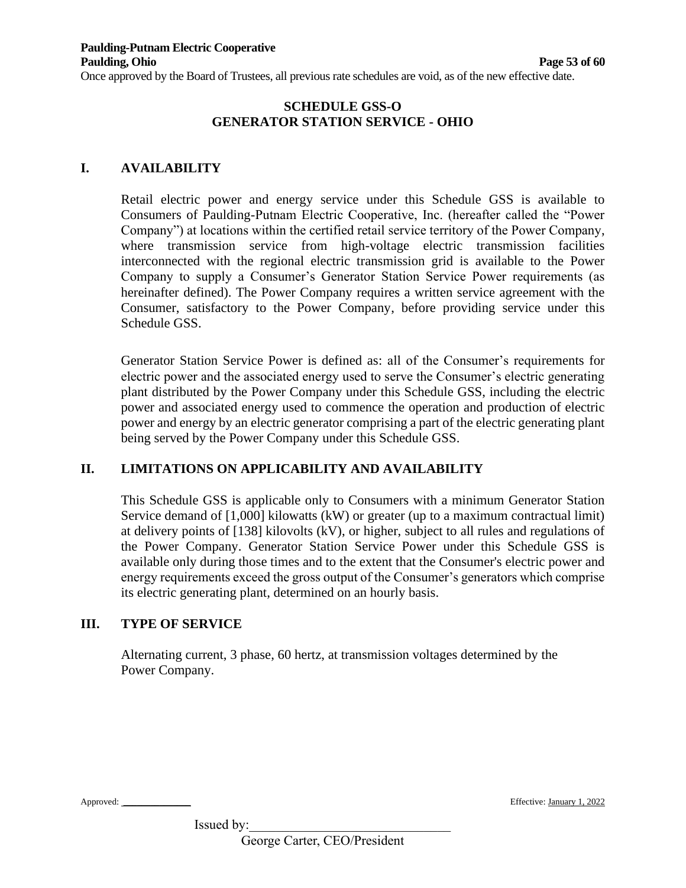Once approved by the Board of Trustees, all previous rate schedules are void, as of the new effective date.

## SCHEDULE GSS-O
## GENERATOR STATION SERVICE - OHIO

### I. AVAILABILITY

Retail electric power and energy service under this Schedule GSS is available to Consumers of Paulding-Putnam Electric Cooperative, Inc. (hereafter called the "Power Company") at locations within the certified retail service territory of the Power Company, where transmission service from high-voltage electric transmission facilities interconnected with the regional electric transmission grid is available to the Power Company to supply a Consumer's Generator Station Service Power requirements (as hereinafter defined). The Power Company requires a written service agreement with the Consumer, satisfactory to the Power Company, before providing service under this Schedule GSS.

Generator Station Service Power is defined as: all of the Consumer's requirements for electric power and the associated energy used to serve the Consumer's electric generating plant distributed by the Power Company under this Schedule GSS, including the electric power and associated energy used to commence the operation and production of electric power and energy by an electric generator comprising a part of the electric generating plant being served by the Power Company under this Schedule GSS.

### II. LIMITATIONS ON APPLICABILITY AND AVAILABILITY

This Schedule GSS is applicable only to Consumers with a minimum Generator Station Service demand of [1,000] kilowatts (kW) or greater (up to a maximum contractual limit) at delivery points of [138] kilovolts (kV), or higher, subject to all rules and regulations of the Power Company. Generator Station Service Power under this Schedule GSS is available only during those times and to the extent that the Consumer's electric power and energy requirements exceed the gross output of the Consumer's generators which comprise its electric generating plant, determined on an hourly basis.

### III. TYPE OF SERVICE

Alternating current, 3 phase, 60 hertz, at transmission voltages determined by the Power Company.

Approved: _____________ Effective: January 1, 2022

Issued by:______________________________

George Carter, CEO/President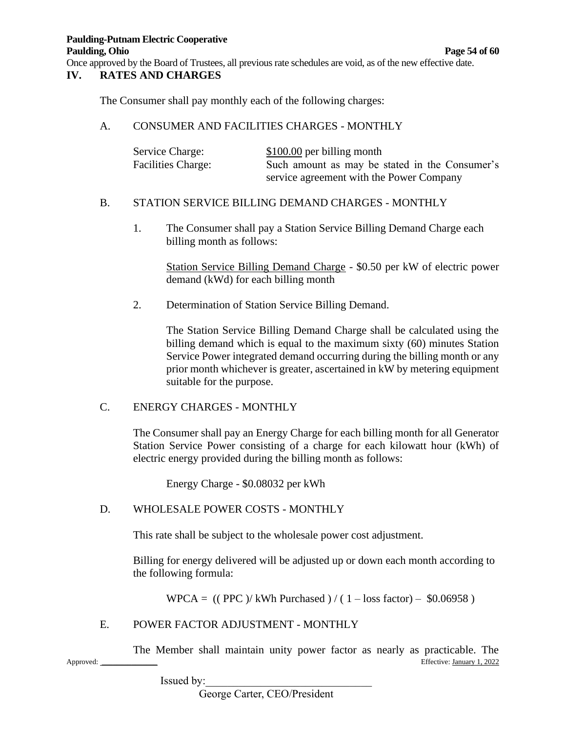Once approved by the Board of Trustees, all previous rate schedules are void, as of the new effective date.

## IV. RATES AND CHARGES

The Consumer shall pay monthly each of the following charges:

A. CONSUMER AND FACILITIES CHARGES - MONTHLY

| | |
|---|---|
| Service Charge: | $100.00 per billing month |
| Facilities Charge: | Such amount as may be stated in the Consumer's service agreement with the Power Company |

B. STATION SERVICE BILLING DEMAND CHARGES - MONTHLY

1. The Consumer shall pay a Station Service Billing Demand Charge each billing month as follows:

   Station Service Billing Demand Charge - $0.50 per kW of electric power demand (kWd) for each billing month

2. Determination of Station Service Billing Demand.

   The Station Service Billing Demand Charge shall be calculated using the billing demand which is equal to the maximum sixty (60) minutes Station Service Power integrated demand occurring during the billing month or any prior month whichever is greater, ascertained in kW by metering equipment suitable for the purpose.

C. ENERGY CHARGES - MONTHLY

The Consumer shall pay an Energy Charge for each billing month for all Generator Station Service Power consisting of a charge for each kilowatt hour (kWh) of electric energy provided during the billing month as follows:

Energy Charge - $0.08032 per kWh

D. WHOLESALE POWER COSTS - MONTHLY

This rate shall be subject to the wholesale power cost adjustment.

Billing for energy delivered will be adjusted up or down each month according to the following formula:

$$WPCA = ((PPC)/\text{kWh Purchased}) / (1 - \text{loss factor}) - \$0.06958)$$

E. POWER FACTOR ADJUSTMENT - MONTHLY

The Member shall maintain unity power factor as nearly as practicable. The

Approved: ____________ Effective: January 1, 2022

Issued by:______________________________
George Carter, CEO/President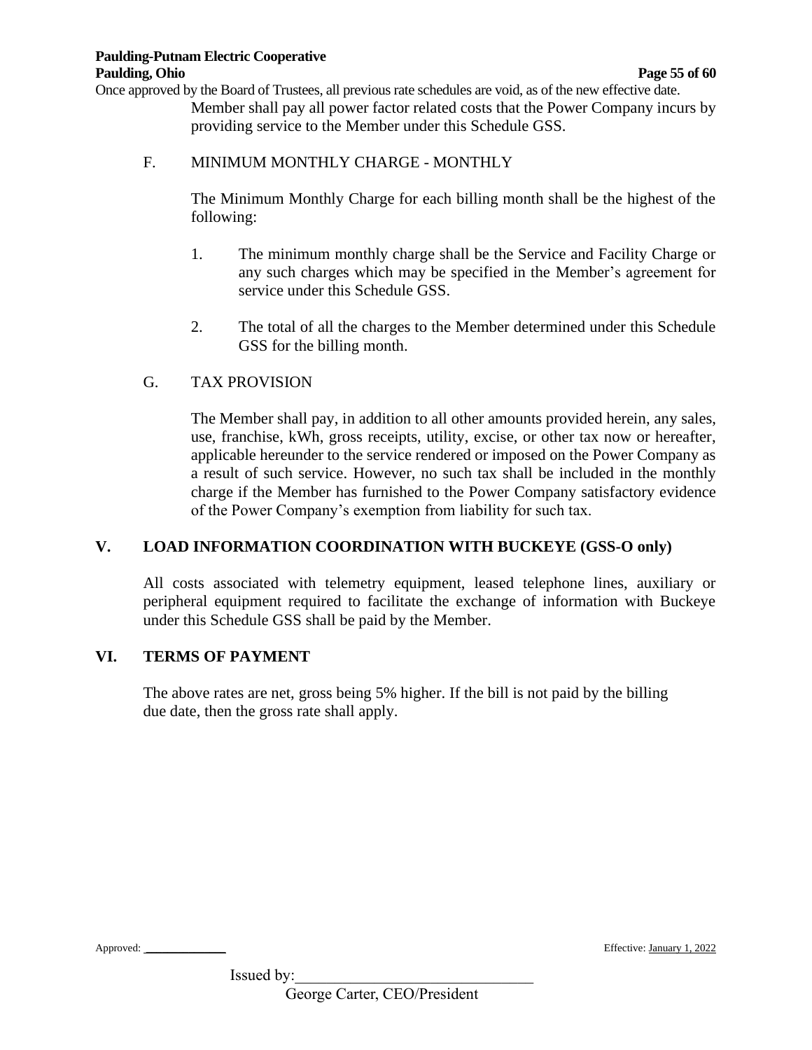Member shall pay all power factor related costs that the Power Company incurs by providing service to the Member under this Schedule GSS.

F. MINIMUM MONTHLY CHARGE - MONTHLY

The Minimum Monthly Charge for each billing month shall be the highest of the following:

1. The minimum monthly charge shall be the Service and Facility Charge or any such charges which may be specified in the Member's agreement for service under this Schedule GSS.

2. The total of all the charges to the Member determined under this Schedule GSS for the billing month.

G. TAX PROVISION

The Member shall pay, in addition to all other amounts provided herein, any sales, use, franchise, kWh, gross receipts, utility, excise, or other tax now or hereafter, applicable hereunder to the service rendered or imposed on the Power Company as a result of such service. However, no such tax shall be included in the monthly charge if the Member has furnished to the Power Company satisfactory evidence of the Power Company's exemption from liability for such tax.

## V. LOAD INFORMATION COORDINATION WITH BUCKEYE (GSS-O only)

All costs associated with telemetry equipment, leased telephone lines, auxiliary or peripheral equipment required to facilitate the exchange of information with Buckeye under this Schedule GSS shall be paid by the Member.

## VI. TERMS OF PAYMENT

The above rates are net, gross being 5% higher. If the bill is not paid by the billing due date, then the gross rate shall apply.

Approved: ____________ Effective: January 1, 2022

Issued by:______________________________
George Carter, CEO/President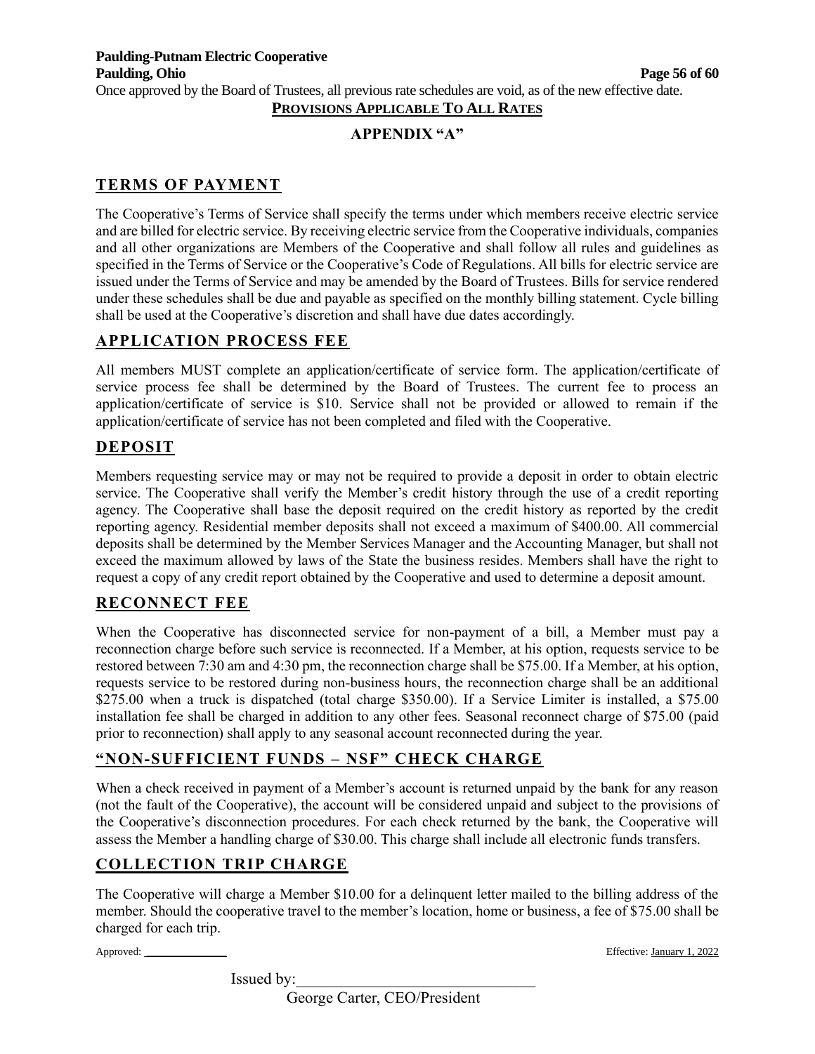Once approved by the Board of Trustees, all previous rate schedules are void, as of the new effective date.

**PROVISIONS APPLICABLE TO ALL RATES**

**APPENDIX "A"**

## TERMS OF PAYMENT

The Cooperative's Terms of Service shall specify the terms under which members receive electric service and are billed for electric service. By receiving electric service from the Cooperative individuals, companies and all other organizations are Members of the Cooperative and shall follow all rules and guidelines as specified in the Terms of Service or the Cooperative's Code of Regulations. All bills for electric service are issued under the Terms of Service and may be amended by the Board of Trustees. Bills for service rendered under these schedules shall be due and payable as specified on the monthly billing statement. Cycle billing shall be used at the Cooperative's discretion and shall have due dates accordingly.

## APPLICATION PROCESS FEE

All members MUST complete an application/certificate of service form. The application/certificate of service process fee shall be determined by the Board of Trustees. The current fee to process an application/certificate of service is $10. Service shall not be provided or allowed to remain if the application/certificate of service has not been completed and filed with the Cooperative.

## DEPOSIT

Members requesting service may or may not be required to provide a deposit in order to obtain electric service. The Cooperative shall verify the Member's credit history through the use of a credit reporting agency. The Cooperative shall base the deposit required on the credit history as reported by the credit reporting agency. Residential member deposits shall not exceed a maximum of $400.00. All commercial deposits shall be determined by the Member Services Manager and the Accounting Manager, but shall not exceed the maximum allowed by laws of the State the business resides. Members shall have the right to request a copy of any credit report obtained by the Cooperative and used to determine a deposit amount.

## RECONNECT FEE

When the Cooperative has disconnected service for non-payment of a bill, a Member must pay a reconnection charge before such service is reconnected. If a Member, at his option, requests service to be restored between 7:30 am and 4:30 pm, the reconnection charge shall be $75.00. If a Member, at his option, requests service to be restored during non-business hours, the reconnection charge shall be an additional $275.00 when a truck is dispatched (total charge $350.00). If a Service Limiter is installed, a $75.00 installation fee shall be charged in addition to any other fees. Seasonal reconnect charge of $75.00 (paid prior to reconnection) shall apply to any seasonal account reconnected during the year.

## "NON-SUFFICIENT FUNDS – NSF" CHECK CHARGE

When a check received in payment of a Member's account is returned unpaid by the bank for any reason (not the fault of the Cooperative), the account will be considered unpaid and subject to the provisions of the Cooperative's disconnection procedures. For each check returned by the bank, the Cooperative will assess the Member a handling charge of $30.00. This charge shall include all electronic funds transfers.

## COLLECTION TRIP CHARGE

The Cooperative will charge a Member $10.00 for a delinquent letter mailed to the billing address of the member. Should the cooperative travel to the member's location, home or business, a fee of $75.00 shall be charged for each trip.

Approved: ____________ Effective: January 1, 2022

Issued by:______________________________
George Carter, CEO/President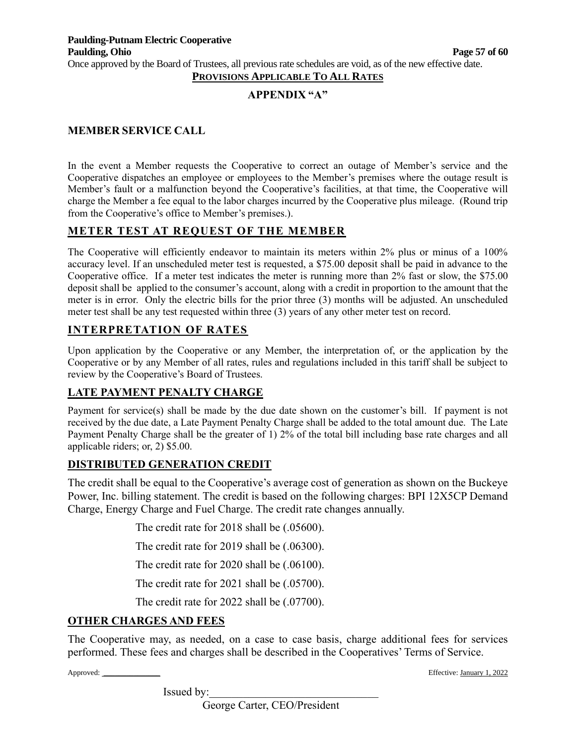Once approved by the Board of Trustees, all previous rate schedules are void, as of the new effective date.

## PROVISIONS APPLICABLE TO ALL RATES

## APPENDIX "A"

### MEMBER SERVICE CALL

In the event a Member requests the Cooperative to correct an outage of Member's service and the Cooperative dispatches an employee or employees to the Member's premises where the outage result is Member's fault or a malfunction beyond the Cooperative's facilities, at that time, the Cooperative will charge the Member a fee equal to the labor charges incurred by the Cooperative plus mileage. (Round trip from the Cooperative's office to Member's premises.).

### METER TEST AT REQUEST OF THE MEMBER

The Cooperative will efficiently endeavor to maintain its meters within 2% plus or minus of a 100% accuracy level. If an unscheduled meter test is requested, a $75.00 deposit shall be paid in advance to the Cooperative office. If a meter test indicates the meter is running more than 2% fast or slow, the $75.00 deposit shall be applied to the consumer's account, along with a credit in proportion to the amount that the meter is in error. Only the electric bills for the prior three (3) months will be adjusted. An unscheduled meter test shall be any test requested within three (3) years of any other meter test on record.

### INTERPRETATION OF RATES

Upon application by the Cooperative or any Member, the interpretation of, or the application by the Cooperative or by any Member of all rates, rules and regulations included in this tariff shall be subject to review by the Cooperative's Board of Trustees.

### LATE PAYMENT PENALTY CHARGE

Payment for service(s) shall be made by the due date shown on the customer's bill. If payment is not received by the due date, a Late Payment Penalty Charge shall be added to the total amount due. The Late Payment Penalty Charge shall be the greater of 1) 2% of the total bill including base rate charges and all applicable riders; or, 2) $5.00.

### DISTRIBUTED GENERATION CREDIT

The credit shall be equal to the Cooperative's average cost of generation as shown on the Buckeye Power, Inc. billing statement. The credit is based on the following charges: BPI 12X5CP Demand Charge, Energy Charge and Fuel Charge. The credit rate changes annually.

The credit rate for 2018 shall be (.05600).

The credit rate for 2019 shall be (.06300).

The credit rate for 2020 shall be (.06100).

The credit rate for 2021 shall be (.05700).

The credit rate for 2022 shall be (.07700).

### OTHER CHARGES AND FEES

The Cooperative may, as needed, on a case to case basis, charge additional fees for services performed. These fees and charges shall be described in the Cooperatives' Terms of Service.

Approved: \_\_\_\_\_\_\_\_\_\_\_\_\_ Effective: January 1, 2022

Issued by:\_\_\_\_\_\_\_\_\_\_\_\_\_\_\_\_\_\_\_\_\_\_\_\_\_\_\_\_\_\_

George Carter, CEO/President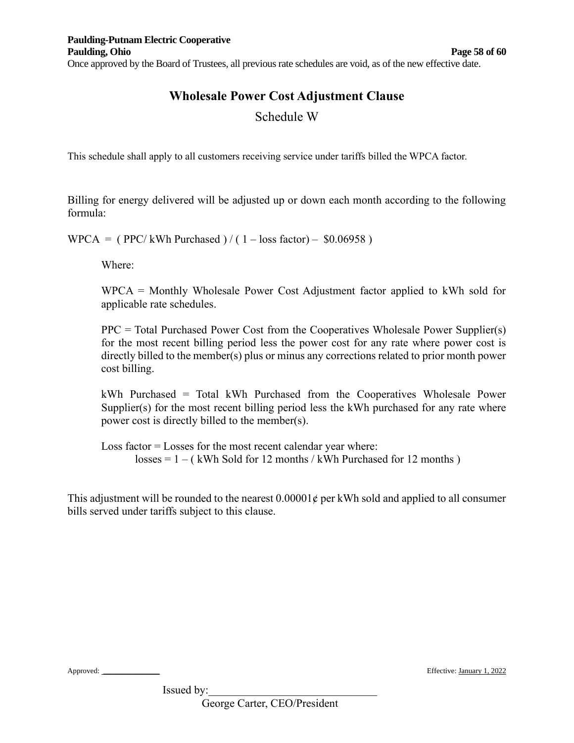Once approved by the Board of Trustees, all previous rate schedules are void, as of the new effective date.

# Wholesale Power Cost Adjustment Clause

## Schedule W

This schedule shall apply to all customers receiving service under tariffs billed the WPCA factor.

Billing for energy delivered will be adjusted up or down each month according to the following formula:

WPCA = ( PPC/ kWh Purchased ) / ( 1 – loss factor) – $0.06958 )

Where:

WPCA = Monthly Wholesale Power Cost Adjustment factor applied to kWh sold for applicable rate schedules.

PPC = Total Purchased Power Cost from the Cooperatives Wholesale Power Supplier(s) for the most recent billing period less the power cost for any rate where power cost is directly billed to the member(s) plus or minus any corrections related to prior month power cost billing.

kWh Purchased = Total kWh Purchased from the Cooperatives Wholesale Power Supplier(s) for the most recent billing period less the kWh purchased for any rate where power cost is directly billed to the member(s).

Loss factor = Losses for the most recent calendar year where:
losses = 1 – ( kWh Sold for 12 months / kWh Purchased for 12 months )

This adjustment will be rounded to the nearest 0.00001¢ per kWh sold and applied to all consumer bills served under tariffs subject to this clause.

Approved: ______________ Effective: January 1, 2022

Issued by:_______________________________
George Carter, CEO/President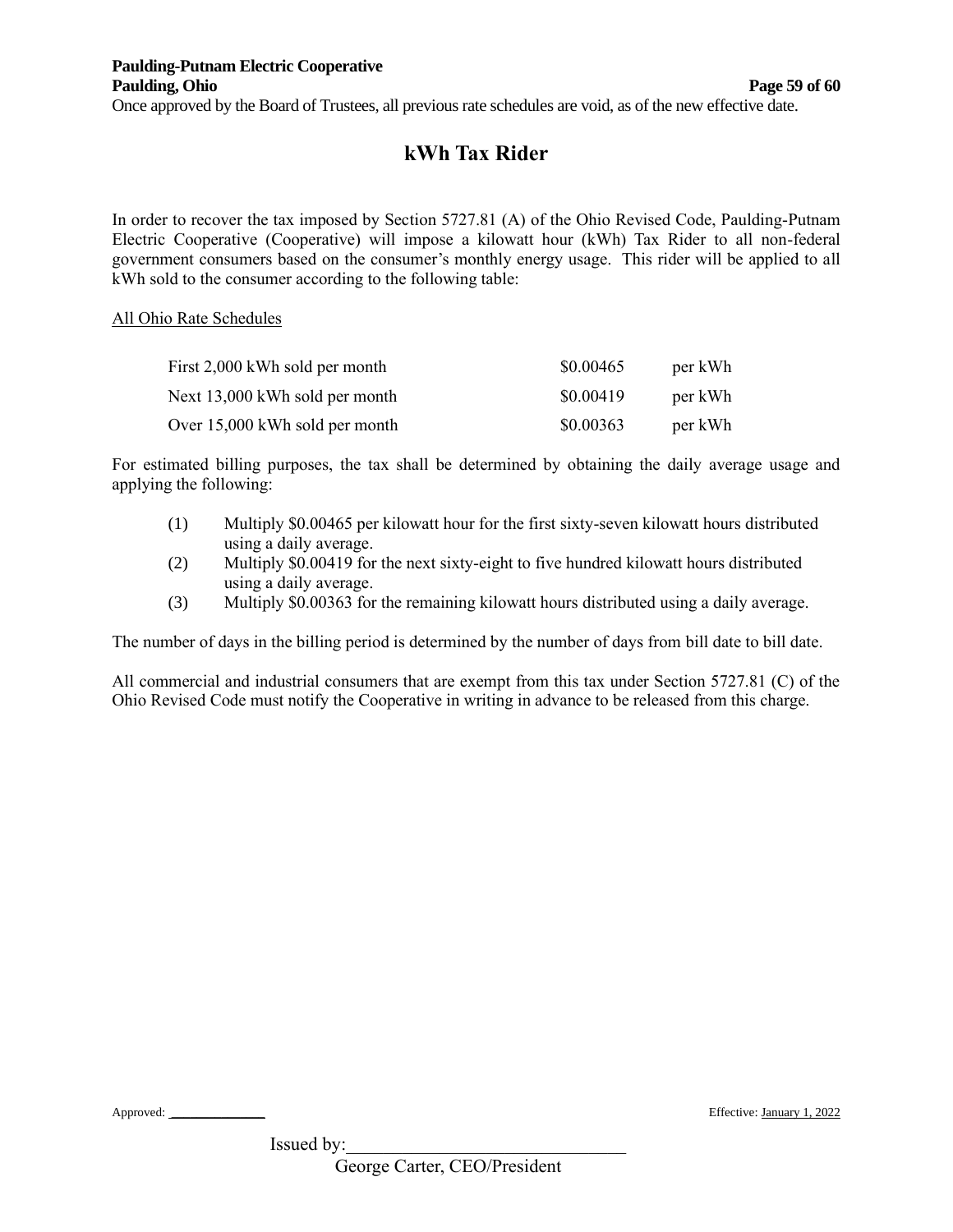Once approved by the Board of Trustees, all previous rate schedules are void, as of the new effective date.

# kWh Tax Rider

In order to recover the tax imposed by Section 5727.81 (A) of the Ohio Revised Code, Paulding-Putnam Electric Cooperative (Cooperative) will impose a kilowatt hour (kWh) Tax Rider to all non-federal government consumers based on the consumer's monthly energy usage. This rider will be applied to all kWh sold to the consumer according to the following table:

<u>All Ohio Rate Schedules</u>

| | | |
|---|---|---|
| First 2,000 kWh sold per month | $0.00465 | per kWh |
| Next 13,000 kWh sold per month | $0.00419 | per kWh |
| Over 15,000 kWh sold per month | $0.00363 | per kWh |

For estimated billing purposes, the tax shall be determined by obtaining the daily average usage and applying the following:

(1) Multiply $0.00465 per kilowatt hour for the first sixty-seven kilowatt hours distributed using a daily average.
(2) Multiply $0.00419 for the next sixty-eight to five hundred kilowatt hours distributed using a daily average.
(3) Multiply $0.00363 for the remaining kilowatt hours distributed using a daily average.

The number of days in the billing period is determined by the number of days from bill date to bill date.

All commercial and industrial consumers that are exempt from this tax under Section 5727.81 (C) of the Ohio Revised Code must notify the Cooperative in writing in advance to be released from this charge.

Approved: ______________ Effective: January 1, 2022

Issued by:_______________________________
George Carter, CEO/President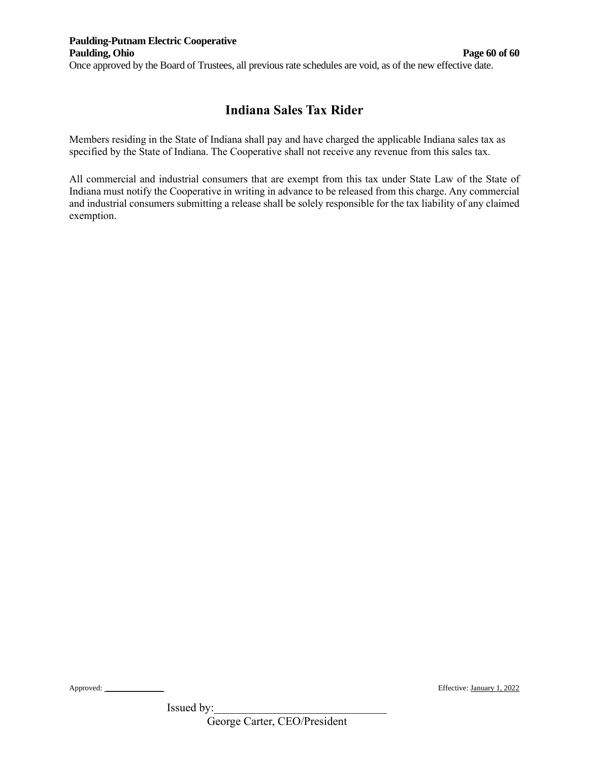Once approved by the Board of Trustees, all previous rate schedules are void, as of the new effective date.

# Indiana Sales Tax Rider

Members residing in the State of Indiana shall pay and have charged the applicable Indiana sales tax as specified by the State of Indiana. The Cooperative shall not receive any revenue from this sales tax.

All commercial and industrial consumers that are exempt from this tax under State Law of the State of Indiana must notify the Cooperative in writing in advance to be released from this charge. Any commercial and industrial consumers submitting a release shall be solely responsible for the tax liability of any claimed exemption.

Approved: ____________ Effective: January 1, 2022

Issued by:_____________________________
George Carter, CEO/President